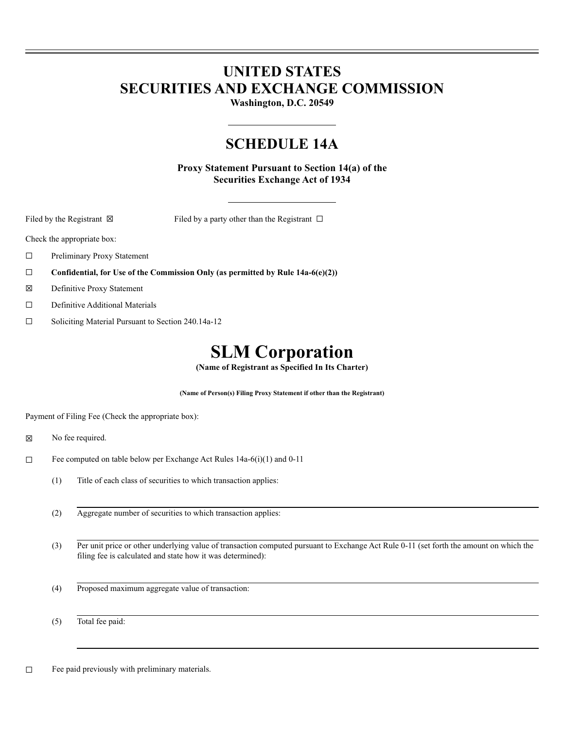# UNITED STATES
# SECURITIES AND EXCHANGE COMMISSION

**Washington, D.C. 20549**

## SCHEDULE 14A

**Proxy Statement Pursuant to Section 14(a) of the Securities Exchange Act of 1934**

Filed by the Registrant ☒ Filed by a party other than the Registrant ☐

Check the appropriate box:

☐ Preliminary Proxy Statement

☐ **Confidential, for Use of the Commission Only (as permitted by Rule 14a-6(e)(2))**

☒ Definitive Proxy Statement

☐ Definitive Additional Materials

☐ Soliciting Material Pursuant to Section 240.14a-12

# SLM Corporation

**(Name of Registrant as Specified In Its Charter)**

**(Name of Person(s) Filing Proxy Statement if other than the Registrant)**

Payment of Filing Fee (Check the appropriate box):

☒ No fee required.

☐ Fee computed on table below per Exchange Act Rules 14a-6(i)(1) and 0-11

(1) Title of each class of securities to which transaction applies:

(2) Aggregate number of securities to which transaction applies:

(3) Per unit price or other underlying value of transaction computed pursuant to Exchange Act Rule 0-11 (set forth the amount on which the filing fee is calculated and state how it was determined):

(4) Proposed maximum aggregate value of transaction:

(5) Total fee paid:

☐ Fee paid previously with preliminary materials.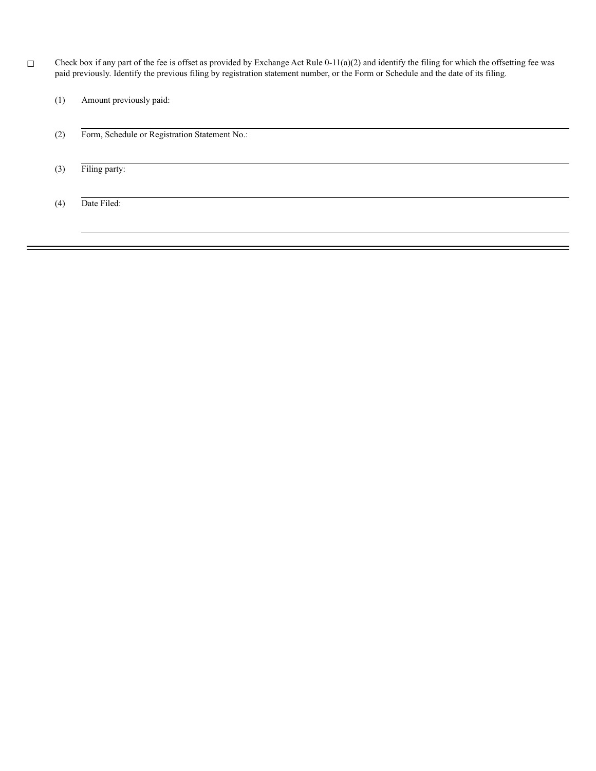☐ Check box if any part of the fee is offset as provided by Exchange Act Rule 0-11(a)(2) and identify the filing for which the offsetting fee was paid previously. Identify the previous filing by registration statement number, or the Form or Schedule and the date of its filing.

(1) Amount previously paid:

---

(2) Form, Schedule or Registration Statement No.:

---

(3) Filing party:

---

(4) Date Filed:

---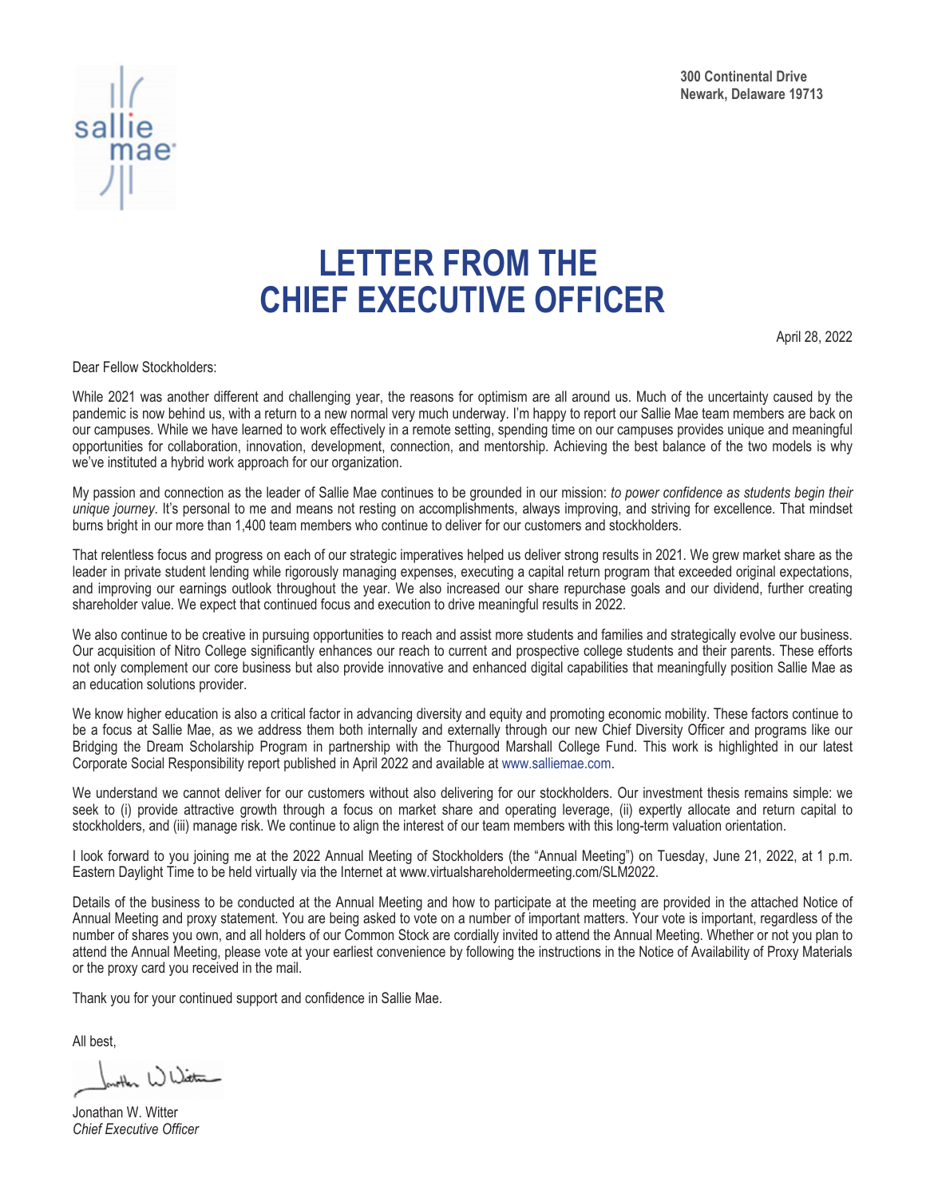300 Continental Drive
Newark, Delaware 19713

# LETTER FROM THE CHIEF EXECUTIVE OFFICER

April 28, 2022

Dear Fellow Stockholders:

While 2021 was another different and challenging year, the reasons for optimism are all around us. Much of the uncertainty caused by the pandemic is now behind us, with a return to a new normal very much underway. I'm happy to report our Sallie Mae team members are back on our campuses. While we have learned to work effectively in a remote setting, spending time on our campuses provides unique and meaningful opportunities for collaboration, innovation, development, connection, and mentorship. Achieving the best balance of the two models is why we've instituted a hybrid work approach for our organization.

My passion and connection as the leader of Sallie Mae continues to be grounded in our mission: *to power confidence as students begin their unique journey*. It's personal to me and means not resting on accomplishments, always improving, and striving for excellence. That mindset burns bright in our more than 1,400 team members who continue to deliver for our customers and stockholders.

That relentless focus and progress on each of our strategic imperatives helped us deliver strong results in 2021. We grew market share as the leader in private student lending while rigorously managing expenses, executing a capital return program that exceeded original expectations, and improving our earnings outlook throughout the year. We also increased our share repurchase goals and our dividend, further creating shareholder value. We expect that continued focus and execution to drive meaningful results in 2022.

We also continue to be creative in pursuing opportunities to reach and assist more students and families and strategically evolve our business. Our acquisition of Nitro College significantly enhances our reach to current and prospective college students and their parents. These efforts not only complement our core business but also provide innovative and enhanced digital capabilities that meaningfully position Sallie Mae as an education solutions provider.

We know higher education is also a critical factor in advancing diversity and equity and promoting economic mobility. These factors continue to be a focus at Sallie Mae, as we address them both internally and externally through our new Chief Diversity Officer and programs like our Bridging the Dream Scholarship Program in partnership with the Thurgood Marshall College Fund. This work is highlighted in our latest Corporate Social Responsibility report published in April 2022 and available at www.salliemae.com.

We understand we cannot deliver for our customers without also delivering for our stockholders. Our investment thesis remains simple: we seek to (i) provide attractive growth through a focus on market share and operating leverage, (ii) expertly allocate and return capital to stockholders, and (iii) manage risk. We continue to align the interest of our team members with this long-term valuation orientation.

I look forward to you joining me at the 2022 Annual Meeting of Stockholders (the "Annual Meeting") on Tuesday, June 21, 2022, at 1 p.m. Eastern Daylight Time to be held virtually via the Internet at www.virtualshareholdermeeting.com/SLM2022.

Details of the business to be conducted at the Annual Meeting and how to participate at the meeting are provided in the attached Notice of Annual Meeting and proxy statement. You are being asked to vote on a number of important matters. Your vote is important, regardless of the number of shares you own, and all holders of our Common Stock are cordially invited to attend the Annual Meeting. Whether or not you plan to attend the Annual Meeting, please vote at your earliest convenience by following the instructions in the Notice of Availability of Proxy Materials or the proxy card you received in the mail.

Thank you for your continued support and confidence in Sallie Mae.

All best,

Jonathan W. Witter
*Chief Executive Officer*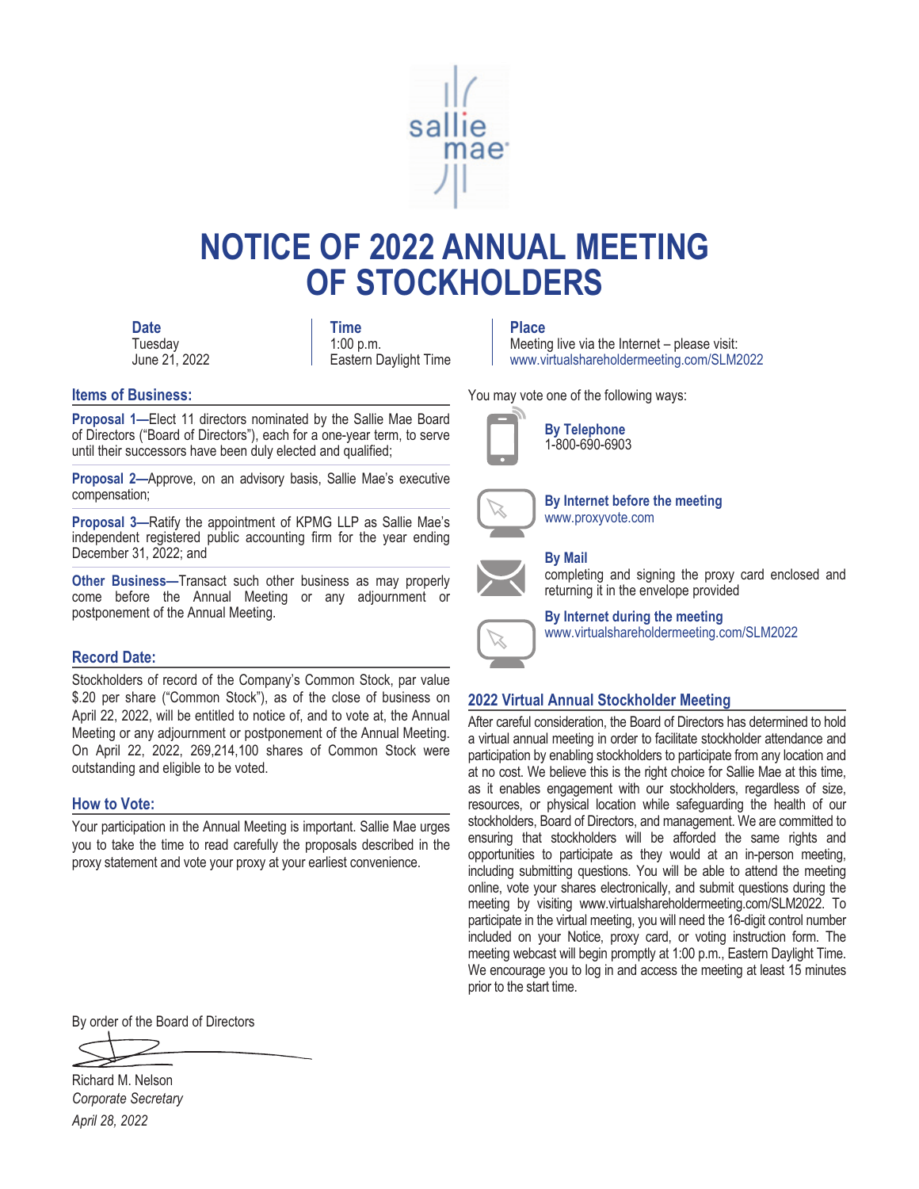# NOTICE OF 2022 ANNUAL MEETING OF STOCKHOLDERS

| Date | Time | Place |
| --- | --- | --- |
| Tuesday June 21, 2022 | 1:00 p.m. Eastern Daylight Time | Meeting live via the Internet – please visit: www.virtualshareholdermeeting.com/SLM2022 |

## Items of Business:

**Proposal 1—**Elect 11 directors nominated by the Sallie Mae Board of Directors ("Board of Directors"), each for a one-year term, to serve until their successors have been duly elected and qualified;

**Proposal 2—**Approve, on an advisory basis, Sallie Mae's executive compensation;

**Proposal 3—**Ratify the appointment of KPMG LLP as Sallie Mae's independent registered public accounting firm for the year ending December 31, 2022; and

**Other Business—**Transact such other business as may properly come before the Annual Meeting or any adjournment or postponement of the Annual Meeting.

## Record Date:

Stockholders of record of the Company's Common Stock, par value $.20 per share ("Common Stock"), as of the close of business on April 22, 2022, will be entitled to notice of, and to vote at, the Annual Meeting or any adjournment or postponement of the Annual Meeting. On April 22, 2022, 269,214,100 shares of Common Stock were outstanding and eligible to be voted.

## How to Vote:

Your participation in the Annual Meeting is important. Sallie Mae urges you to take the time to read carefully the proposals described in the proxy statement and vote your proxy at your earliest convenience.

You may vote one of the following ways:

**By Telephone**
1-800-690-6903

**By Internet before the meeting**
www.proxyvote.com

**By Mail**
completing and signing the proxy card enclosed and returning it in the envelope provided

**By Internet during the meeting**
www.virtualshareholdermeeting.com/SLM2022

## 2022 Virtual Annual Stockholder Meeting

After careful consideration, the Board of Directors has determined to hold a virtual annual meeting in order to facilitate stockholder attendance and participation by enabling stockholders to participate from any location and at no cost. We believe this is the right choice for Sallie Mae at this time, as it enables engagement with our stockholders, regardless of size, resources, or physical location while safeguarding the health of our stockholders, Board of Directors, and management. We are committed to ensuring that stockholders will be afforded the same rights and opportunities to participate as they would at an in-person meeting, including submitting questions. You will be able to attend the meeting online, vote your shares electronically, and submit questions during the meeting by visiting www.virtualshareholdermeeting.com/SLM2022. To participate in the virtual meeting, you will need the 16-digit control number included on your Notice, proxy card, or voting instruction form. The meeting webcast will begin promptly at 1:00 p.m., Eastern Daylight Time. We encourage you to log in and access the meeting at least 15 minutes prior to the start time.

By order of the Board of Directors

Richard M. Nelson
*Corporate Secretary*
*April 28, 2022*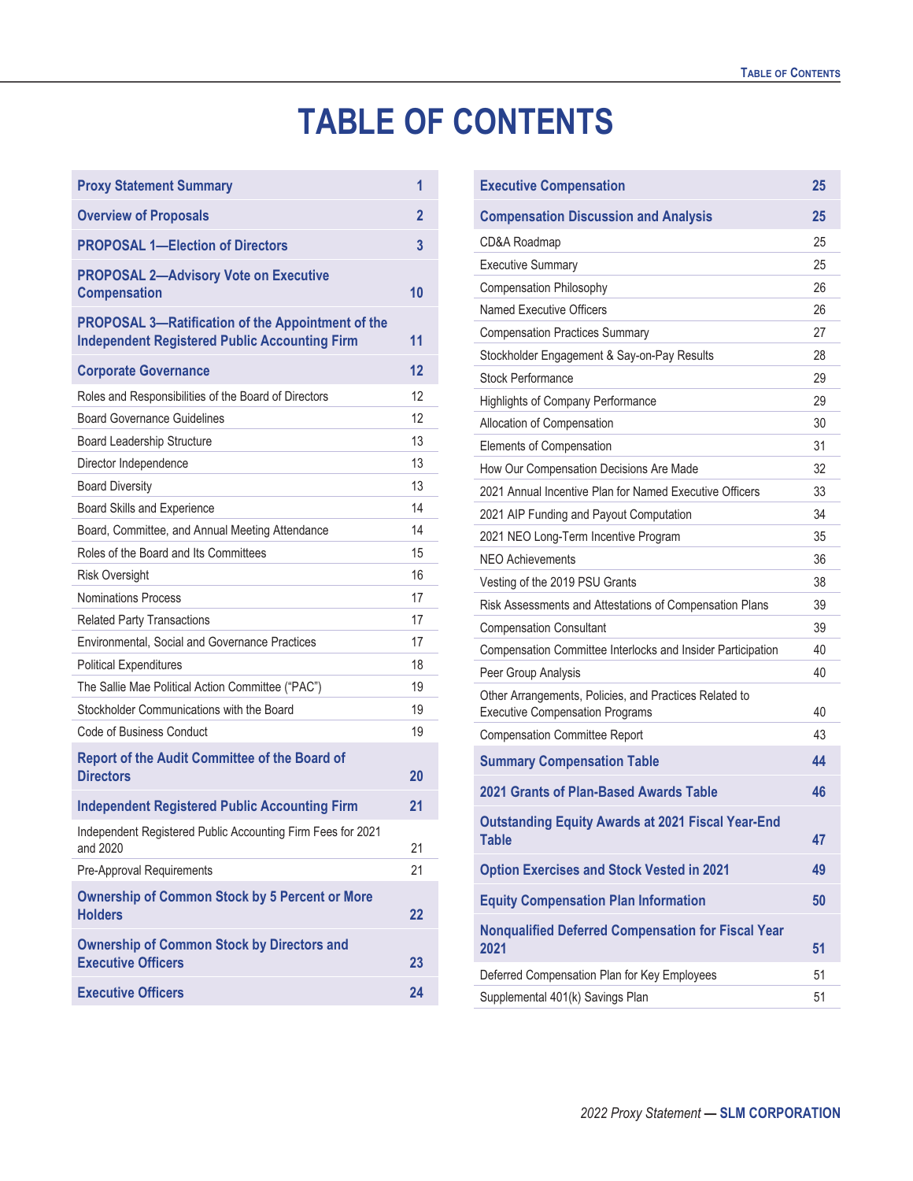# TABLE OF CONTENTS

| | |
|---|---|
| **Proxy Statement Summary** | **1** |
| **Overview of Proposals** | **2** |
| **PROPOSAL 1—Election of Directors** | **3** |
| **PROPOSAL 2—Advisory Vote on Executive Compensation** | **10** |
| **PROPOSAL 3—Ratification of the Appointment of the Independent Registered Public Accounting Firm** | **11** |
| **Corporate Governance** | **12** |
| Roles and Responsibilities of the Board of Directors | 12 |
| Board Governance Guidelines | 12 |
| Board Leadership Structure | 13 |
| Director Independence | 13 |
| Board Diversity | 13 |
| Board Skills and Experience | 14 |
| Board, Committee, and Annual Meeting Attendance | 14 |
| Roles of the Board and Its Committees | 15 |
| Risk Oversight | 16 |
| Nominations Process | 17 |
| Related Party Transactions | 17 |
| Environmental, Social and Governance Practices | 17 |
| Political Expenditures | 18 |
| The Sallie Mae Political Action Committee ("PAC") | 19 |
| Stockholder Communications with the Board | 19 |
| Code of Business Conduct | 19 |
| **Report of the Audit Committee of the Board of Directors** | **20** |
| **Independent Registered Public Accounting Firm** | **21** |
| Independent Registered Public Accounting Firm Fees for 2021 and 2020 | 21 |
| Pre-Approval Requirements | 21 |
| **Ownership of Common Stock by 5 Percent or More Holders** | **22** |
| **Ownership of Common Stock by Directors and Executive Officers** | **23** |
| **Executive Officers** | **24** |
| **Executive Compensation** | **25** |
| **Compensation Discussion and Analysis** | **25** |
| CD&A Roadmap | 25 |
| Executive Summary | 25 |
| Compensation Philosophy | 26 |
| Named Executive Officers | 26 |
| Compensation Practices Summary | 27 |
| Stockholder Engagement & Say-on-Pay Results | 28 |
| Stock Performance | 29 |
| Highlights of Company Performance | 29 |
| Allocation of Compensation | 30 |
| Elements of Compensation | 31 |
| How Our Compensation Decisions Are Made | 32 |
| 2021 Annual Incentive Plan for Named Executive Officers | 33 |
| 2021 AIP Funding and Payout Computation | 34 |
| 2021 NEO Long-Term Incentive Program | 35 |
| NEO Achievements | 36 |
| Vesting of the 2019 PSU Grants | 38 |
| Risk Assessments and Attestations of Compensation Plans | 39 |
| Compensation Consultant | 39 |
| Compensation Committee Interlocks and Insider Participation | 40 |
| Peer Group Analysis | 40 |
| Other Arrangements, Policies, and Practices Related to Executive Compensation Programs | 40 |
| Compensation Committee Report | 43 |
| **Summary Compensation Table** | **44** |
| **2021 Grants of Plan-Based Awards Table** | **46** |
| **Outstanding Equity Awards at 2021 Fiscal Year-End Table** | **47** |
| **Option Exercises and Stock Vested in 2021** | **49** |
| **Equity Compensation Plan Information** | **50** |
| **Nonqualified Deferred Compensation for Fiscal Year 2021** | **51** |
| Deferred Compensation Plan for Key Employees | 51 |
| Supplemental 401(k) Savings Plan | 51 |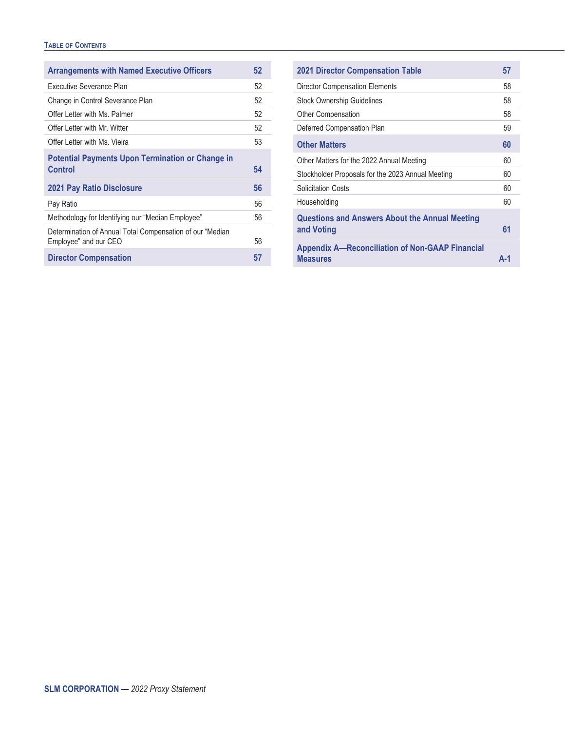**Table of Contents**

| | |
|---|---|
| **Arrangements with Named Executive Officers** | **52** |
| Executive Severance Plan | 52 |
| Change in Control Severance Plan | 52 |
| Offer Letter with Ms. Palmer | 52 |
| Offer Letter with Mr. Witter | 52 |
| Offer Letter with Ms. Vieira | 53 |
| **Potential Payments Upon Termination or Change in Control** | **54** |
| **2021 Pay Ratio Disclosure** | **56** |
| Pay Ratio | 56 |
| Methodology for Identifying our “Median Employee” | 56 |
| Determination of Annual Total Compensation of our “Median Employee” and our CEO | 56 |
| **Director Compensation** | **57** |
| **2021 Director Compensation Table** | **57** |
| Director Compensation Elements | 58 |
| Stock Ownership Guidelines | 58 |
| Other Compensation | 58 |
| Deferred Compensation Plan | 59 |
| **Other Matters** | **60** |
| Other Matters for the 2022 Annual Meeting | 60 |
| Stockholder Proposals for the 2023 Annual Meeting | 60 |
| Solicitation Costs | 60 |
| Householding | 60 |
| **Questions and Answers About the Annual Meeting and Voting** | **61** |
| **Appendix A—Reconciliation of Non-GAAP Financial Measures** | **A-1** |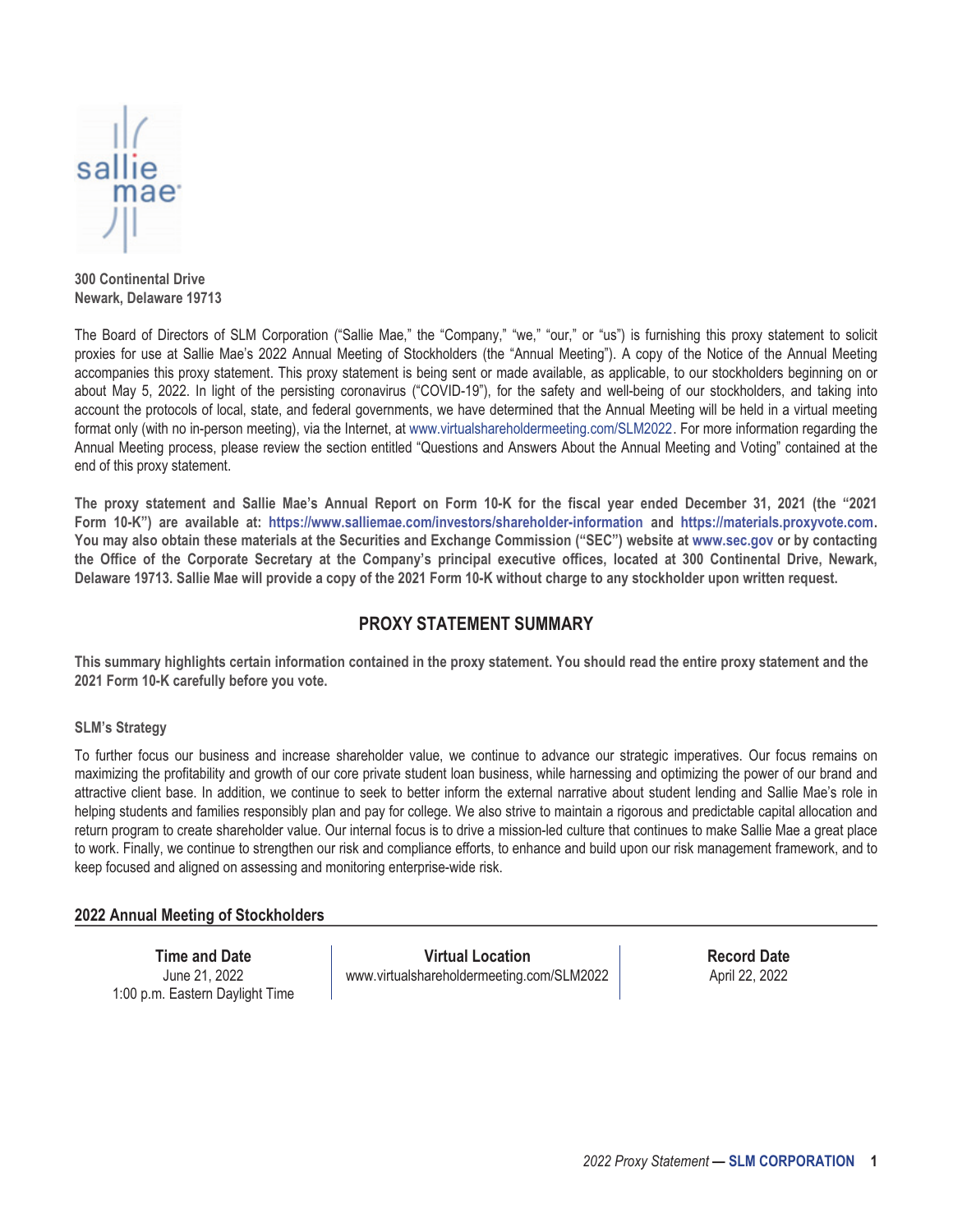**300 Continental Drive**
**Newark, Delaware 19713**

The Board of Directors of SLM Corporation ("Sallie Mae," the "Company," "we," "our," or "us") is furnishing this proxy statement to solicit proxies for use at Sallie Mae's 2022 Annual Meeting of Stockholders (the "Annual Meeting"). A copy of the Notice of the Annual Meeting accompanies this proxy statement. This proxy statement is being sent or made available, as applicable, to our stockholders beginning on or about May 5, 2022. In light of the persisting coronavirus ("COVID-19"), for the safety and well-being of our stockholders, and taking into account the protocols of local, state, and federal governments, we have determined that the Annual Meeting will be held in a virtual meeting format only (with no in-person meeting), via the Internet, at www.virtualshareholdermeeting.com/SLM2022. For more information regarding the Annual Meeting process, please review the section entitled "Questions and Answers About the Annual Meeting and Voting" contained at the end of this proxy statement.

**The proxy statement and Sallie Mae's Annual Report on Form 10-K for the fiscal year ended December 31, 2021 (the "2021 Form 10-K") are available at: https://www.salliemae.com/investors/shareholder-information and https://materials.proxyvote.com. You may also obtain these materials at the Securities and Exchange Commission ("SEC") website at www.sec.gov or by contacting the Office of the Corporate Secretary at the Company's principal executive offices, located at 300 Continental Drive, Newark, Delaware 19713. Sallie Mae will provide a copy of the 2021 Form 10-K without charge to any stockholder upon written request.**

## PROXY STATEMENT SUMMARY

**This summary highlights certain information contained in the proxy statement. You should read the entire proxy statement and the 2021 Form 10-K carefully before you vote.**

### SLM's Strategy

To further focus our business and increase shareholder value, we continue to advance our strategic imperatives. Our focus remains on maximizing the profitability and growth of our core private student loan business, while harnessing and optimizing the power of our brand and attractive client base. In addition, we continue to seek to better inform the external narrative about student lending and Sallie Mae's role in helping students and families responsibly plan and pay for college. We also strive to maintain a rigorous and predictable capital allocation and return program to create shareholder value. Our internal focus is to drive a mission-led culture that continues to make Sallie Mae a great place to work. Finally, we continue to strengthen our risk and compliance efforts, to enhance and build upon our risk management framework, and to keep focused and aligned on assessing and monitoring enterprise-wide risk.

### 2022 Annual Meeting of Stockholders

| Time and Date | Virtual Location | Record Date |
|---|---|---|
| June 21, 2022<br>1:00 p.m. Eastern Daylight Time | www.virtualshareholdermeeting.com/SLM2022 | April 22, 2022 |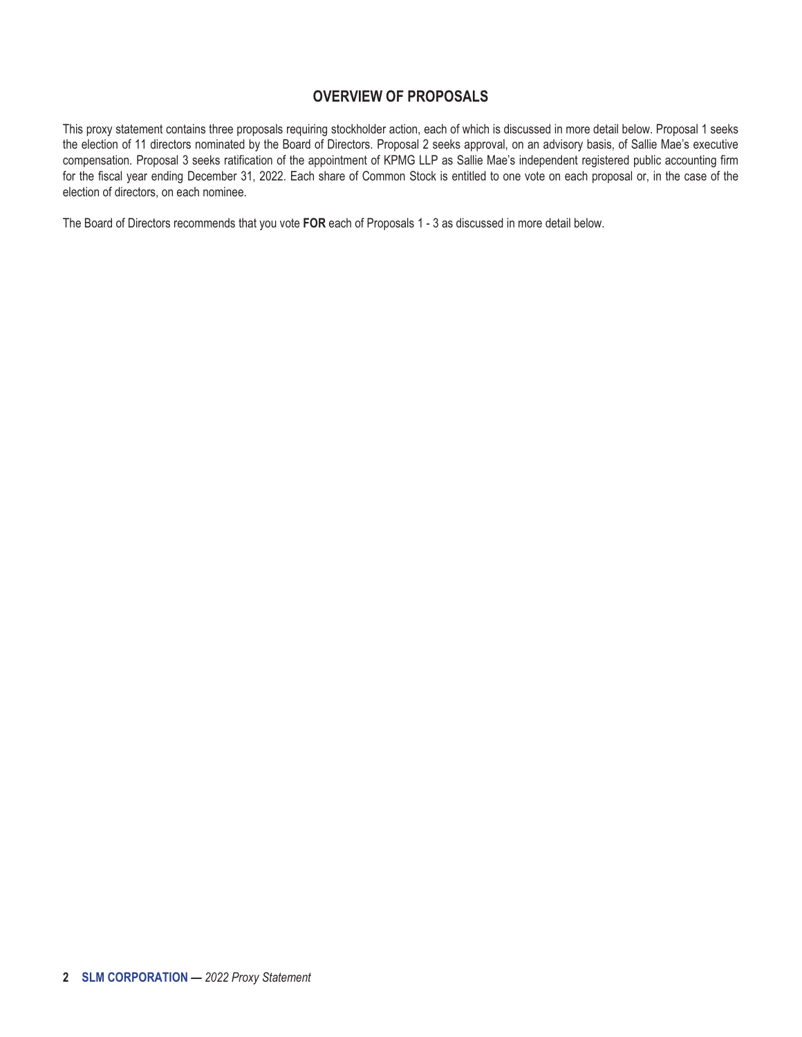## OVERVIEW OF PROPOSALS

This proxy statement contains three proposals requiring stockholder action, each of which is discussed in more detail below. Proposal 1 seeks the election of 11 directors nominated by the Board of Directors. Proposal 2 seeks approval, on an advisory basis, of Sallie Mae's executive compensation. Proposal 3 seeks ratification of the appointment of KPMG LLP as Sallie Mae's independent registered public accounting firm for the fiscal year ending December 31, 2022. Each share of Common Stock is entitled to one vote on each proposal or, in the case of the election of directors, on each nominee.

The Board of Directors recommends that you vote **FOR** each of Proposals 1 - 3 as discussed in more detail below.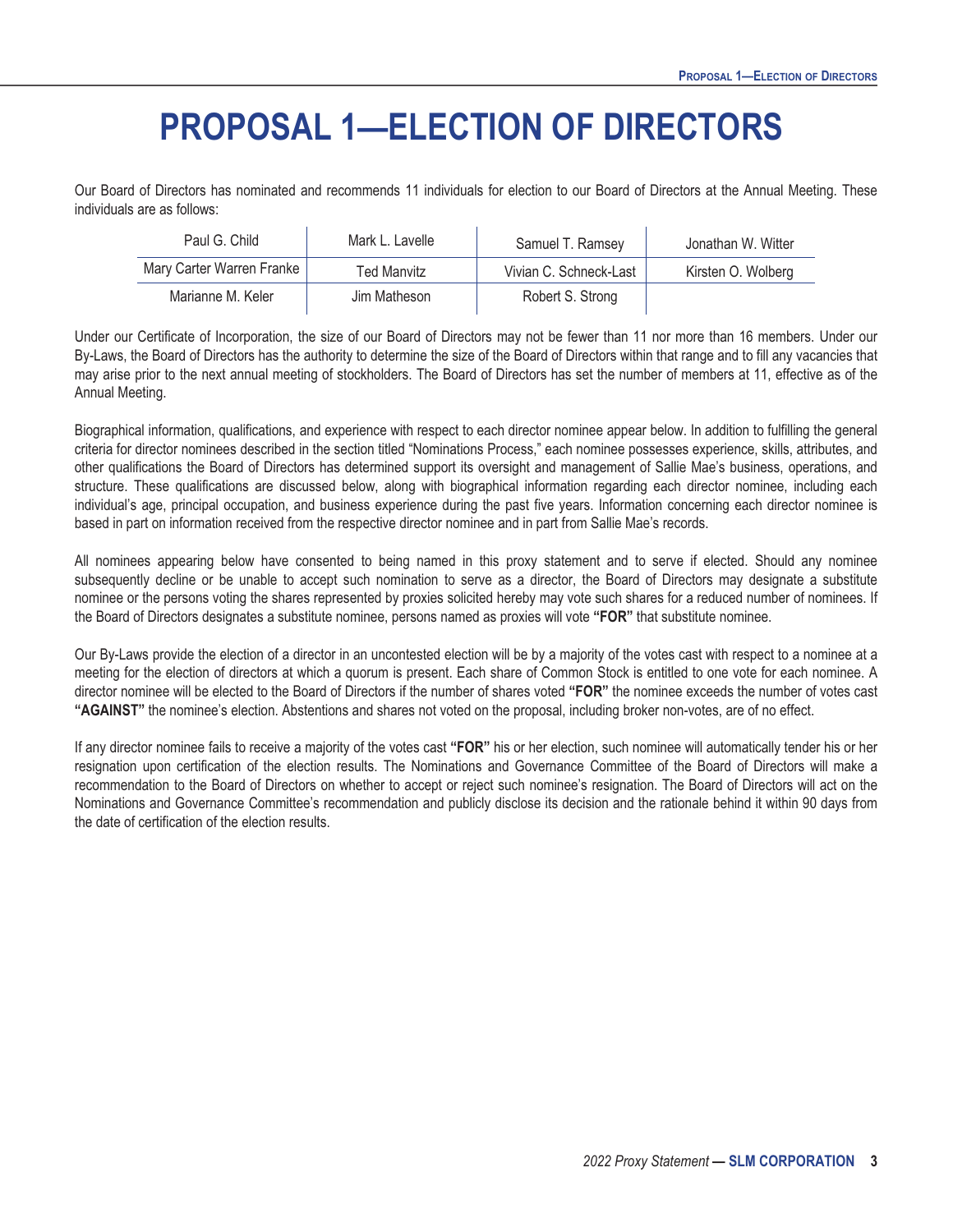# PROPOSAL 1—ELECTION OF DIRECTORS

Our Board of Directors has nominated and recommends 11 individuals for election to our Board of Directors at the Annual Meeting. These individuals are as follows:

| | | | |
|---|---|---|---|
| Paul G. Child | Mark L. Lavelle | Samuel T. Ramsey | Jonathan W. Witter |
| Mary Carter Warren Franke | Ted Manvitz | Vivian C. Schneck-Last | Kirsten O. Wolberg |
| Marianne M. Keler | Jim Matheson | Robert S. Strong | |

Under our Certificate of Incorporation, the size of our Board of Directors may not be fewer than 11 nor more than 16 members. Under our By-Laws, the Board of Directors has the authority to determine the size of the Board of Directors within that range and to fill any vacancies that may arise prior to the next annual meeting of stockholders. The Board of Directors has set the number of members at 11, effective as of the Annual Meeting.

Biographical information, qualifications, and experience with respect to each director nominee appear below. In addition to fulfilling the general criteria for director nominees described in the section titled "Nominations Process," each nominee possesses experience, skills, attributes, and other qualifications the Board of Directors has determined support its oversight and management of Sallie Mae's business, operations, and structure. These qualifications are discussed below, along with biographical information regarding each director nominee, including each individual's age, principal occupation, and business experience during the past five years. Information concerning each director nominee is based in part on information received from the respective director nominee and in part from Sallie Mae's records.

All nominees appearing below have consented to being named in this proxy statement and to serve if elected. Should any nominee subsequently decline or be unable to accept such nomination to serve as a director, the Board of Directors may designate a substitute nominee or the persons voting the shares represented by proxies solicited hereby may vote such shares for a reduced number of nominees. If the Board of Directors designates a substitute nominee, persons named as proxies will vote **"FOR"** that substitute nominee.

Our By-Laws provide the election of a director in an uncontested election will be by a majority of the votes cast with respect to a nominee at a meeting for the election of directors at which a quorum is present. Each share of Common Stock is entitled to one vote for each nominee. A director nominee will be elected to the Board of Directors if the number of shares voted **"FOR"** the nominee exceeds the number of votes cast **"AGAINST"** the nominee's election. Abstentions and shares not voted on the proposal, including broker non-votes, are of no effect.

If any director nominee fails to receive a majority of the votes cast **"FOR"** his or her election, such nominee will automatically tender his or her resignation upon certification of the election results. The Nominations and Governance Committee of the Board of Directors will make a recommendation to the Board of Directors on whether to accept or reject such nominee's resignation. The Board of Directors will act on the Nominations and Governance Committee's recommendation and publicly disclose its decision and the rationale behind it within 90 days from the date of certification of the election results.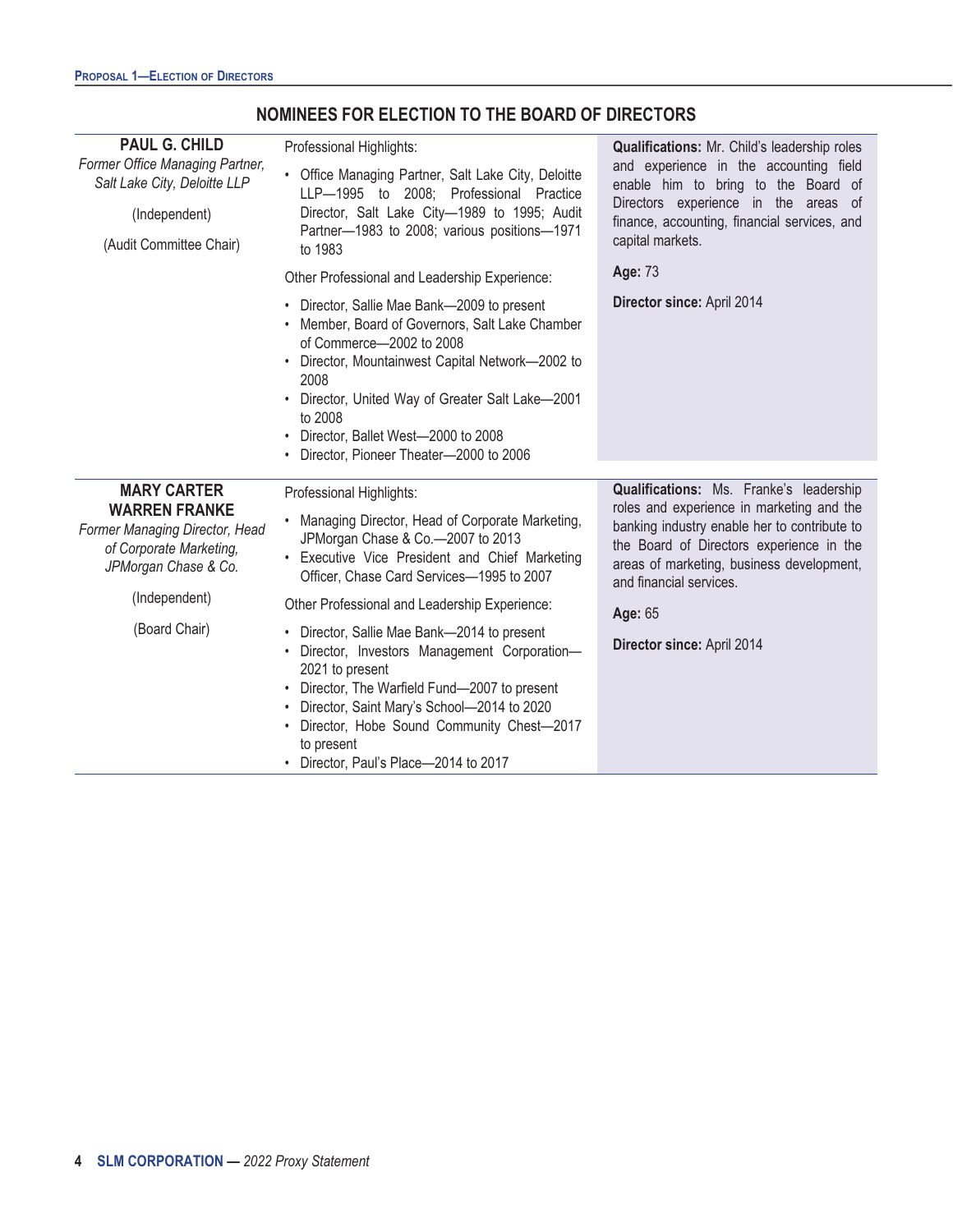## NOMINEES FOR ELECTION TO THE BOARD OF DIRECTORS

**PAUL G. CHILD**

*Former Office Managing Partner, Salt Lake City, Deloitte LLP*

(Independent)

(Audit Committee Chair)

Professional Highlights:

- Office Managing Partner, Salt Lake City, Deloitte LLP—1995 to 2008; Professional Practice Director, Salt Lake City—1989 to 1995; Audit Partner—1983 to 2008; various positions—1971 to 1983

Other Professional and Leadership Experience:

- Director, Sallie Mae Bank—2009 to present
- Member, Board of Governors, Salt Lake Chamber of Commerce—2002 to 2008
- Director, Mountainwest Capital Network—2002 to 2008
- Director, United Way of Greater Salt Lake—2001 to 2008
- Director, Ballet West—2000 to 2008
- Director, Pioneer Theater—2000 to 2006

**Qualifications:** Mr. Child's leadership roles and experience in the accounting field enable him to bring to the Board of Directors experience in the areas of finance, accounting, financial services, and capital markets.

**Age:** 73

**Director since:** April 2014

---

**MARY CARTER WARREN FRANKE**

*Former Managing Director, Head of Corporate Marketing, JPMorgan Chase & Co.*

(Independent)

(Board Chair)

Professional Highlights:

- Managing Director, Head of Corporate Marketing, JPMorgan Chase & Co.—2007 to 2013
- Executive Vice President and Chief Marketing Officer, Chase Card Services—1995 to 2007

Other Professional and Leadership Experience:

- Director, Sallie Mae Bank—2014 to present
- Director, Investors Management Corporation—2021 to present
- Director, The Warfield Fund—2007 to present
- Director, Saint Mary's School—2014 to 2020
- Director, Hobe Sound Community Chest—2017 to present
- Director, Paul's Place—2014 to 2017

**Qualifications:** Ms. Franke's leadership roles and experience in marketing and the banking industry enable her to contribute to the Board of Directors experience in the areas of marketing, business development, and financial services.

**Age:** 65

**Director since:** April 2014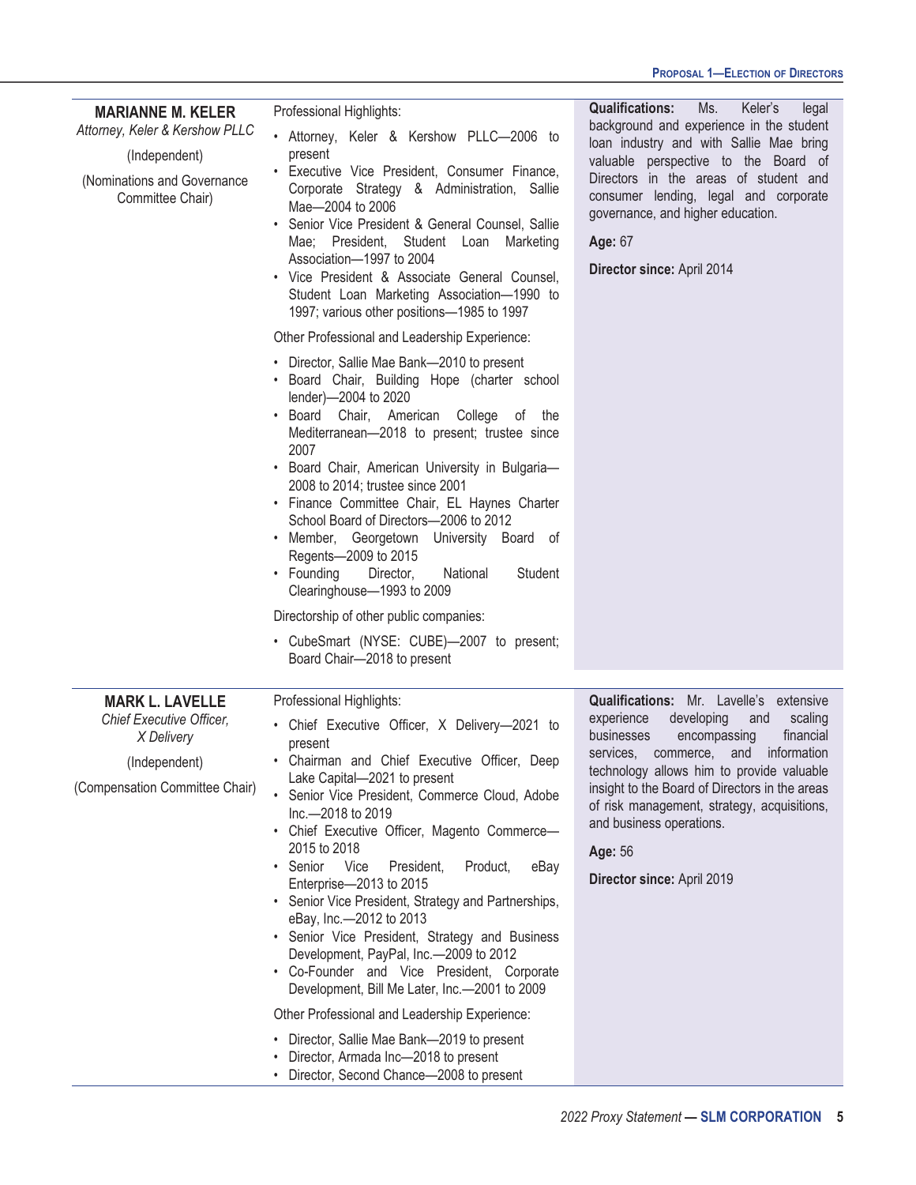### MARIANNE M. KELER

*Attorney, Keler & Kershow PLLC*

(Independent)

(Nominations and Governance Committee Chair)

Professional Highlights:

- Attorney, Keler & Kershow PLLC—2006 to present
- Executive Vice President, Consumer Finance, Corporate Strategy & Administration, Sallie Mae—2004 to 2006
- Senior Vice President & General Counsel, Sallie Mae; President, Student Loan Marketing Association—1997 to 2004
- Vice President & Associate General Counsel, Student Loan Marketing Association—1990 to 1997; various other positions—1985 to 1997

Other Professional and Leadership Experience:

- Director, Sallie Mae Bank—2010 to present
- Board Chair, Building Hope (charter school lender)—2004 to 2020
- Board Chair, American College of the Mediterranean—2018 to present; trustee since 2007
- Board Chair, American University in Bulgaria—2008 to 2014; trustee since 2001
- Finance Committee Chair, EL Haynes Charter School Board of Directors—2006 to 2012
- Member, Georgetown University Board of Regents—2009 to 2015
- Founding Director, National Student Clearinghouse—1993 to 2009

Directorship of other public companies:

- CubeSmart (NYSE: CUBE)—2007 to present; Board Chair—2018 to present

**Qualifications:** Ms. Keler's legal background and experience in the student loan industry and with Sallie Mae bring valuable perspective to the Board of Directors in the areas of student and consumer lending, legal and corporate governance, and higher education.

**Age:** 67

**Director since:** April 2014

### MARK L. LAVELLE

*Chief Executive Officer, X Delivery*

(Independent)

(Compensation Committee Chair)

Professional Highlights:

- Chief Executive Officer, X Delivery—2021 to present
- Chairman and Chief Executive Officer, Deep Lake Capital—2021 to present
- Senior Vice President, Commerce Cloud, Adobe Inc.—2018 to 2019
- Chief Executive Officer, Magento Commerce—2015 to 2018
- Senior Vice President, Product, eBay Enterprise—2013 to 2015
- Senior Vice President, Strategy and Partnerships, eBay, Inc.—2012 to 2013
- Senior Vice President, Strategy and Business Development, PayPal, Inc.—2009 to 2012
- Co-Founder and Vice President, Corporate Development, Bill Me Later, Inc.—2001 to 2009

Other Professional and Leadership Experience:

- Director, Sallie Mae Bank—2019 to present
- Director, Armada Inc—2018 to present
- Director, Second Chance—2008 to present

**Qualifications:** Mr. Lavelle's extensive experience developing and scaling businesses encompassing financial services, commerce, and information technology allows him to provide valuable insight to the Board of Directors in the areas of risk management, strategy, acquisitions, and business operations.

**Age:** 56

**Director since:** April 2019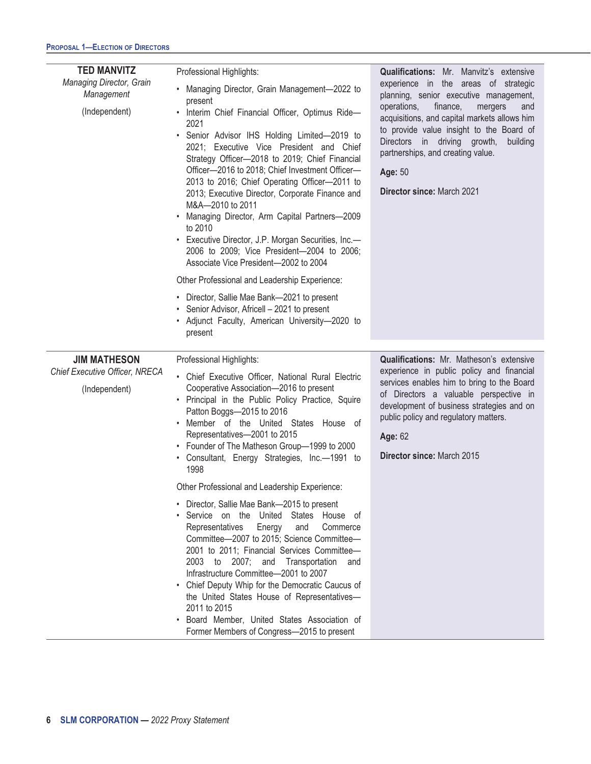### TED MANVITZ

*Managing Director, Grain Management*

(Independent)

Professional Highlights:

- Managing Director, Grain Management—2022 to present
- Interim Chief Financial Officer, Optimus Ride—2021
- Senior Advisor IHS Holding Limited—2019 to 2021; Executive Vice President and Chief Strategy Officer—2018 to 2019; Chief Financial Officer—2016 to 2018; Chief Investment Officer—2013 to 2016; Chief Operating Officer—2011 to 2013; Executive Director, Corporate Finance and M&A—2010 to 2011
- Managing Director, Arm Capital Partners—2009 to 2010
- Executive Director, J.P. Morgan Securities, Inc.—2006 to 2009; Vice President—2004 to 2006; Associate Vice President—2002 to 2004

Other Professional and Leadership Experience:

- Director, Sallie Mae Bank—2021 to present
- Senior Advisor, Africell – 2021 to present
- Adjunct Faculty, American University—2020 to present

**Qualifications:** Mr. Manvitz's extensive experience in the areas of strategic planning, senior executive management, operations, finance, mergers and acquisitions, and capital markets allows him to provide value insight to the Board of Directors in driving growth, building partnerships, and creating value.

**Age:** 50

**Director since:** March 2021

### JIM MATHESON

*Chief Executive Officer, NRECA*

(Independent)

Professional Highlights:

- Chief Executive Officer, National Rural Electric Cooperative Association—2016 to present
- Principal in the Public Policy Practice, Squire Patton Boggs—2015 to 2016
- Member of the United States House of Representatives—2001 to 2015
- Founder of The Matheson Group—1999 to 2000
- Consultant, Energy Strategies, Inc.—1991 to 1998

Other Professional and Leadership Experience:

- Director, Sallie Mae Bank—2015 to present
- Service on the United States House of Representatives Energy and Commerce Committee—2007 to 2015; Science Committee—2001 to 2011; Financial Services Committee—2003 to 2007; and Transportation and Infrastructure Committee—2001 to 2007
- Chief Deputy Whip for the Democratic Caucus of the United States House of Representatives—2011 to 2015
- Board Member, United States Association of Former Members of Congress—2015 to present

**Qualifications:** Mr. Matheson's extensive experience in public policy and financial services enables him to bring to the Board of Directors a valuable perspective in development of business strategies and on public policy and regulatory matters.

**Age:** 62

**Director since:** March 2015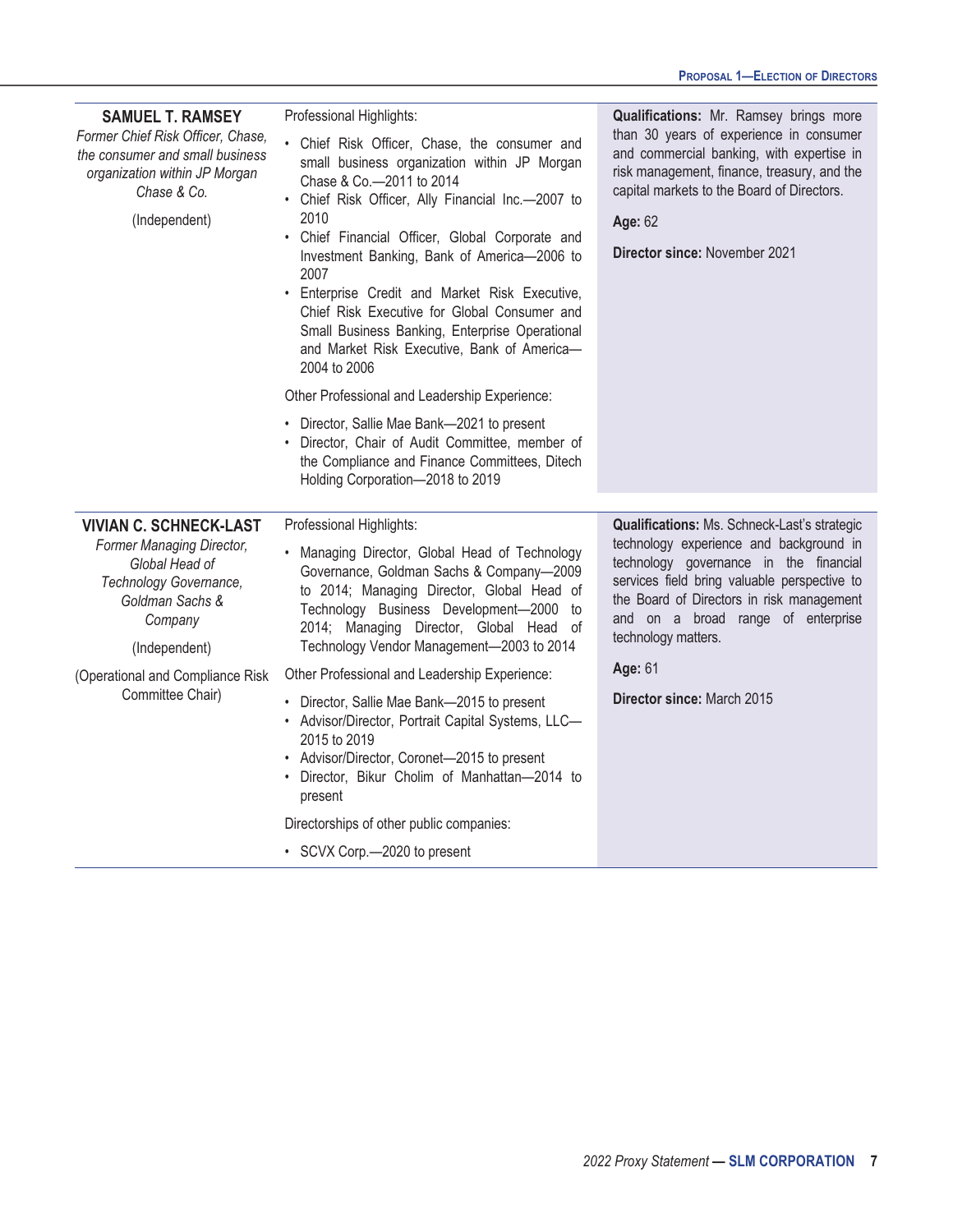## SAMUEL T. RAMSEY

*Former Chief Risk Officer, Chase, the consumer and small business organization within JP Morgan Chase & Co.*

(Independent)

Professional Highlights:

- Chief Risk Officer, Chase, the consumer and small business organization within JP Morgan Chase & Co.—2011 to 2014
- Chief Risk Officer, Ally Financial Inc.—2007 to 2010
- Chief Financial Officer, Global Corporate and Investment Banking, Bank of America—2006 to 2007
- Enterprise Credit and Market Risk Executive, Chief Risk Executive for Global Consumer and Small Business Banking, Enterprise Operational and Market Risk Executive, Bank of America—2004 to 2006

Other Professional and Leadership Experience:

- Director, Sallie Mae Bank—2021 to present
- Director, Chair of Audit Committee, member of the Compliance and Finance Committees, Ditech Holding Corporation—2018 to 2019

**Qualifications:** Mr. Ramsey brings more than 30 years of experience in consumer and commercial banking, with expertise in risk management, finance, treasury, and the capital markets to the Board of Directors.

**Age:** 62

**Director since:** November 2021

## VIVIAN C. SCHNECK-LAST

*Former Managing Director, Global Head of Technology Governance, Goldman Sachs & Company*

(Independent)

(Operational and Compliance Risk Committee Chair)

Professional Highlights:

- Managing Director, Global Head of Technology Governance, Goldman Sachs & Company—2009 to 2014; Managing Director, Global Head of Technology Business Development—2000 to 2014; Managing Director, Global Head of Technology Vendor Management—2003 to 2014

Other Professional and Leadership Experience:

- Director, Sallie Mae Bank—2015 to present
- Advisor/Director, Portrait Capital Systems, LLC—2015 to 2019
- Advisor/Director, Coronet—2015 to present
- Director, Bikur Cholim of Manhattan—2014 to present

Directorships of other public companies:

- SCVX Corp.—2020 to present

**Qualifications:** Ms. Schneck-Last's strategic technology experience and background in technology governance in the financial services field bring valuable perspective to the Board of Directors in risk management and on a broad range of enterprise technology matters.

**Age:** 61

**Director since:** March 2015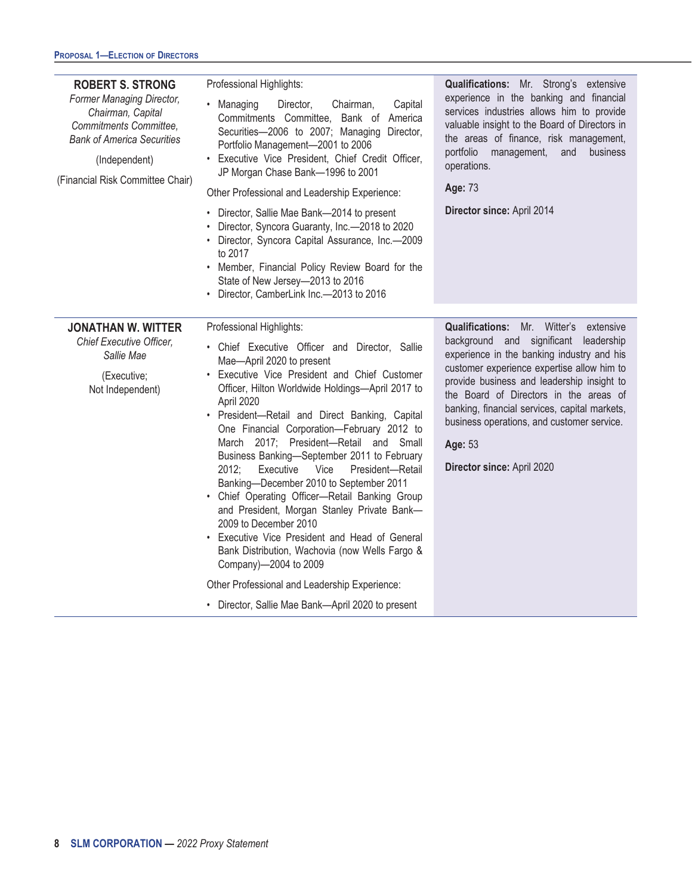| | | |
|---|---|---|
| **ROBERT S. STRONG**<br>*Former Managing Director, Chairman, Capital Commitments Committee, Bank of America Securities*<br>(Independent)<br>(Financial Risk Committee Chair) | Professional Highlights:<br>• Managing Director, Chairman, Capital Commitments Committee, Bank of America Securities—2006 to 2007; Managing Director, Portfolio Management—2001 to 2006<br>• Executive Vice President, Chief Credit Officer, JP Morgan Chase Bank—1996 to 2001<br>Other Professional and Leadership Experience:<br>• Director, Sallie Mae Bank—2014 to present<br>• Director, Syncora Guaranty, Inc.—2018 to 2020<br>• Director, Syncora Capital Assurance, Inc.—2009 to 2017<br>• Member, Financial Policy Review Board for the State of New Jersey—2013 to 2016<br>• Director, CamberLink Inc.—2013 to 2016 | **Qualifications:** Mr. Strong's extensive experience in the banking and financial services industries allows him to provide valuable insight to the Board of Directors in the areas of finance, risk management, portfolio management, and business operations.<br>**Age:** 73<br>**Director since:** April 2014 |
| **JONATHAN W. WITTER**<br>*Chief Executive Officer, Sallie Mae*<br>(Executive; Not Independent) | Professional Highlights:<br>• Chief Executive Officer and Director, Sallie Mae—April 2020 to present<br>• Executive Vice President and Chief Customer Officer, Hilton Worldwide Holdings—April 2017 to April 2020<br>• President—Retail and Direct Banking, Capital One Financial Corporation—February 2012 to March 2017; President—Retail and Small Business Banking—September 2011 to February 2012; Executive Vice President—Retail Banking—December 2010 to September 2011<br>• Chief Operating Officer—Retail Banking Group and President, Morgan Stanley Private Bank—2009 to December 2010<br>• Executive Vice President and Head of General Bank Distribution, Wachovia (now Wells Fargo & Company)—2004 to 2009<br>Other Professional and Leadership Experience:<br>• Director, Sallie Mae Bank—April 2020 to present | **Qualifications:** Mr. Witter's extensive background and significant leadership experience in the banking industry and his customer experience expertise allow him to provide business and leadership insight to the Board of Directors in the areas of banking, financial services, capital markets, business operations, and customer service.<br>**Age:** 53<br>**Director since:** April 2020 |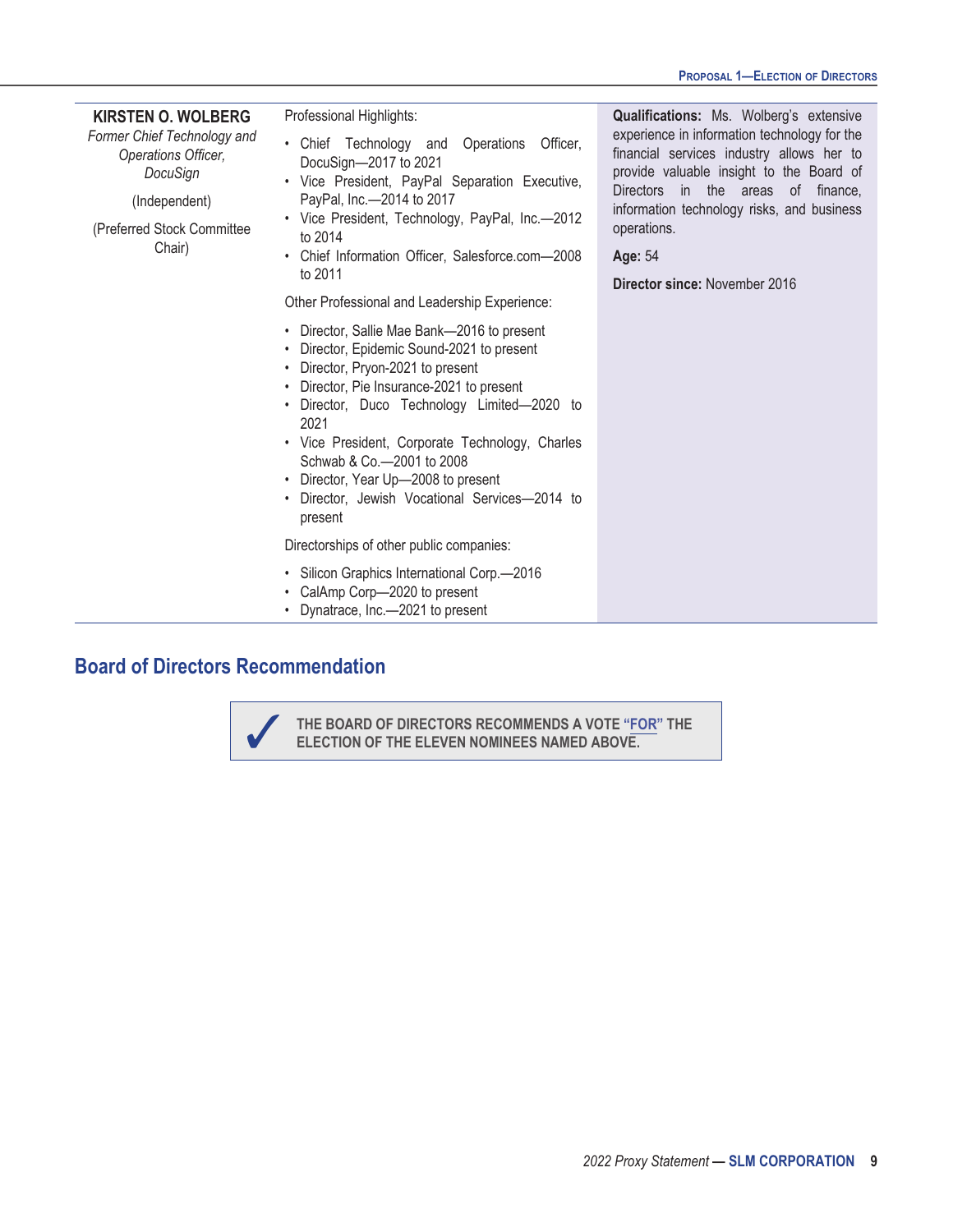**KIRSTEN O. WOLBERG**

*Former Chief Technology and Operations Officer, DocuSign*

(Independent)

(Preferred Stock Committee Chair)

Professional Highlights:

- Chief Technology and Operations Officer, DocuSign—2017 to 2021
- Vice President, PayPal Separation Executive, PayPal, Inc.—2014 to 2017
- Vice President, Technology, PayPal, Inc.—2012 to 2014
- Chief Information Officer, Salesforce.com—2008 to 2011

Other Professional and Leadership Experience:

- Director, Sallie Mae Bank—2016 to present
- Director, Epidemic Sound-2021 to present
- Director, Pryon-2021 to present
- Director, Pie Insurance-2021 to present
- Director, Duco Technology Limited—2020 to 2021
- Vice President, Corporate Technology, Charles Schwab & Co.—2001 to 2008
- Director, Year Up—2008 to present
- Director, Jewish Vocational Services—2014 to present

Directorships of other public companies:

- Silicon Graphics International Corp.—2016
- CalAmp Corp—2020 to present
- Dynatrace, Inc.—2021 to present

**Qualifications:** Ms. Wolberg's extensive experience in information technology for the financial services industry allows her to provide valuable insight to the Board of Directors in the areas of finance, information technology risks, and business operations.

**Age:** 54

**Director since:** November 2016

## Board of Directors Recommendation

✓ **THE BOARD OF DIRECTORS RECOMMENDS A VOTE "FOR" THE ELECTION OF THE ELEVEN NOMINEES NAMED ABOVE.**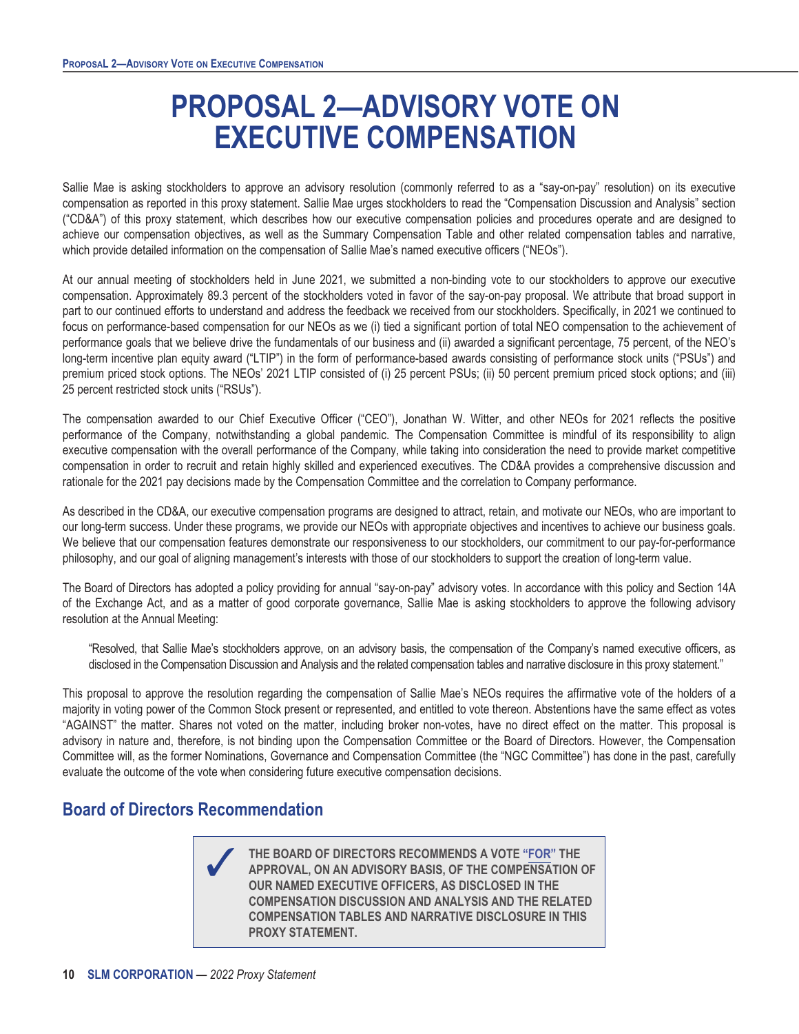# PROPOSAL 2—ADVISORY VOTE ON EXECUTIVE COMPENSATION

Sallie Mae is asking stockholders to approve an advisory resolution (commonly referred to as a "say-on-pay" resolution) on its executive compensation as reported in this proxy statement. Sallie Mae urges stockholders to read the "Compensation Discussion and Analysis" section ("CD&A") of this proxy statement, which describes how our executive compensation policies and procedures operate and are designed to achieve our compensation objectives, as well as the Summary Compensation Table and other related compensation tables and narrative, which provide detailed information on the compensation of Sallie Mae's named executive officers ("NEOs").

At our annual meeting of stockholders held in June 2021, we submitted a non-binding vote to our stockholders to approve our executive compensation. Approximately 89.3 percent of the stockholders voted in favor of the say-on-pay proposal. We attribute that broad support in part to our continued efforts to understand and address the feedback we received from our stockholders. Specifically, in 2021 we continued to focus on performance-based compensation for our NEOs as we (i) tied a significant portion of total NEO compensation to the achievement of performance goals that we believe drive the fundamentals of our business and (ii) awarded a significant percentage, 75 percent, of the NEO's long-term incentive plan equity award ("LTIP") in the form of performance-based awards consisting of performance stock units ("PSUs") and premium priced stock options. The NEOs' 2021 LTIP consisted of (i) 25 percent PSUs; (ii) 50 percent premium priced stock options; and (iii) 25 percent restricted stock units ("RSUs").

The compensation awarded to our Chief Executive Officer ("CEO"), Jonathan W. Witter, and other NEOs for 2021 reflects the positive performance of the Company, notwithstanding a global pandemic. The Compensation Committee is mindful of its responsibility to align executive compensation with the overall performance of the Company, while taking into consideration the need to provide market competitive compensation in order to recruit and retain highly skilled and experienced executives. The CD&A provides a comprehensive discussion and rationale for the 2021 pay decisions made by the Compensation Committee and the correlation to Company performance.

As described in the CD&A, our executive compensation programs are designed to attract, retain, and motivate our NEOs, who are important to our long-term success. Under these programs, we provide our NEOs with appropriate objectives and incentives to achieve our business goals. We believe that our compensation features demonstrate our responsiveness to our stockholders, our commitment to our pay-for-performance philosophy, and our goal of aligning management's interests with those of our stockholders to support the creation of long-term value.

The Board of Directors has adopted a policy providing for annual "say-on-pay" advisory votes. In accordance with this policy and Section 14A of the Exchange Act, and as a matter of good corporate governance, Sallie Mae is asking stockholders to approve the following advisory resolution at the Annual Meeting:

> "Resolved, that Sallie Mae's stockholders approve, on an advisory basis, the compensation of the Company's named executive officers, as disclosed in the Compensation Discussion and Analysis and the related compensation tables and narrative disclosure in this proxy statement."

This proposal to approve the resolution regarding the compensation of Sallie Mae's NEOs requires the affirmative vote of the holders of a majority in voting power of the Common Stock present or represented, and entitled to vote thereon. Abstentions have the same effect as votes "AGAINST" the matter. Shares not voted on the matter, including broker non-votes, have no direct effect on the matter. This proposal is advisory in nature and, therefore, is not binding upon the Compensation Committee or the Board of Directors. However, the Compensation Committee will, as the former Nominations, Governance and Compensation Committee (the "NGC Committee") has done in the past, carefully evaluate the outcome of the vote when considering future executive compensation decisions.

## Board of Directors Recommendation

✓ **THE BOARD OF DIRECTORS RECOMMENDS A VOTE "FOR" THE APPROVAL, ON AN ADVISORY BASIS, OF THE COMPENSATION OF OUR NAMED EXECUTIVE OFFICERS, AS DISCLOSED IN THE COMPENSATION DISCUSSION AND ANALYSIS AND THE RELATED COMPENSATION TABLES AND NARRATIVE DISCLOSURE IN THIS PROXY STATEMENT.**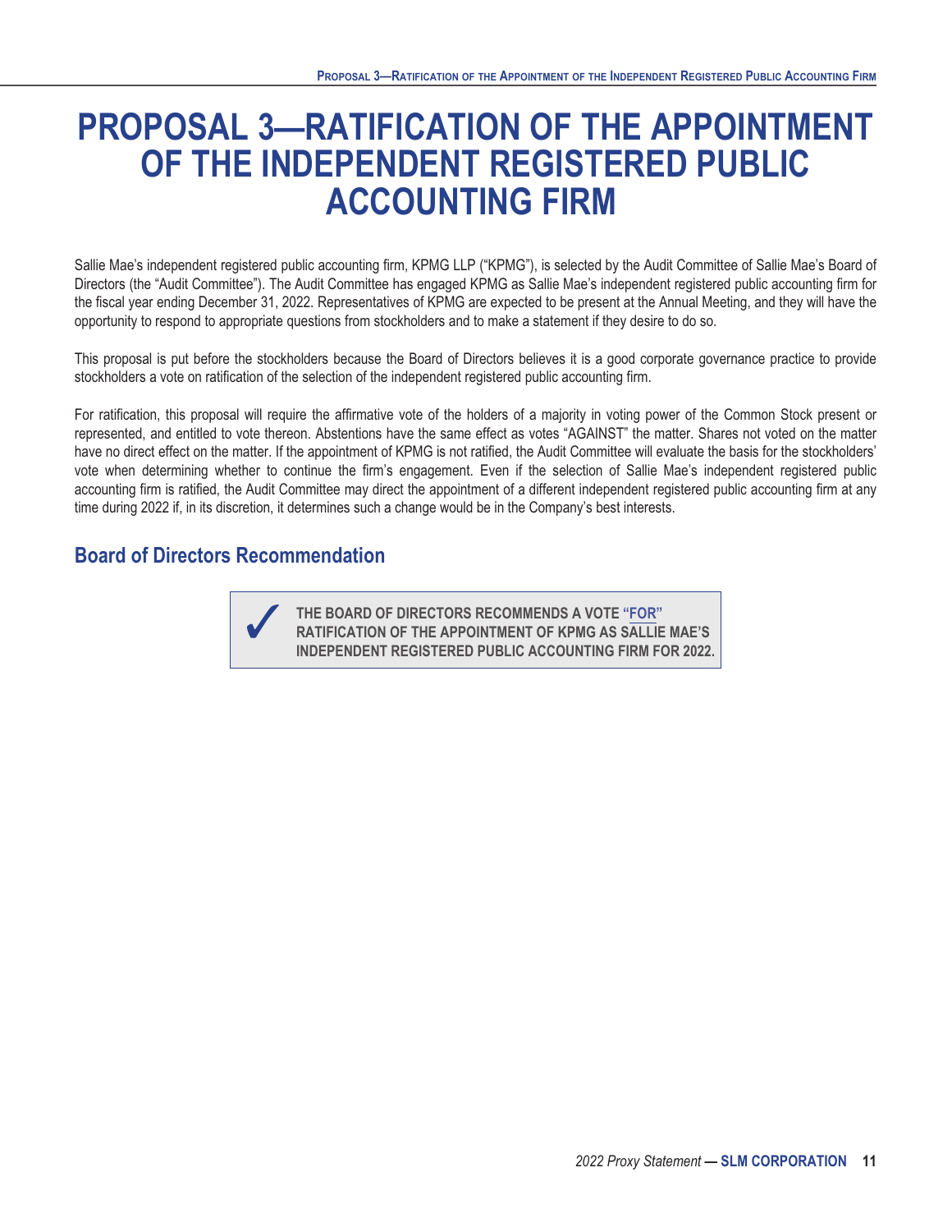# PROPOSAL 3—RATIFICATION OF THE APPOINTMENT OF THE INDEPENDENT REGISTERED PUBLIC ACCOUNTING FIRM

Sallie Mae's independent registered public accounting firm, KPMG LLP ("KPMG"), is selected by the Audit Committee of Sallie Mae's Board of Directors (the "Audit Committee"). The Audit Committee has engaged KPMG as Sallie Mae's independent registered public accounting firm for the fiscal year ending December 31, 2022. Representatives of KPMG are expected to be present at the Annual Meeting, and they will have the opportunity to respond to appropriate questions from stockholders and to make a statement if they desire to do so.

This proposal is put before the stockholders because the Board of Directors believes it is a good corporate governance practice to provide stockholders a vote on ratification of the selection of the independent registered public accounting firm.

For ratification, this proposal will require the affirmative vote of the holders of a majority in voting power of the Common Stock present or represented, and entitled to vote thereon. Abstentions have the same effect as votes "AGAINST" the matter. Shares not voted on the matter have no direct effect on the matter. If the appointment of KPMG is not ratified, the Audit Committee will evaluate the basis for the stockholders' vote when determining whether to continue the firm's engagement. Even if the selection of Sallie Mae's independent registered public accounting firm is ratified, the Audit Committee may direct the appointment of a different independent registered public accounting firm at any time during 2022 if, in its discretion, it determines such a change would be in the Company's best interests.

## Board of Directors Recommendation

✓ **THE BOARD OF DIRECTORS RECOMMENDS A VOTE "FOR" RATIFICATION OF THE APPOINTMENT OF KPMG AS SALLIE MAE'S INDEPENDENT REGISTERED PUBLIC ACCOUNTING FIRM FOR 2022.**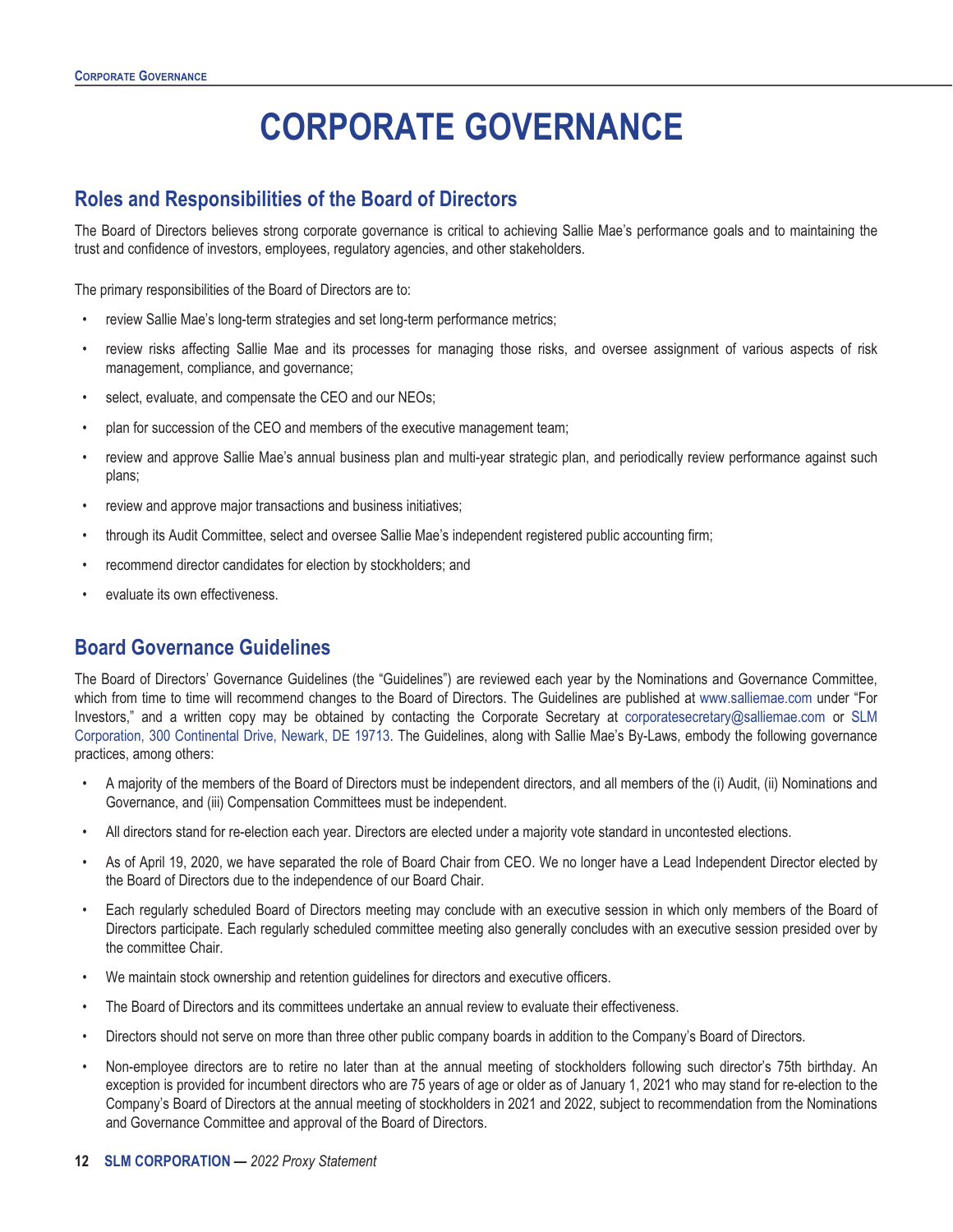# CORPORATE GOVERNANCE

## Roles and Responsibilities of the Board of Directors

The Board of Directors believes strong corporate governance is critical to achieving Sallie Mae's performance goals and to maintaining the trust and confidence of investors, employees, regulatory agencies, and other stakeholders.

The primary responsibilities of the Board of Directors are to:

- review Sallie Mae's long-term strategies and set long-term performance metrics;
- review risks affecting Sallie Mae and its processes for managing those risks, and oversee assignment of various aspects of risk management, compliance, and governance;
- select, evaluate, and compensate the CEO and our NEOs;
- plan for succession of the CEO and members of the executive management team;
- review and approve Sallie Mae's annual business plan and multi-year strategic plan, and periodically review performance against such plans;
- review and approve major transactions and business initiatives;
- through its Audit Committee, select and oversee Sallie Mae's independent registered public accounting firm;
- recommend director candidates for election by stockholders; and
- evaluate its own effectiveness.

## Board Governance Guidelines

The Board of Directors' Governance Guidelines (the "Guidelines") are reviewed each year by the Nominations and Governance Committee, which from time to time will recommend changes to the Board of Directors. The Guidelines are published at www.salliemae.com under "For Investors," and a written copy may be obtained by contacting the Corporate Secretary at corporatesecretary@salliemae.com or SLM Corporation, 300 Continental Drive, Newark, DE 19713. The Guidelines, along with Sallie Mae's By-Laws, embody the following governance practices, among others:

- A majority of the members of the Board of Directors must be independent directors, and all members of the (i) Audit, (ii) Nominations and Governance, and (iii) Compensation Committees must be independent.
- All directors stand for re-election each year. Directors are elected under a majority vote standard in uncontested elections.
- As of April 19, 2020, we have separated the role of Board Chair from CEO. We no longer have a Lead Independent Director elected by the Board of Directors due to the independence of our Board Chair.
- Each regularly scheduled Board of Directors meeting may conclude with an executive session in which only members of the Board of Directors participate. Each regularly scheduled committee meeting also generally concludes with an executive session presided over by the committee Chair.
- We maintain stock ownership and retention guidelines for directors and executive officers.
- The Board of Directors and its committees undertake an annual review to evaluate their effectiveness.
- Directors should not serve on more than three other public company boards in addition to the Company's Board of Directors.
- Non-employee directors are to retire no later than at the annual meeting of stockholders following such director's 75th birthday. An exception is provided for incumbent directors who are 75 years of age or older as of January 1, 2021 who may stand for re-election to the Company's Board of Directors at the annual meeting of stockholders in 2021 and 2022, subject to recommendation from the Nominations and Governance Committee and approval of the Board of Directors.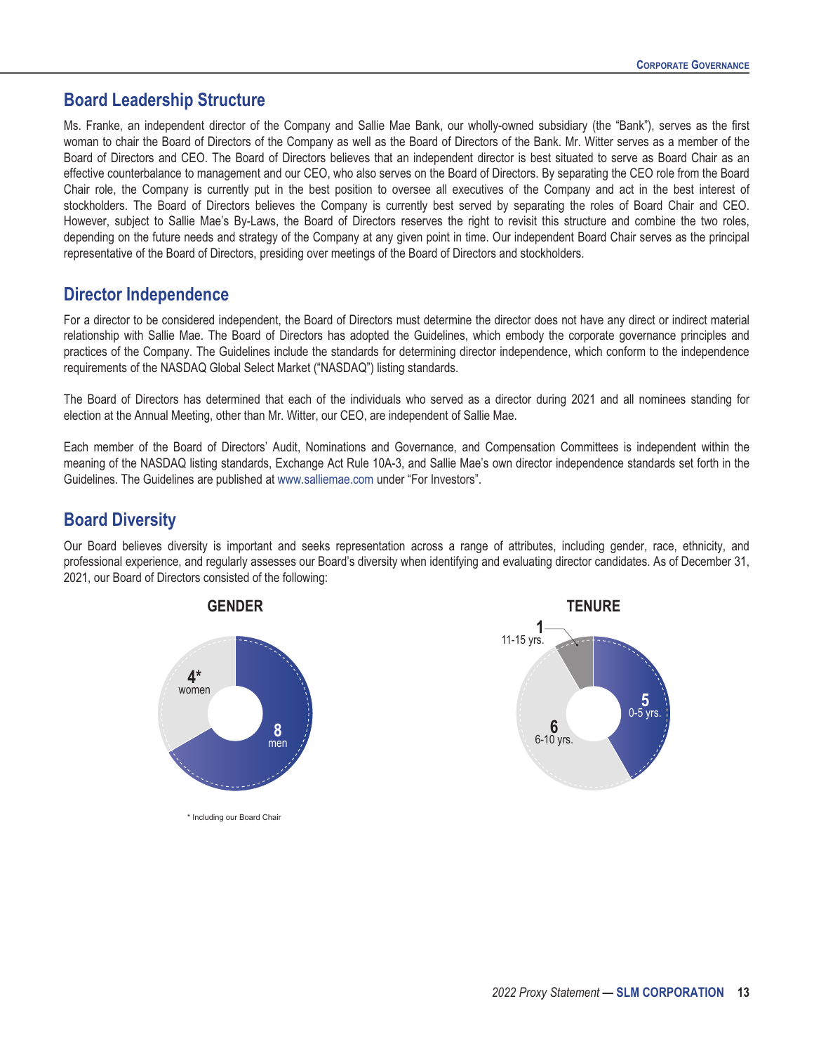## Board Leadership Structure

Ms. Franke, an independent director of the Company and Sallie Mae Bank, our wholly-owned subsidiary (the "Bank"), serves as the first woman to chair the Board of Directors of the Company as well as the Board of Directors of the Bank. Mr. Witter serves as a member of the Board of Directors and CEO. The Board of Directors believes that an independent director is best situated to serve as Board Chair as an effective counterbalance to management and our CEO, who also serves on the Board of Directors. By separating the CEO role from the Board Chair role, the Company is currently put in the best position to oversee all executives of the Company and act in the best interest of stockholders. The Board of Directors believes the Company is currently best served by separating the roles of Board Chair and CEO. However, subject to Sallie Mae's By-Laws, the Board of Directors reserves the right to revisit this structure and combine the two roles, depending on the future needs and strategy of the Company at any given point in time. Our independent Board Chair serves as the principal representative of the Board of Directors, presiding over meetings of the Board of Directors and stockholders.

## Director Independence

For a director to be considered independent, the Board of Directors must determine the director does not have any direct or indirect material relationship with Sallie Mae. The Board of Directors has adopted the Guidelines, which embody the corporate governance principles and practices of the Company. The Guidelines include the standards for determining director independence, which conform to the independence requirements of the NASDAQ Global Select Market ("NASDAQ") listing standards.

The Board of Directors has determined that each of the individuals who served as a director during 2021 and all nominees standing for election at the Annual Meeting, other than Mr. Witter, our CEO, are independent of Sallie Mae.

Each member of the Board of Directors' Audit, Nominations and Governance, and Compensation Committees is independent within the meaning of the NASDAQ listing standards, Exchange Act Rule 10A-3, and Sallie Mae's own director independence standards set forth in the Guidelines. The Guidelines are published at www.salliemae.com under "For Investors".

## Board Diversity

Our Board believes diversity is important and seeks representation across a range of attributes, including gender, race, ethnicity, and professional experience, and regularly assesses our Board's diversity when identifying and evaluating director candidates. As of December 31, 2021, our Board of Directors consisted of the following:

**GENDER**

- 4* women
- 8 men

\* Including our Board Chair

**TENURE**

- 5 — 0-5 yrs.
- 6 — 6-10 yrs.
- 1 — 11-15 yrs.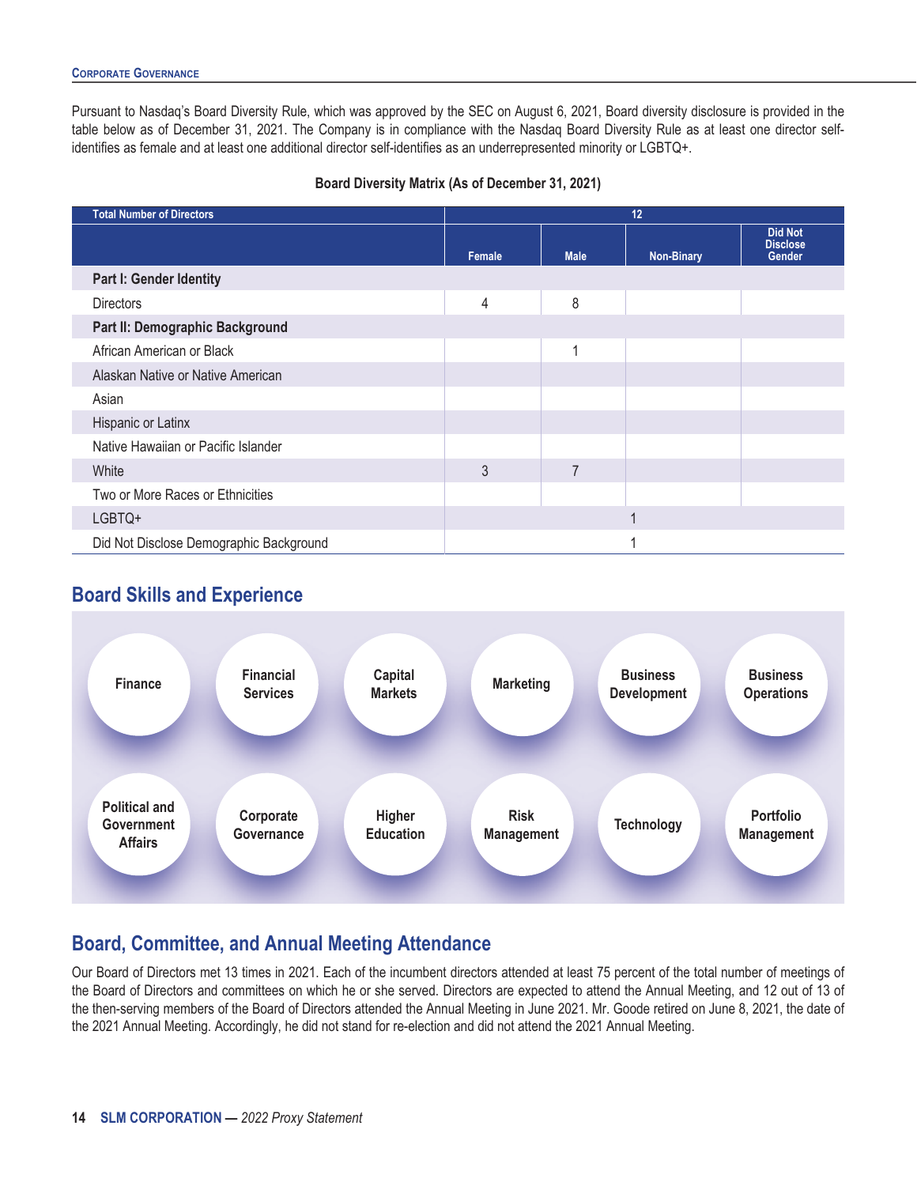Pursuant to Nasdaq's Board Diversity Rule, which was approved by the SEC on August 6, 2021, Board diversity disclosure is provided in the table below as of December 31, 2021. The Company is in compliance with the Nasdaq Board Diversity Rule as at least one director self-identifies as female and at least one additional director self-identifies as an underrepresented minority or LGBTQ+.

**Board Diversity Matrix (As of December 31, 2021)**

| Total Number of Directors | 12 | | | |
|---|---|---|---|---|
| | Female | Male | Non-Binary | Did Not Disclose Gender |
| **Part I: Gender Identity** | | | | |
| Directors | 4 | 8 | | |
| **Part II: Demographic Background** | | | | |
| African American or Black | | 1 | | |
| Alaskan Native or Native American | | | | |
| Asian | | | | |
| Hispanic or Latinx | | | | |
| Native Hawaiian or Pacific Islander | | | | |
| White | 3 | 7 | | |
| Two or More Races or Ethnicities | | | | |
| LGBTQ+ | 1 | | | |
| Did Not Disclose Demographic Background | 1 | | | |

## Board Skills and Experience

- Finance
- Financial Services
- Capital Markets
- Marketing
- Business Development
- Business Operations
- Political and Government Affairs
- Corporate Governance
- Higher Education
- Risk Management
- Technology
- Portfolio Management

## Board, Committee, and Annual Meeting Attendance

Our Board of Directors met 13 times in 2021. Each of the incumbent directors attended at least 75 percent of the total number of meetings of the Board of Directors and committees on which he or she served. Directors are expected to attend the Annual Meeting, and 12 out of 13 of the then-serving members of the Board of Directors attended the Annual Meeting in June 2021. Mr. Goode retired on June 8, 2021, the date of the 2021 Annual Meeting. Accordingly, he did not stand for re-election and did not attend the 2021 Annual Meeting.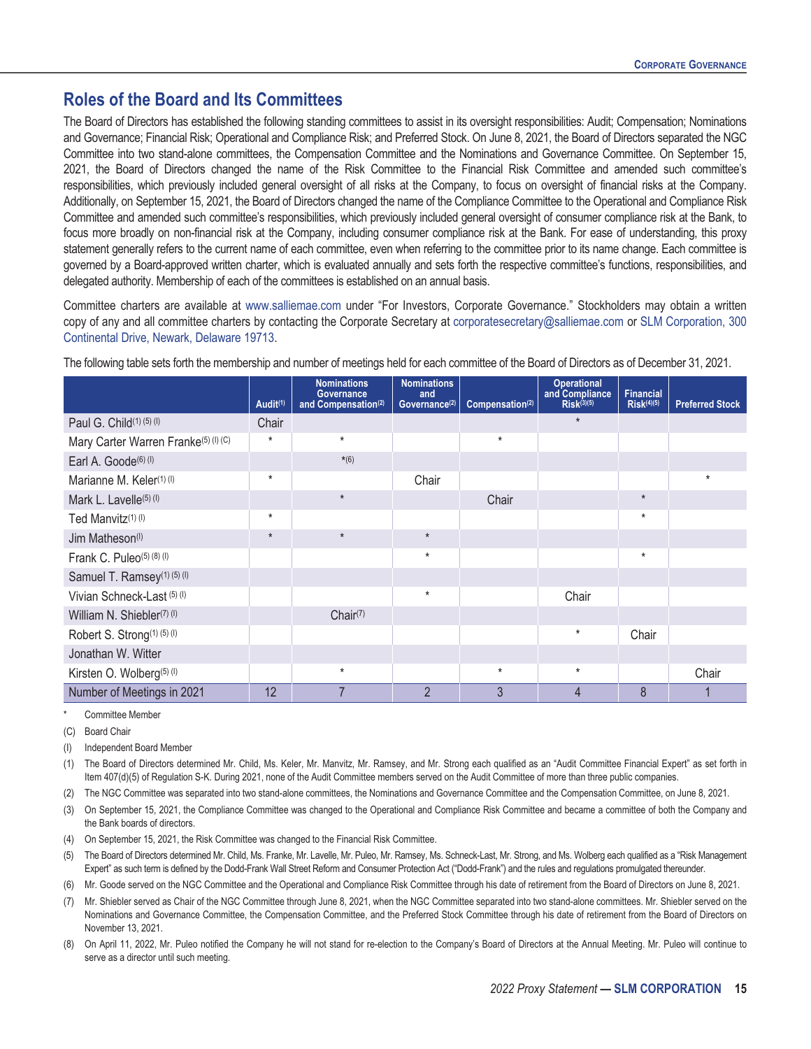## Roles of the Board and Its Committees

The Board of Directors has established the following standing committees to assist in its oversight responsibilities: Audit; Compensation; Nominations and Governance; Financial Risk; Operational and Compliance Risk; and Preferred Stock. On June 8, 2021, the Board of Directors separated the NGC Committee into two stand-alone committees, the Compensation Committee and the Nominations and Governance Committee. On September 15, 2021, the Board of Directors changed the name of the Risk Committee to the Financial Risk Committee and amended such committee's responsibilities, which previously included general oversight of all risks at the Company, to focus on oversight of financial risks at the Company. Additionally, on September 15, 2021, the Board of Directors changed the name of the Compliance Committee to the Operational and Compliance Risk Committee and amended such committee's responsibilities, which previously included general oversight of consumer compliance risk at the Bank, to focus more broadly on non-financial risk at the Company, including consumer compliance risk at the Bank. For ease of understanding, this proxy statement generally refers to the current name of each committee, even when referring to the committee prior to its name change. Each committee is governed by a Board-approved written charter, which is evaluated annually and sets forth the respective committee's functions, responsibilities, and delegated authority. Membership of each of the committees is established on an annual basis.

Committee charters are available at www.salliemae.com under "For Investors, Corporate Governance." Stockholders may obtain a written copy of any and all committee charters by contacting the Corporate Secretary at corporatesecretary@salliemae.com or SLM Corporation, 300 Continental Drive, Newark, Delaware 19713.

The following table sets forth the membership and number of meetings held for each committee of the Board of Directors as of December 31, 2021.

| | Audit(1) | Nominations Governance and Compensation(2) | Nominations and Governance(2) | Compensation(2) | Operational and Compliance Risk(3)(5) | Financial Risk(4)(5) | Preferred Stock |
|---|---|---|---|---|---|---|---|
| Paul G. Child(1) (5) (I) | Chair | | | | * | | |
| Mary Carter Warren Franke(5) (I) (C) | * | * | | * | | | |
| Earl A. Goode(6) (I) | | *(6) | | | | | |
| Marianne M. Keler(1) (I) | * | | Chair | | | | * |
| Mark L. Lavelle(5) (I) | | * | | Chair | | * | |
| Ted Manvitz(1) (I) | * | | | | | * | |
| Jim Matheson(I) | * | * | * | | | | |
| Frank C. Puleo(5) (8) (I) | | | * | | | * | |
| Samuel T. Ramsey(1) (5) (I) | | | | | | | |
| Vivian Schneck-Last (5) (I) | | | * | | Chair | | |
| William N. Shiebler(7) (I) | | Chair(7) | | | | | |
| Robert S. Strong(1) (5) (I) | | | | | * | Chair | |
| Jonathan W. Witter | | | | | | | |
| Kirsten O. Wolberg(5) (I) | | * | | * | * | | Chair |
| Number of Meetings in 2021 | 12 | 7 | 2 | 3 | 4 | 8 | 1 |

\* Committee Member

(C) Board Chair

(I) Independent Board Member

(1) The Board of Directors determined Mr. Child, Ms. Keler, Mr. Manvitz, Mr. Ramsey, and Mr. Strong each qualified as an "Audit Committee Financial Expert" as set forth in Item 407(d)(5) of Regulation S-K. During 2021, none of the Audit Committee members served on the Audit Committee of more than three public companies.

(2) The NGC Committee was separated into two stand-alone committees, the Nominations and Governance Committee and the Compensation Committee, on June 8, 2021.

(3) On September 15, 2021, the Compliance Committee was changed to the Operational and Compliance Risk Committee and became a committee of both the Company and the Bank boards of directors.

(4) On September 15, 2021, the Risk Committee was changed to the Financial Risk Committee.

(5) The Board of Directors determined Mr. Child, Ms. Franke, Mr. Lavelle, Mr. Puleo, Mr. Ramsey, Ms. Schneck-Last, Mr. Strong, and Ms. Wolberg each qualified as a "Risk Management Expert" as such term is defined by the Dodd-Frank Wall Street Reform and Consumer Protection Act ("Dodd-Frank") and the rules and regulations promulgated thereunder.

(6) Mr. Goode served on the NGC Committee and the Operational and Compliance Risk Committee through his date of retirement from the Board of Directors on June 8, 2021.

(7) Mr. Shiebler served as Chair of the NGC Committee through June 8, 2021, when the NGC Committee separated into two stand-alone committees. Mr. Shiebler served on the Nominations and Governance Committee, the Compensation Committee, and the Preferred Stock Committee through his date of retirement from the Board of Directors on November 13, 2021.

(8) On April 11, 2022, Mr. Puleo notified the Company he will not stand for re-election to the Company's Board of Directors at the Annual Meeting. Mr. Puleo will continue to serve as a director until such meeting.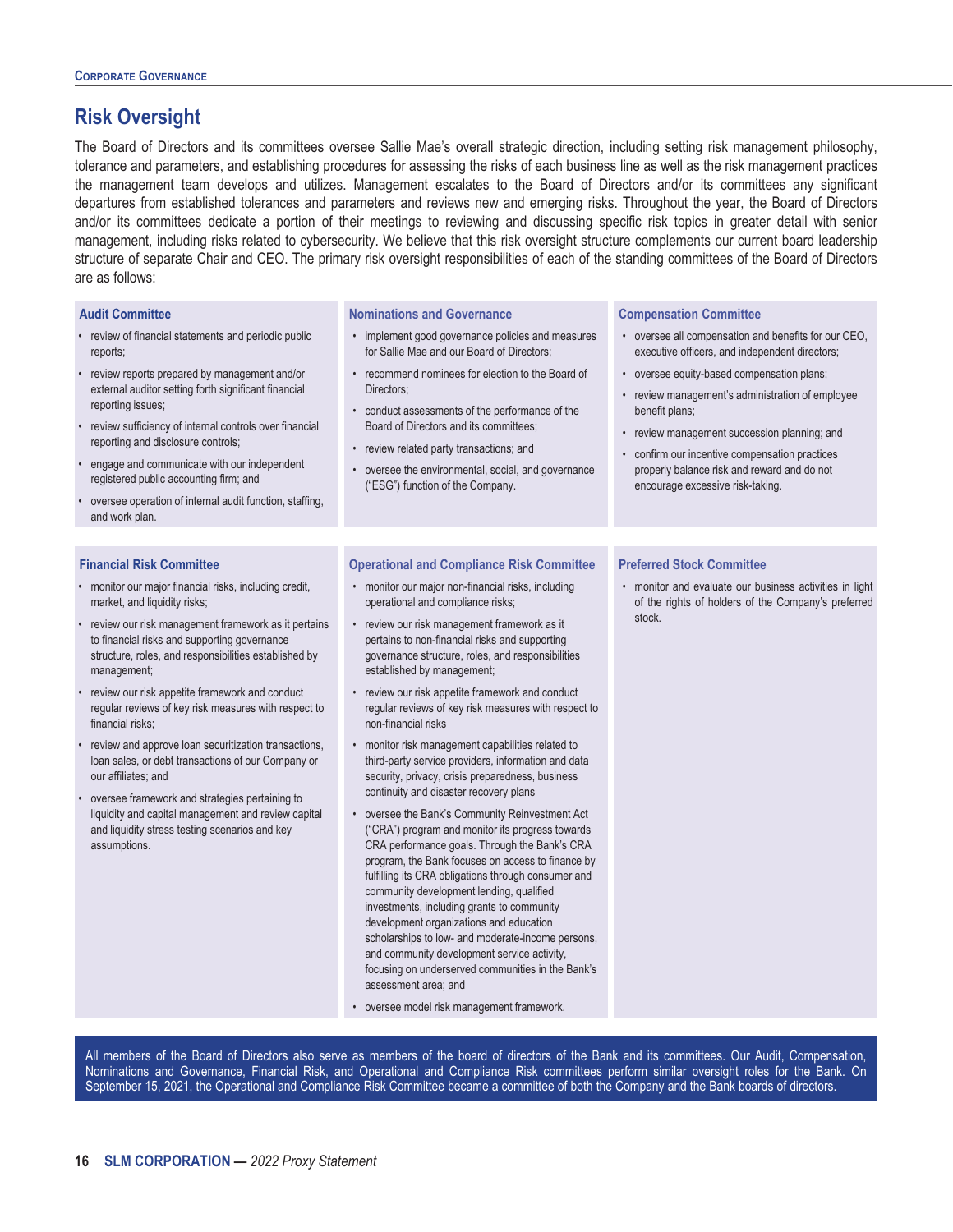## Risk Oversight

The Board of Directors and its committees oversee Sallie Mae's overall strategic direction, including setting risk management philosophy, tolerance and parameters, and establishing procedures for assessing the risks of each business line as well as the risk management practices the management team develops and utilizes. Management escalates to the Board of Directors and/or its committees any significant departures from established tolerances and parameters and reviews new and emerging risks. Throughout the year, the Board of Directors and/or its committees dedicate a portion of their meetings to reviewing and discussing specific risk topics in greater detail with senior management, including risks related to cybersecurity. We believe that this risk oversight structure complements our current board leadership structure of separate Chair and CEO. The primary risk oversight responsibilities of each of the standing committees of the Board of Directors are as follows:

### Audit Committee

- review of financial statements and periodic public reports;
- review reports prepared by management and/or external auditor setting forth significant financial reporting issues;
- review sufficiency of internal controls over financial reporting and disclosure controls;
- engage and communicate with our independent registered public accounting firm; and
- oversee operation of internal audit function, staffing, and work plan.

### Nominations and Governance

- implement good governance policies and measures for Sallie Mae and our Board of Directors;
- recommend nominees for election to the Board of Directors;
- conduct assessments of the performance of the Board of Directors and its committees;
- review related party transactions; and
- oversee the environmental, social, and governance ("ESG") function of the Company.

### Compensation Committee

- oversee all compensation and benefits for our CEO, executive officers, and independent directors;
- oversee equity-based compensation plans;
- review management's administration of employee benefit plans;
- review management succession planning; and
- confirm our incentive compensation practices properly balance risk and reward and do not encourage excessive risk-taking.

### Financial Risk Committee

- monitor our major financial risks, including credit, market, and liquidity risks;
- review our risk management framework as it pertains to financial risks and supporting governance structure, roles, and responsibilities established by management;
- review our risk appetite framework and conduct regular reviews of key risk measures with respect to financial risks;
- review and approve loan securitization transactions, loan sales, or debt transactions of our Company or our affiliates; and
- oversee framework and strategies pertaining to liquidity and capital management and review capital and liquidity stress testing scenarios and key assumptions.

### Operational and Compliance Risk Committee

- monitor our major non-financial risks, including operational and compliance risks;
- review our risk management framework as it pertains to non-financial risks and supporting governance structure, roles, and responsibilities established by management;
- review our risk appetite framework and conduct regular reviews of key risk measures with respect to non-financial risks
- monitor risk management capabilities related to third-party service providers, information and data security, privacy, crisis preparedness, business continuity and disaster recovery plans
- oversee the Bank's Community Reinvestment Act ("CRA") program and monitor its progress towards CRA performance goals. Through the Bank's CRA program, the Bank focuses on access to finance by fulfilling its CRA obligations through consumer and community development lending, qualified investments, including grants to community development organizations and education scholarships to low- and moderate-income persons, and community development service activity, focusing on underserved communities in the Bank's assessment area; and
- oversee model risk management framework.

### Preferred Stock Committee

- monitor and evaluate our business activities in light of the rights of holders of the Company's preferred stock.

All members of the Board of Directors also serve as members of the board of directors of the Bank and its committees. Our Audit, Compensation, Nominations and Governance, Financial Risk, and Operational and Compliance Risk committees perform similar oversight roles for the Bank. On September 15, 2021, the Operational and Compliance Risk Committee became a committee of both the Company and the Bank boards of directors.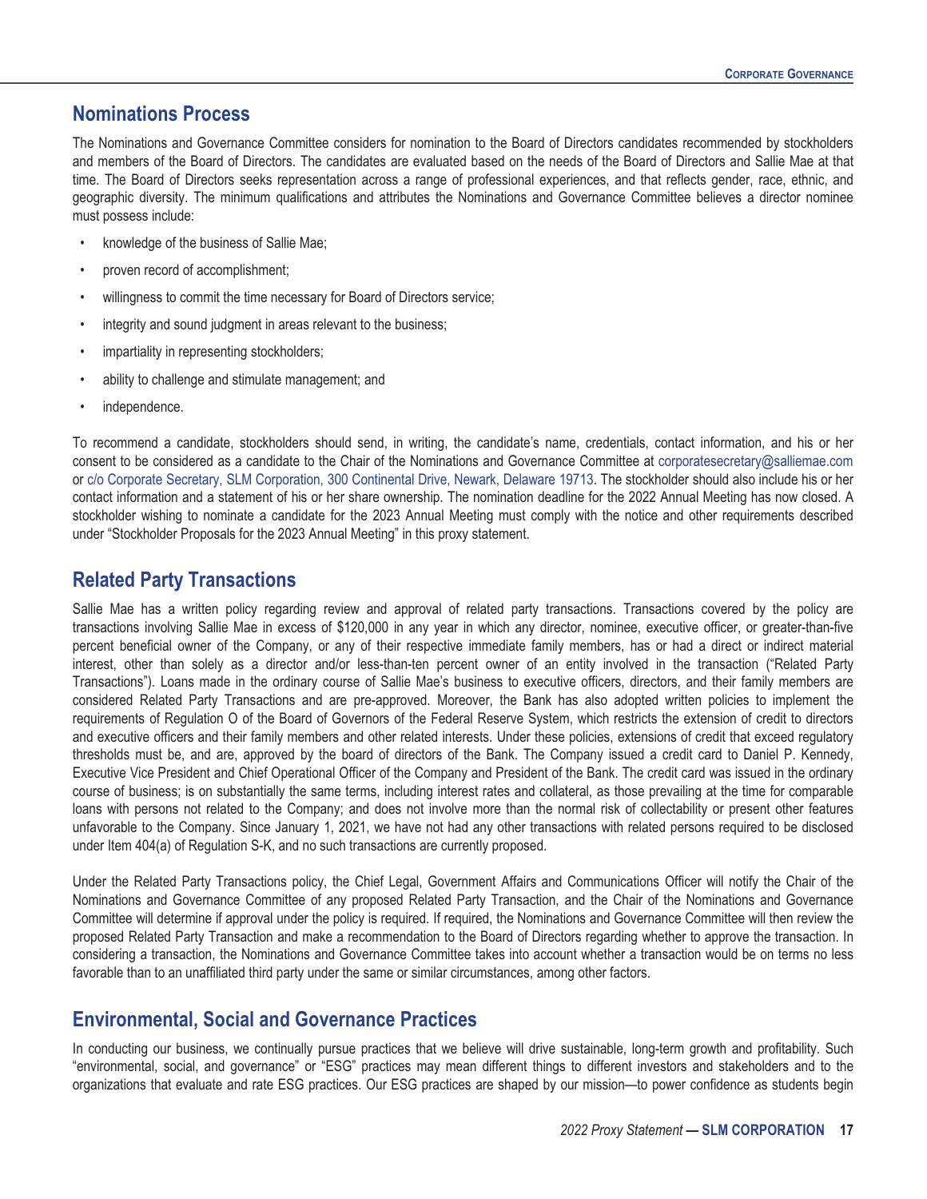## Nominations Process

The Nominations and Governance Committee considers for nomination to the Board of Directors candidates recommended by stockholders and members of the Board of Directors. The candidates are evaluated based on the needs of the Board of Directors and Sallie Mae at that time. The Board of Directors seeks representation across a range of professional experiences, and that reflects gender, race, ethnic, and geographic diversity. The minimum qualifications and attributes the Nominations and Governance Committee believes a director nominee must possess include:

- knowledge of the business of Sallie Mae;
- proven record of accomplishment;
- willingness to commit the time necessary for Board of Directors service;
- integrity and sound judgment in areas relevant to the business;
- impartiality in representing stockholders;
- ability to challenge and stimulate management; and
- independence.

To recommend a candidate, stockholders should send, in writing, the candidate's name, credentials, contact information, and his or her consent to be considered as a candidate to the Chair of the Nominations and Governance Committee at corporatesecretary@salliemae.com or c/o Corporate Secretary, SLM Corporation, 300 Continental Drive, Newark, Delaware 19713. The stockholder should also include his or her contact information and a statement of his or her share ownership. The nomination deadline for the 2022 Annual Meeting has now closed. A stockholder wishing to nominate a candidate for the 2023 Annual Meeting must comply with the notice and other requirements described under "Stockholder Proposals for the 2023 Annual Meeting" in this proxy statement.

## Related Party Transactions

Sallie Mae has a written policy regarding review and approval of related party transactions. Transactions covered by the policy are transactions involving Sallie Mae in excess of $120,000 in any year in which any director, nominee, executive officer, or greater-than-five percent beneficial owner of the Company, or any of their respective immediate family members, has or had a direct or indirect material interest, other than solely as a director and/or less-than-ten percent owner of an entity involved in the transaction ("Related Party Transactions"). Loans made in the ordinary course of Sallie Mae's business to executive officers, directors, and their family members are considered Related Party Transactions and are pre-approved. Moreover, the Bank has also adopted written policies to implement the requirements of Regulation O of the Board of Governors of the Federal Reserve System, which restricts the extension of credit to directors and executive officers and their family members and other related interests. Under these policies, extensions of credit that exceed regulatory thresholds must be, and are, approved by the board of directors of the Bank. The Company issued a credit card to Daniel P. Kennedy, Executive Vice President and Chief Operational Officer of the Company and President of the Bank. The credit card was issued in the ordinary course of business; is on substantially the same terms, including interest rates and collateral, as those prevailing at the time for comparable loans with persons not related to the Company; and does not involve more than the normal risk of collectability or present other features unfavorable to the Company. Since January 1, 2021, we have not had any other transactions with related persons required to be disclosed under Item 404(a) of Regulation S-K, and no such transactions are currently proposed.

Under the Related Party Transactions policy, the Chief Legal, Government Affairs and Communications Officer will notify the Chair of the Nominations and Governance Committee of any proposed Related Party Transaction, and the Chair of the Nominations and Governance Committee will determine if approval under the policy is required. If required, the Nominations and Governance Committee will then review the proposed Related Party Transaction and make a recommendation to the Board of Directors regarding whether to approve the transaction. In considering a transaction, the Nominations and Governance Committee takes into account whether a transaction would be on terms no less favorable than to an unaffiliated third party under the same or similar circumstances, among other factors.

## Environmental, Social and Governance Practices

In conducting our business, we continually pursue practices that we believe will drive sustainable, long-term growth and profitability. Such "environmental, social, and governance" or "ESG" practices may mean different things to different investors and stakeholders and to the organizations that evaluate and rate ESG practices. Our ESG practices are shaped by our mission—to power confidence as students begin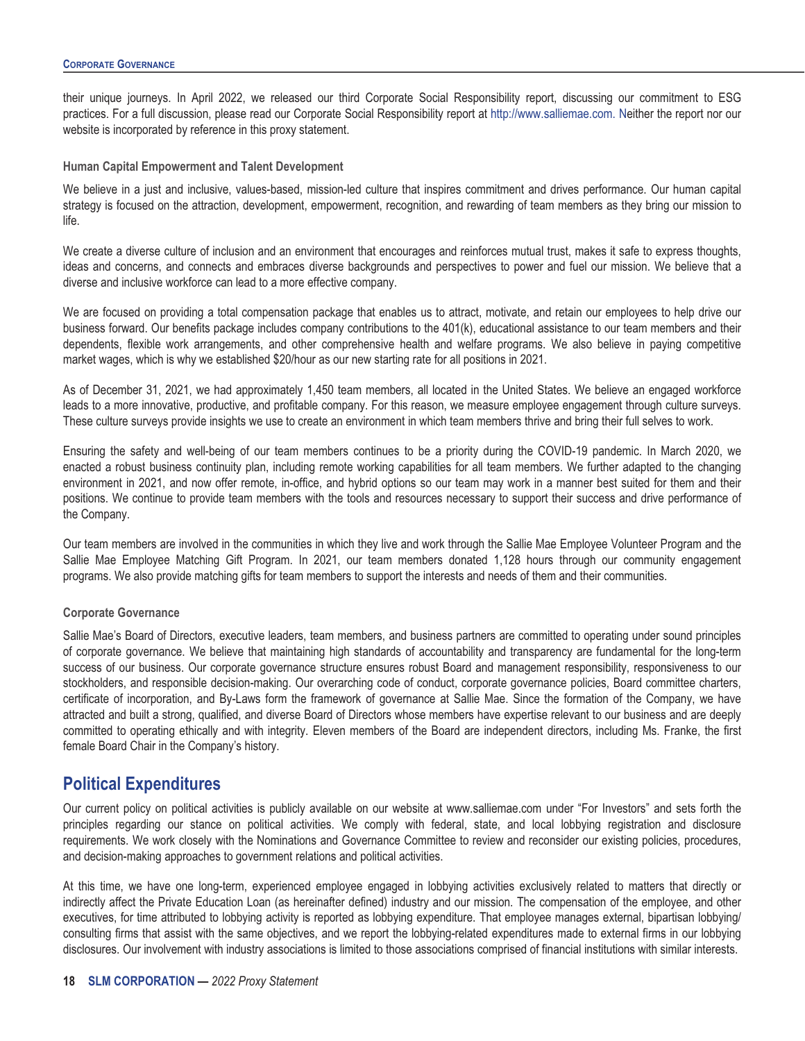their unique journeys. In April 2022, we released our third Corporate Social Responsibility report, discussing our commitment to ESG practices. For a full discussion, please read our Corporate Social Responsibility report at http://www.salliemae.com. Neither the report nor our website is incorporated by reference in this proxy statement.

**Human Capital Empowerment and Talent Development**

We believe in a just and inclusive, values-based, mission-led culture that inspires commitment and drives performance. Our human capital strategy is focused on the attraction, development, empowerment, recognition, and rewarding of team members as they bring our mission to life.

We create a diverse culture of inclusion and an environment that encourages and reinforces mutual trust, makes it safe to express thoughts, ideas and concerns, and connects and embraces diverse backgrounds and perspectives to power and fuel our mission. We believe that a diverse and inclusive workforce can lead to a more effective company.

We are focused on providing a total compensation package that enables us to attract, motivate, and retain our employees to help drive our business forward. Our benefits package includes company contributions to the 401(k), educational assistance to our team members and their dependents, flexible work arrangements, and other comprehensive health and welfare programs. We also believe in paying competitive market wages, which is why we established $20/hour as our new starting rate for all positions in 2021.

As of December 31, 2021, we had approximately 1,450 team members, all located in the United States. We believe an engaged workforce leads to a more innovative, productive, and profitable company. For this reason, we measure employee engagement through culture surveys. These culture surveys provide insights we use to create an environment in which team members thrive and bring their full selves to work.

Ensuring the safety and well-being of our team members continues to be a priority during the COVID-19 pandemic. In March 2020, we enacted a robust business continuity plan, including remote working capabilities for all team members. We further adapted to the changing environment in 2021, and now offer remote, in-office, and hybrid options so our team may work in a manner best suited for them and their positions. We continue to provide team members with the tools and resources necessary to support their success and drive performance of the Company.

Our team members are involved in the communities in which they live and work through the Sallie Mae Employee Volunteer Program and the Sallie Mae Employee Matching Gift Program. In 2021, our team members donated 1,128 hours through our community engagement programs. We also provide matching gifts for team members to support the interests and needs of them and their communities.

**Corporate Governance**

Sallie Mae's Board of Directors, executive leaders, team members, and business partners are committed to operating under sound principles of corporate governance. We believe that maintaining high standards of accountability and transparency are fundamental for the long-term success of our business. Our corporate governance structure ensures robust Board and management responsibility, responsiveness to our stockholders, and responsible decision-making. Our overarching code of conduct, corporate governance policies, Board committee charters, certificate of incorporation, and By-Laws form the framework of governance at Sallie Mae. Since the formation of the Company, we have attracted and built a strong, qualified, and diverse Board of Directors whose members have expertise relevant to our business and are deeply committed to operating ethically and with integrity. Eleven members of the Board are independent directors, including Ms. Franke, the first female Board Chair in the Company's history.

## Political Expenditures

Our current policy on political activities is publicly available on our website at www.salliemae.com under "For Investors" and sets forth the principles regarding our stance on political activities. We comply with federal, state, and local lobbying registration and disclosure requirements. We work closely with the Nominations and Governance Committee to review and reconsider our existing policies, procedures, and decision-making approaches to government relations and political activities.

At this time, we have one long-term, experienced employee engaged in lobbying activities exclusively related to matters that directly or indirectly affect the Private Education Loan (as hereinafter defined) industry and our mission. The compensation of the employee, and other executives, for time attributed to lobbying activity is reported as lobbying expenditure. That employee manages external, bipartisan lobbying/ consulting firms that assist with the same objectives, and we report the lobbying-related expenditures made to external firms in our lobbying disclosures. Our involvement with industry associations is limited to those associations comprised of financial institutions with similar interests.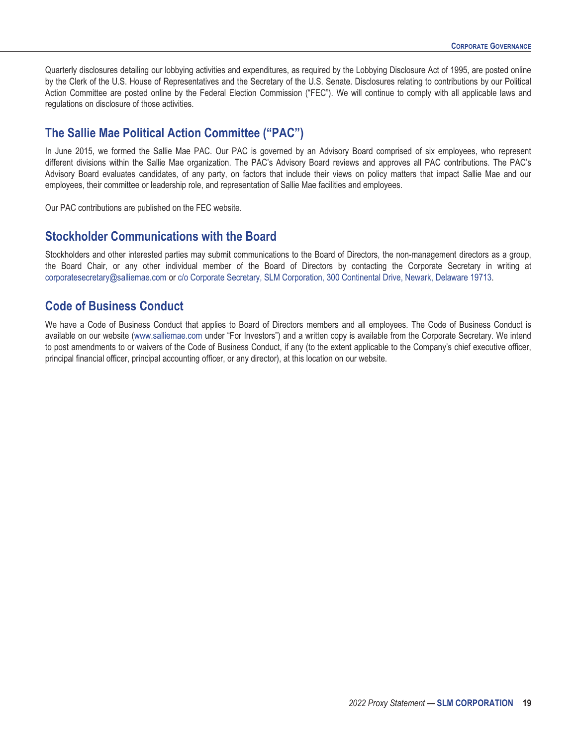Quarterly disclosures detailing our lobbying activities and expenditures, as required by the Lobbying Disclosure Act of 1995, are posted online by the Clerk of the U.S. House of Representatives and the Secretary of the U.S. Senate. Disclosures relating to contributions by our Political Action Committee are posted online by the Federal Election Commission ("FEC"). We will continue to comply with all applicable laws and regulations on disclosure of those activities.

## The Sallie Mae Political Action Committee ("PAC")

In June 2015, we formed the Sallie Mae PAC. Our PAC is governed by an Advisory Board comprised of six employees, who represent different divisions within the Sallie Mae organization. The PAC's Advisory Board reviews and approves all PAC contributions. The PAC's Advisory Board evaluates candidates, of any party, on factors that include their views on policy matters that impact Sallie Mae and our employees, their committee or leadership role, and representation of Sallie Mae facilities and employees.

Our PAC contributions are published on the FEC website.

## Stockholder Communications with the Board

Stockholders and other interested parties may submit communications to the Board of Directors, the non-management directors as a group, the Board Chair, or any other individual member of the Board of Directors by contacting the Corporate Secretary in writing at corporatesecretary@salliemae.com or c/o Corporate Secretary, SLM Corporation, 300 Continental Drive, Newark, Delaware 19713.

## Code of Business Conduct

We have a Code of Business Conduct that applies to Board of Directors members and all employees. The Code of Business Conduct is available on our website (www.salliemae.com under "For Investors") and a written copy is available from the Corporate Secretary. We intend to post amendments to or waivers of the Code of Business Conduct, if any (to the extent applicable to the Company's chief executive officer, principal financial officer, principal accounting officer, or any director), at this location on our website.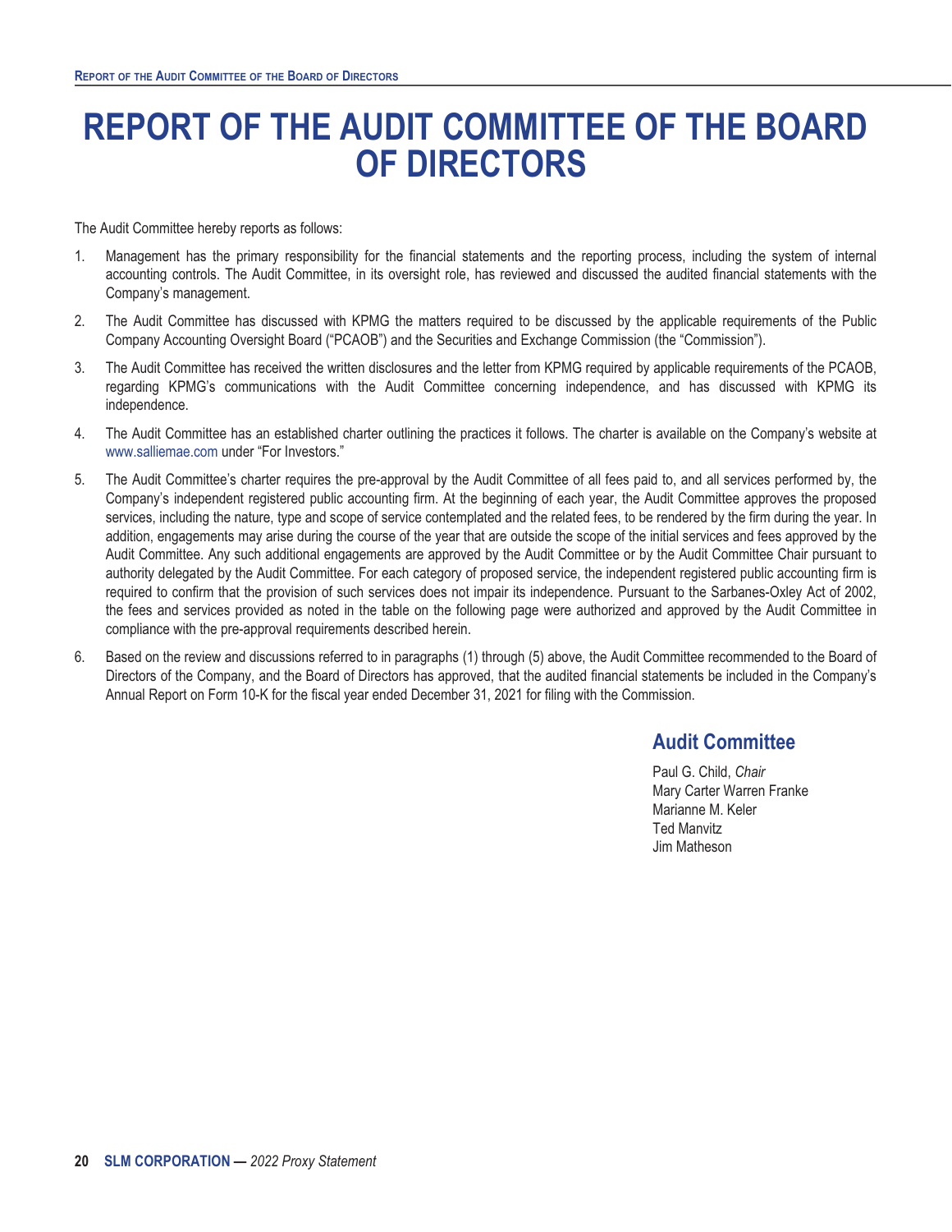# REPORT OF THE AUDIT COMMITTEE OF THE BOARD OF DIRECTORS

The Audit Committee hereby reports as follows:

1. Management has the primary responsibility for the financial statements and the reporting process, including the system of internal accounting controls. The Audit Committee, in its oversight role, has reviewed and discussed the audited financial statements with the Company's management.

2. The Audit Committee has discussed with KPMG the matters required to be discussed by the applicable requirements of the Public Company Accounting Oversight Board ("PCAOB") and the Securities and Exchange Commission (the "Commission").

3. The Audit Committee has received the written disclosures and the letter from KPMG required by applicable requirements of the PCAOB, regarding KPMG's communications with the Audit Committee concerning independence, and has discussed with KPMG its independence.

4. The Audit Committee has an established charter outlining the practices it follows. The charter is available on the Company's website at www.salliemae.com under "For Investors."

5. The Audit Committee's charter requires the pre-approval by the Audit Committee of all fees paid to, and all services performed by, the Company's independent registered public accounting firm. At the beginning of each year, the Audit Committee approves the proposed services, including the nature, type and scope of service contemplated and the related fees, to be rendered by the firm during the year. In addition, engagements may arise during the course of the year that are outside the scope of the initial services and fees approved by the Audit Committee. Any such additional engagements are approved by the Audit Committee or by the Audit Committee Chair pursuant to authority delegated by the Audit Committee. For each category of proposed service, the independent registered public accounting firm is required to confirm that the provision of such services does not impair its independence. Pursuant to the Sarbanes-Oxley Act of 2002, the fees and services provided as noted in the table on the following page were authorized and approved by the Audit Committee in compliance with the pre-approval requirements described herein.

6. Based on the review and discussions referred to in paragraphs (1) through (5) above, the Audit Committee recommended to the Board of Directors of the Company, and the Board of Directors has approved, that the audited financial statements be included in the Company's Annual Report on Form 10-K for the fiscal year ended December 31, 2021 for filing with the Commission.

## Audit Committee

Paul G. Child, *Chair*
Mary Carter Warren Franke
Marianne M. Keler
Ted Manvitz
Jim Matheson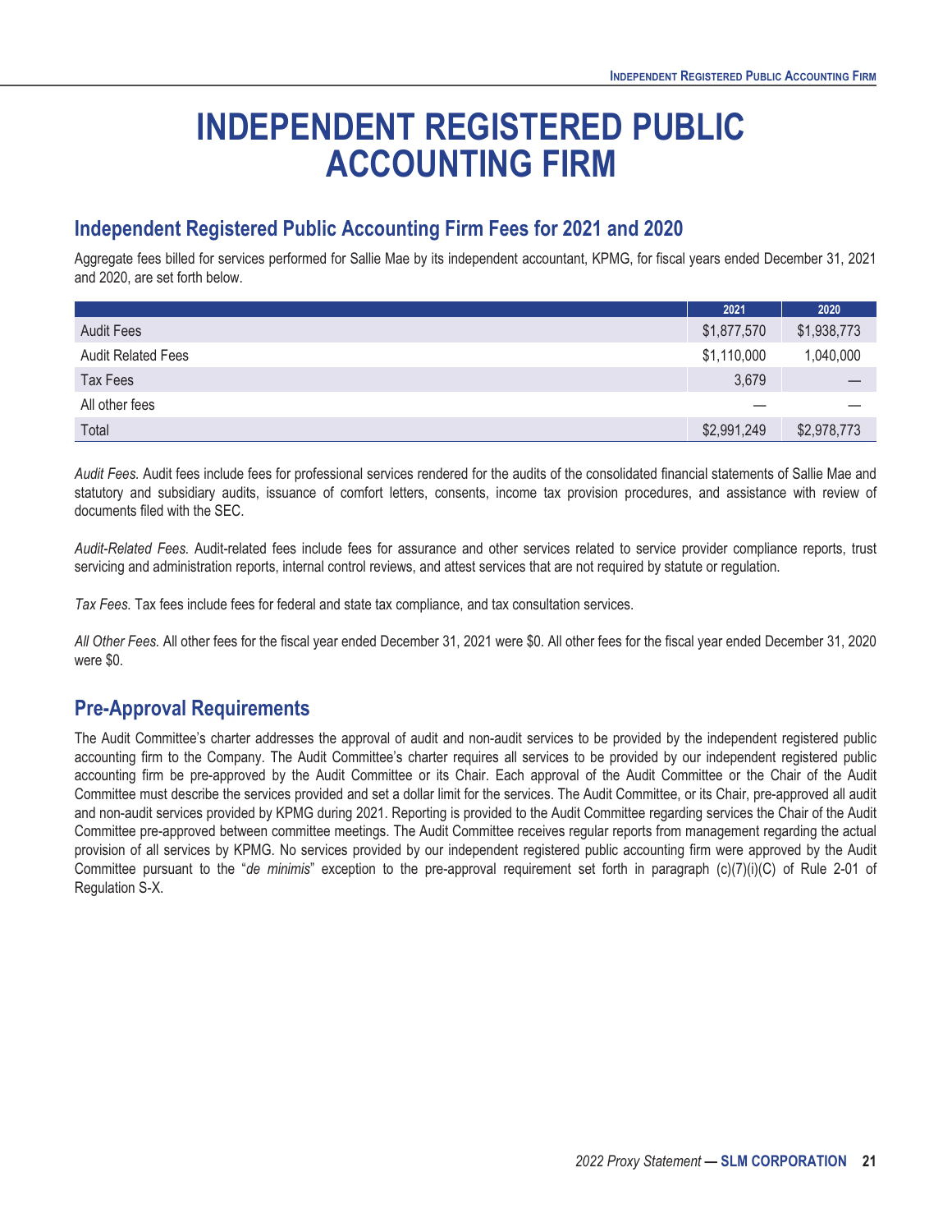# INDEPENDENT REGISTERED PUBLIC ACCOUNTING FIRM

## Independent Registered Public Accounting Firm Fees for 2021 and 2020

Aggregate fees billed for services performed for Sallie Mae by its independent accountant, KPMG, for fiscal years ended December 31, 2021 and 2020, are set forth below.

| | 2021 | 2020 |
|---|---|---|
| Audit Fees | $1,877,570 | $1,938,773 |
| Audit Related Fees | $1,110,000 | 1,040,000 |
| Tax Fees | 3,679 | — |
| All other fees | — | — |
| Total | $2,991,249 | $2,978,773 |

*Audit Fees.* Audit fees include fees for professional services rendered for the audits of the consolidated financial statements of Sallie Mae and statutory and subsidiary audits, issuance of comfort letters, consents, income tax provision procedures, and assistance with review of documents filed with the SEC.

*Audit-Related Fees.* Audit-related fees include fees for assurance and other services related to service provider compliance reports, trust servicing and administration reports, internal control reviews, and attest services that are not required by statute or regulation.

*Tax Fees.* Tax fees include fees for federal and state tax compliance, and tax consultation services.

*All Other Fees.* All other fees for the fiscal year ended December 31, 2021 were $0. All other fees for the fiscal year ended December 31, 2020 were $0.

## Pre-Approval Requirements

The Audit Committee's charter addresses the approval of audit and non-audit services to be provided by the independent registered public accounting firm to the Company. The Audit Committee's charter requires all services to be provided by our independent registered public accounting firm be pre-approved by the Audit Committee or its Chair. Each approval of the Audit Committee or the Chair of the Audit Committee must describe the services provided and set a dollar limit for the services. The Audit Committee, or its Chair, pre-approved all audit and non-audit services provided by KPMG during 2021. Reporting is provided to the Audit Committee regarding services the Chair of the Audit Committee pre-approved between committee meetings. The Audit Committee receives regular reports from management regarding the actual provision of all services by KPMG. No services provided by our independent registered public accounting firm were approved by the Audit Committee pursuant to the "*de minimis*" exception to the pre-approval requirement set forth in paragraph (c)(7)(i)(C) of Rule 2-01 of Regulation S-X.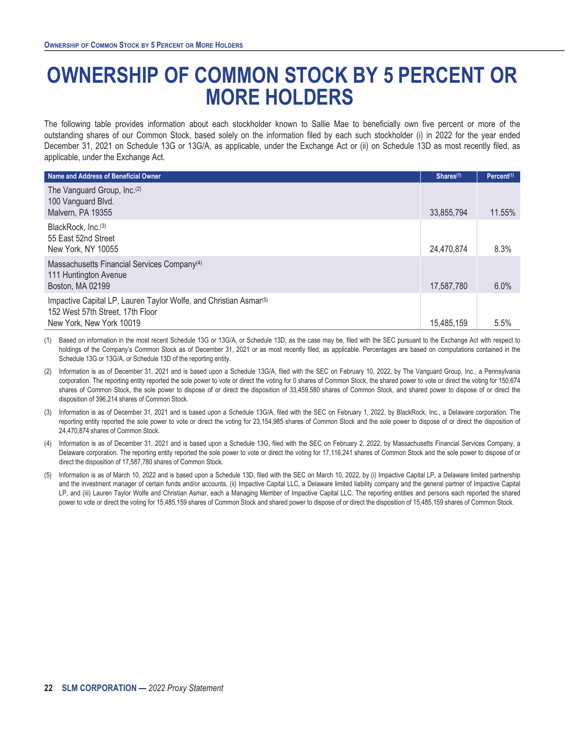# OWNERSHIP OF COMMON STOCK BY 5 PERCENT OR MORE HOLDERS

The following table provides information about each stockholder known to Sallie Mae to beneficially own five percent or more of the outstanding shares of our Common Stock, based solely on the information filed by each such stockholder (i) in 2022 for the year ended December 31, 2021 on Schedule 13G or 13G/A, as applicable, under the Exchange Act or (ii) on Schedule 13D as most recently filed, as applicable, under the Exchange Act.

| Name and Address of Beneficial Owner | Shares[1] | Percent[1] |
|---|---|---|
| The Vanguard Group, Inc.[2]<br>100 Vanguard Blvd.<br>Malvern, PA 19355 | 33,855,794 | 11.55% |
| BlackRock, Inc.[3]<br>55 East 52nd Street<br>New York, NY 10055 | 24,470,874 | 8.3% |
| Massachusetts Financial Services Company[4]<br>111 Huntington Avenue<br>Boston, MA 02199 | 17,587,780 | 6.0% |
| Impactive Capital LP, Lauren Taylor Wolfe, and Christian Asmar[5]<br>152 West 57th Street, 17th Floor<br>New York, New York 10019 | 15,485,159 | 5.5% |

(1) Based on information in the most recent Schedule 13G or 13G/A, or Schedule 13D, as the case may be, filed with the SEC pursuant to the Exchange Act with respect to holdings of the Company's Common Stock as of December 31, 2021 or as most recently filed, as applicable. Percentages are based on computations contained in the Schedule 13G or 13G/A, or Schedule 13D of the reporting entity.

(2) Information is as of December 31, 2021 and is based upon a Schedule 13G/A, filed with the SEC on February 10, 2022, by The Vanguard Group, Inc., a Pennsylvania corporation. The reporting entity reported the sole power to vote or direct the voting for 0 shares of Common Stock, the shared power to vote or direct the voting for 150,674 shares of Common Stock, the sole power to dispose of or direct the disposition of 33,459,580 shares of Common Stock, and shared power to dispose of or direct the disposition of 396,214 shares of Common Stock.

(3) Information is as of December 31, 2021 and is based upon a Schedule 13G/A, filed with the SEC on February 1, 2022, by BlackRock, Inc., a Delaware corporation. The reporting entity reported the sole power to vote or direct the voting for 23,154,985 shares of Common Stock and the sole power to dispose of or direct the disposition of 24,470,874 shares of Common Stock.

(4) Information is as of December 31, 2021 and is based upon a Schedule 13G, filed with the SEC on February 2, 2022, by Massachusetts Financial Services Company, a Delaware corporation. The reporting entity reported the sole power to vote or direct the voting for 17,116,241 shares of Common Stock and the sole power to dispose of or direct the disposition of 17,587,780 shares of Common Stock.

(5) Information is as of March 10, 2022 and is based upon a Schedule 13D, filed with the SEC on March 10, 2022, by (i) Impactive Capital LP, a Delaware limited partnership and the investment manager of certain funds and/or accounts, (ii) Impactive Capital LLC, a Delaware limited liability company and the general partner of Impactive Capital LP, and (iii) Lauren Taylor Wolfe and Christian Asmar, each a Managing Member of Impactive Capital LLC. The reporting entities and persons each reported the shared power to vote or direct the voting for 15,485,159 shares of Common Stock and shared power to dispose of or direct the disposition of 15,485,159 shares of Common Stock.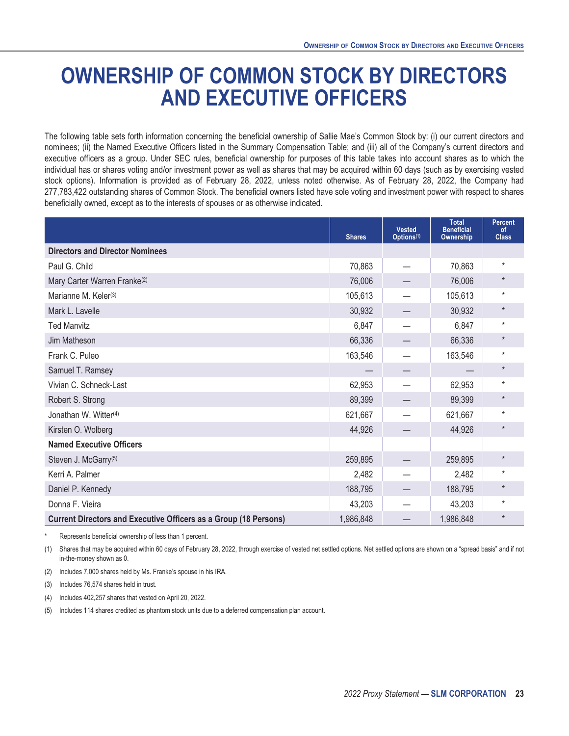# OWNERSHIP OF COMMON STOCK BY DIRECTORS AND EXECUTIVE OFFICERS

The following table sets forth information concerning the beneficial ownership of Sallie Mae's Common Stock by: (i) our current directors and nominees; (ii) the Named Executive Officers listed in the Summary Compensation Table; and (iii) all of the Company's current directors and executive officers as a group. Under SEC rules, beneficial ownership for purposes of this table takes into account shares as to which the individual has or shares voting and/or investment power as well as shares that may be acquired within 60 days (such as by exercising vested stock options). Information is provided as of February 28, 2022, unless noted otherwise. As of February 28, 2022, the Company had 277,783,422 outstanding shares of Common Stock. The beneficial owners listed have sole voting and investment power with respect to shares beneficially owned, except as to the interests of spouses or as otherwise indicated.

| | Shares | Vested Options[(1)] | Total Beneficial Ownership | Percent of Class |
|---|---|---|---|---|
| **Directors and Director Nominees** | | | | |
| Paul G. Child | 70,863 | — | 70,863 | * |
| Mary Carter Warren Franke[(2)] | 76,006 | — | 76,006 | * |
| Marianne M. Keler[(3)] | 105,613 | — | 105,613 | * |
| Mark L. Lavelle | 30,932 | — | 30,932 | * |
| Ted Manvitz | 6,847 | — | 6,847 | * |
| Jim Matheson | 66,336 | — | 66,336 | * |
| Frank C. Puleo | 163,546 | — | 163,546 | * |
| Samuel T. Ramsey | — | — | — | * |
| Vivian C. Schneck-Last | 62,953 | — | 62,953 | * |
| Robert S. Strong | 89,399 | — | 89,399 | * |
| Jonathan W. Witter[(4)] | 621,667 | — | 621,667 | * |
| Kirsten O. Wolberg | 44,926 | — | 44,926 | * |
| **Named Executive Officers** | | | | |
| Steven J. McGarry[(5)] | 259,895 | — | 259,895 | * |
| Kerri A. Palmer | 2,482 | — | 2,482 | * |
| Daniel P. Kennedy | 188,795 | — | 188,795 | * |
| Donna F. Vieira | 43,203 | — | 43,203 | * |
| **Current Directors and Executive Officers as a Group (18 Persons)** | 1,986,848 | — | 1,986,848 | * |

\* Represents beneficial ownership of less than 1 percent.

(1) Shares that may be acquired within 60 days of February 28, 2022, through exercise of vested net settled options. Net settled options are shown on a "spread basis" and if not in-the-money shown as 0.

(2) Includes 7,000 shares held by Ms. Franke's spouse in his IRA.

(3) Includes 76,574 shares held in trust.

(4) Includes 402,257 shares that vested on April 20, 2022.

(5) Includes 114 shares credited as phantom stock units due to a deferred compensation plan account.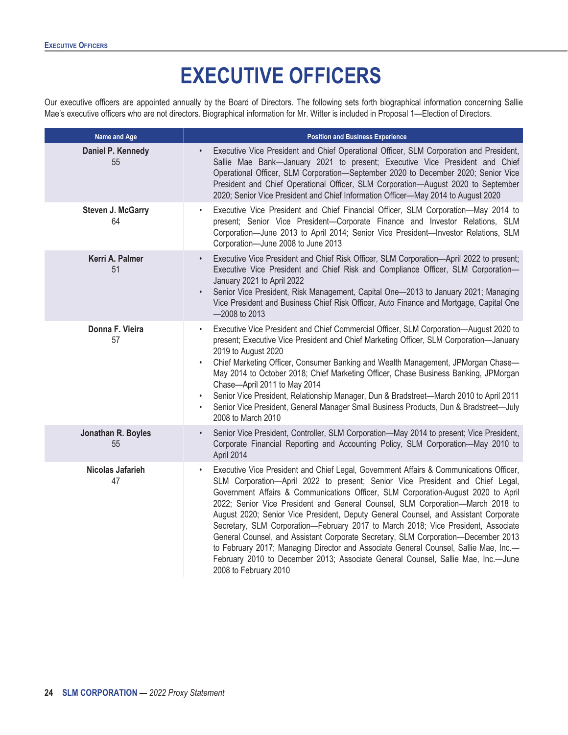# EXECUTIVE OFFICERS

Our executive officers are appointed annually by the Board of Directors. The following sets forth biographical information concerning Sallie Mae's executive officers who are not directors. Biographical information for Mr. Witter is included in Proposal 1—Election of Directors.

| Name and Age | Position and Business Experience |
|---|---|
| **Daniel P. Kennedy**<br>55 | • Executive Vice President and Chief Operational Officer, SLM Corporation and President, Sallie Mae Bank—January 2021 to present; Executive Vice President and Chief Operational Officer, SLM Corporation—September 2020 to December 2020; Senior Vice President and Chief Operational Officer, SLM Corporation—August 2020 to September 2020; Senior Vice President and Chief Information Officer—May 2014 to August 2020 |
| **Steven J. McGarry**<br>64 | • Executive Vice President and Chief Financial Officer, SLM Corporation—May 2014 to present; Senior Vice President—Corporate Finance and Investor Relations, SLM Corporation—June 2013 to April 2014; Senior Vice President—Investor Relations, SLM Corporation—June 2008 to June 2013 |
| **Kerri A. Palmer**<br>51 | • Executive Vice President and Chief Risk Officer, SLM Corporation—April 2022 to present; Executive Vice President and Chief Risk and Compliance Officer, SLM Corporation—January 2021 to April 2022<br>• Senior Vice President, Risk Management, Capital One—2013 to January 2021; Managing Vice President and Business Chief Risk Officer, Auto Finance and Mortgage, Capital One—2008 to 2013 |
| **Donna F. Vieira**<br>57 | • Executive Vice President and Chief Commercial Officer, SLM Corporation—August 2020 to present; Executive Vice President and Chief Marketing Officer, SLM Corporation—January 2019 to August 2020<br>• Chief Marketing Officer, Consumer Banking and Wealth Management, JPMorgan Chase—May 2014 to October 2018; Chief Marketing Officer, Chase Business Banking, JPMorgan Chase—April 2011 to May 2014<br>• Senior Vice President, Relationship Manager, Dun & Bradstreet—March 2010 to April 2011<br>• Senior Vice President, General Manager Small Business Products, Dun & Bradstreet—July 2008 to March 2010 |
| **Jonathan R. Boyles**<br>55 | • Senior Vice President, Controller, SLM Corporation—May 2014 to present; Vice President, Corporate Financial Reporting and Accounting Policy, SLM Corporation—May 2010 to April 2014 |
| **Nicolas Jafarieh**<br>47 | • Executive Vice President and Chief Legal, Government Affairs & Communications Officer, SLM Corporation—April 2022 to present; Senior Vice President and Chief Legal, Government Affairs & Communications Officer, SLM Corporation-August 2020 to April 2022; Senior Vice President and General Counsel, SLM Corporation—March 2018 to August 2020; Senior Vice President, Deputy General Counsel, and Assistant Corporate Secretary, SLM Corporation—February 2017 to March 2018; Vice President, Associate General Counsel, and Assistant Corporate Secretary, SLM Corporation—December 2013 to February 2017; Managing Director and Associate General Counsel, Sallie Mae, Inc.—February 2010 to December 2013; Associate General Counsel, Sallie Mae, Inc.—June 2008 to February 2010 |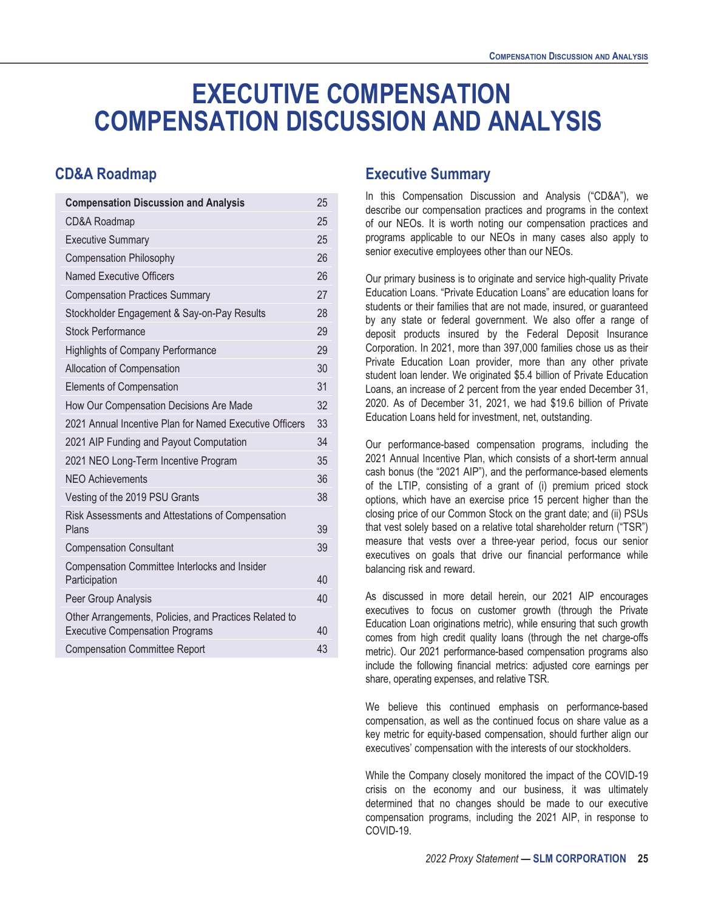# EXECUTIVE COMPENSATION COMPENSATION DISCUSSION AND ANALYSIS

## CD&A Roadmap

| **Compensation Discussion and Analysis** | 25 |
|---|---|
| CD&A Roadmap | 25 |
| Executive Summary | 25 |
| Compensation Philosophy | 26 |
| Named Executive Officers | 26 |
| Compensation Practices Summary | 27 |
| Stockholder Engagement & Say-on-Pay Results | 28 |
| Stock Performance | 29 |
| Highlights of Company Performance | 29 |
| Allocation of Compensation | 30 |
| Elements of Compensation | 31 |
| How Our Compensation Decisions Are Made | 32 |
| 2021 Annual Incentive Plan for Named Executive Officers | 33 |
| 2021 AIP Funding and Payout Computation | 34 |
| 2021 NEO Long-Term Incentive Program | 35 |
| NEO Achievements | 36 |
| Vesting of the 2019 PSU Grants | 38 |
| Risk Assessments and Attestations of Compensation Plans | 39 |
| Compensation Consultant | 39 |
| Compensation Committee Interlocks and Insider Participation | 40 |
| Peer Group Analysis | 40 |
| Other Arrangements, Policies, and Practices Related to Executive Compensation Programs | 40 |
| Compensation Committee Report | 43 |

## Executive Summary

In this Compensation Discussion and Analysis ("CD&A"), we describe our compensation practices and programs in the context of our NEOs. It is worth noting our compensation practices and programs applicable to our NEOs in many cases also apply to senior executive employees other than our NEOs.

Our primary business is to originate and service high-quality Private Education Loans. "Private Education Loans" are education loans for students or their families that are not made, insured, or guaranteed by any state or federal government. We also offer a range of deposit products insured by the Federal Deposit Insurance Corporation. In 2021, more than 397,000 families chose us as their Private Education Loan provider, more than any other private student loan lender. We originated $5.4 billion of Private Education Loans, an increase of 2 percent from the year ended December 31, 2020. As of December 31, 2021, we had $19.6 billion of Private Education Loans held for investment, net, outstanding.

Our performance-based compensation programs, including the 2021 Annual Incentive Plan, which consists of a short-term annual cash bonus (the "2021 AIP"), and the performance-based elements of the LTIP, consisting of a grant of (i) premium priced stock options, which have an exercise price 15 percent higher than the closing price of our Common Stock on the grant date; and (ii) PSUs that vest solely based on a relative total shareholder return ("TSR") measure that vests over a three-year period, focus our senior executives on goals that drive our financial performance while balancing risk and reward.

As discussed in more detail herein, our 2021 AIP encourages executives to focus on customer growth (through the Private Education Loan originations metric), while ensuring that such growth comes from high credit quality loans (through the net charge-offs metric). Our 2021 performance-based compensation programs also include the following financial metrics: adjusted core earnings per share, operating expenses, and relative TSR.

We believe this continued emphasis on performance-based compensation, as well as the continued focus on share value as a key metric for equity-based compensation, should further align our executives' compensation with the interests of our stockholders.

While the Company closely monitored the impact of the COVID-19 crisis on the economy and our business, it was ultimately determined that no changes should be made to our executive compensation programs, including the 2021 AIP, in response to COVID-19.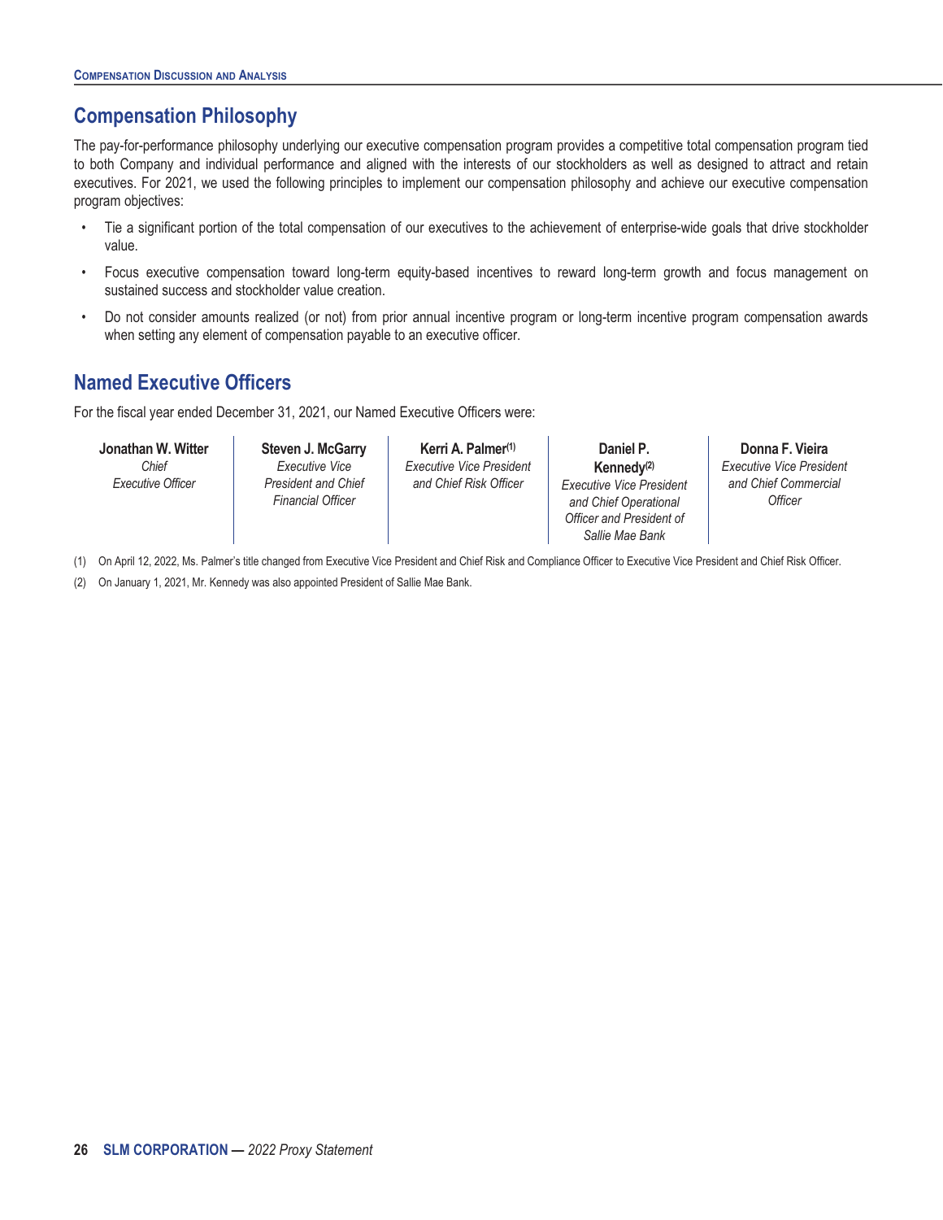## Compensation Philosophy

The pay-for-performance philosophy underlying our executive compensation program provides a competitive total compensation program tied to both Company and individual performance and aligned with the interests of our stockholders as well as designed to attract and retain executives. For 2021, we used the following principles to implement our compensation philosophy and achieve our executive compensation program objectives:

- Tie a significant portion of the total compensation of our executives to the achievement of enterprise-wide goals that drive stockholder value.
- Focus executive compensation toward long-term equity-based incentives to reward long-term growth and focus management on sustained success and stockholder value creation.
- Do not consider amounts realized (or not) from prior annual incentive program or long-term incentive program compensation awards when setting any element of compensation payable to an executive officer.

## Named Executive Officers

For the fiscal year ended December 31, 2021, our Named Executive Officers were:

| **Jonathan W. Witter** | **Steven J. McGarry** | **Kerri A. Palmer**[1] | **Daniel P. Kennedy**[2] | **Donna F. Vieira** |
|---|---|---|---|---|
| *Chief Executive Officer* | *Executive Vice President and Chief Financial Officer* | *Executive Vice President and Chief Risk Officer* | *Executive Vice President and Chief Operational Officer and President of Sallie Mae Bank* | *Executive Vice President and Chief Commercial Officer* |

(1) On April 12, 2022, Ms. Palmer's title changed from Executive Vice President and Chief Risk and Compliance Officer to Executive Vice President and Chief Risk Officer.

(2) On January 1, 2021, Mr. Kennedy was also appointed President of Sallie Mae Bank.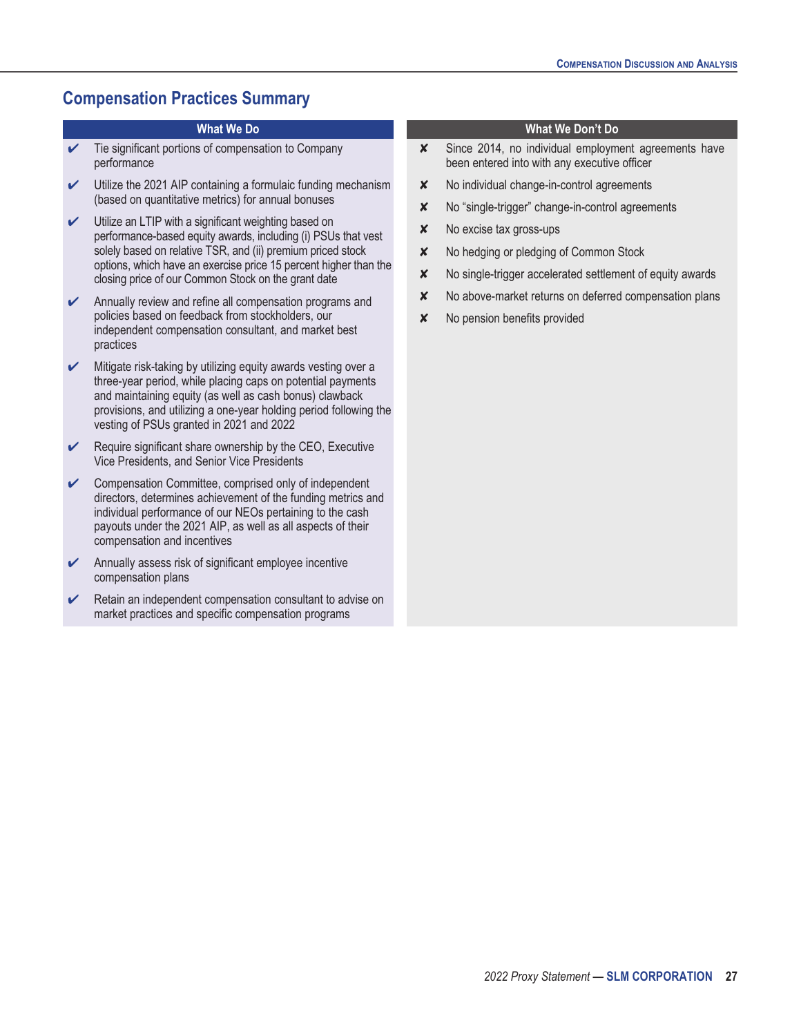## Compensation Practices Summary

| What We Do | What We Don't Do |
|---|---|
| ✔ Tie significant portions of compensation to Company performance | ✘ Since 2014, no individual employment agreements have been entered into with any executive officer |
| ✔ Utilize the 2021 AIP containing a formulaic funding mechanism (based on quantitative metrics) for annual bonuses | ✘ No individual change-in-control agreements |
| ✔ Utilize an LTIP with a significant weighting based on performance-based equity awards, including (i) PSUs that vest solely based on relative TSR, and (ii) premium priced stock options, which have an exercise price 15 percent higher than the closing price of our Common Stock on the grant date | ✘ No "single-trigger" change-in-control agreements |
| ✔ Annually review and refine all compensation programs and policies based on feedback from stockholders, our independent compensation consultant, and market best practices | ✘ No excise tax gross-ups |
| ✔ Mitigate risk-taking by utilizing equity awards vesting over a three-year period, while placing caps on potential payments and maintaining equity (as well as cash bonus) clawback provisions, and utilizing a one-year holding period following the vesting of PSUs granted in 2021 and 2022 | ✘ No hedging or pledging of Common Stock |
| ✔ Require significant share ownership by the CEO, Executive Vice Presidents, and Senior Vice Presidents | ✘ No single-trigger accelerated settlement of equity awards |
| ✔ Compensation Committee, comprised only of independent directors, determines achievement of the funding metrics and individual performance of our NEOs pertaining to the cash payouts under the 2021 AIP, as well as all aspects of their compensation and incentives | ✘ No above-market returns on deferred compensation plans |
| ✔ Annually assess risk of significant employee incentive compensation plans | ✘ No pension benefits provided |
| ✔ Retain an independent compensation consultant to advise on market practices and specific compensation programs | |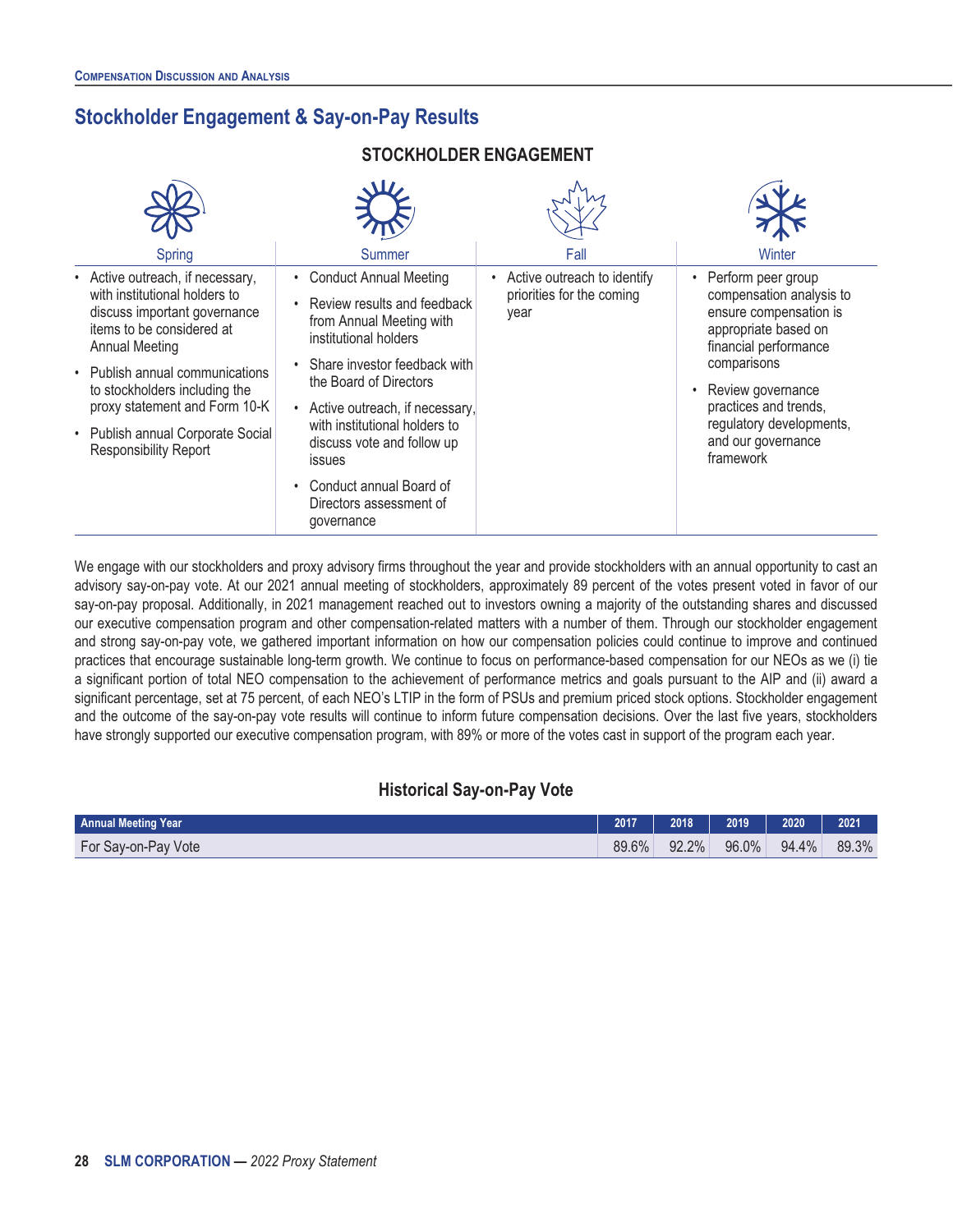## Stockholder Engagement & Say-on-Pay Results

### STOCKHOLDER ENGAGEMENT

| Spring | Summer | Fall | Winter |
|---|---|---|---|
| • Active outreach, if necessary, with institutional holders to discuss important governance items to be considered at Annual Meeting<br>• Publish annual communications to stockholders including the proxy statement and Form 10-K<br>• Publish annual Corporate Social Responsibility Report | • Conduct Annual Meeting<br>• Review results and feedback from Annual Meeting with institutional holders<br>• Share investor feedback with the Board of Directors<br>• Active outreach, if necessary, with institutional holders to discuss vote and follow up issues<br>• Conduct annual Board of Directors assessment of governance | • Active outreach to identify priorities for the coming year | • Perform peer group compensation analysis to ensure compensation is appropriate based on financial performance comparisons<br>• Review governance practices and trends, regulatory developments, and our governance framework |

We engage with our stockholders and proxy advisory firms throughout the year and provide stockholders with an annual opportunity to cast an advisory say-on-pay vote. At our 2021 annual meeting of stockholders, approximately 89 percent of the votes present voted in favor of our say-on-pay proposal. Additionally, in 2021 management reached out to investors owning a majority of the outstanding shares and discussed our executive compensation program and other compensation-related matters with a number of them. Through our stockholder engagement and strong say-on-pay vote, we gathered important information on how our compensation policies could continue to improve and continued practices that encourage sustainable long-term growth. We continue to focus on performance-based compensation for our NEOs as we (i) tie a significant portion of total NEO compensation to the achievement of performance metrics and goals pursuant to the AIP and (ii) award a significant percentage, set at 75 percent, of each NEO's LTIP in the form of PSUs and premium priced stock options. Stockholder engagement and the outcome of the say-on-pay vote results will continue to inform future compensation decisions. Over the last five years, stockholders have strongly supported our executive compensation program, with 89% or more of the votes cast in support of the program each year.

### Historical Say-on-Pay Vote

| Annual Meeting Year | 2017 | 2018 | 2019 | 2020 | 2021 |
|---|---|---|---|---|---|
| For Say-on-Pay Vote | 89.6% | 92.2% | 96.0% | 94.4% | 89.3% |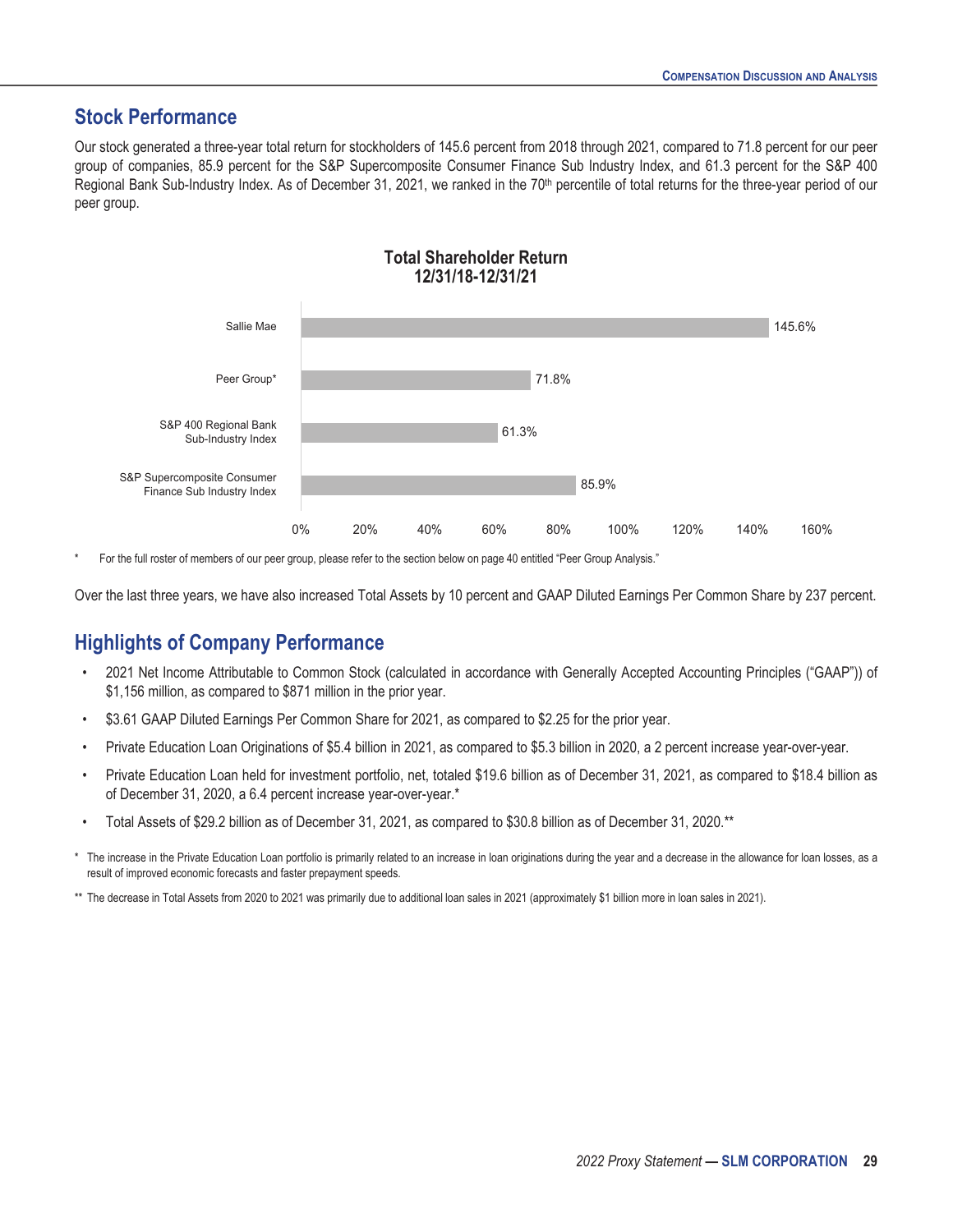## Stock Performance

Our stock generated a three-year total return for stockholders of 145.6 percent from 2018 through 2021, compared to 71.8 percent for our peer group of companies, 85.9 percent for the S&P Supercomposite Consumer Finance Sub Industry Index, and 61.3 percent for the S&P 400 Regional Bank Sub-Industry Index. As of December 31, 2021, we ranked in the 70th percentile of total returns for the three-year period of our peer group.

**Total Shareholder Return 12/31/18-12/31/21**

| | Total Shareholder Return |
|---|---|
| Sallie Mae | 145.6% |
| Peer Group* | 71.8% |
| S&P 400 Regional Bank Sub-Industry Index | 61.3% |
| S&P Supercomposite Consumer Finance Sub Industry Index | 85.9% |

\* For the full roster of members of our peer group, please refer to the section below on page 40 entitled "Peer Group Analysis."

Over the last three years, we have also increased Total Assets by 10 percent and GAAP Diluted Earnings Per Common Share by 237 percent.

## Highlights of Company Performance

- 2021 Net Income Attributable to Common Stock (calculated in accordance with Generally Accepted Accounting Principles ("GAAP")) of $1,156 million, as compared to $871 million in the prior year.
- $3.61 GAAP Diluted Earnings Per Common Share for 2021, as compared to $2.25 for the prior year.
- Private Education Loan Originations of $5.4 billion in 2021, as compared to $5.3 billion in 2020, a 2 percent increase year-over-year.
- Private Education Loan held for investment portfolio, net, totaled $19.6 billion as of December 31, 2021, as compared to $18.4 billion as of December 31, 2020, a 6.4 percent increase year-over-year.*
- Total Assets of $29.2 billion as of December 31, 2021, as compared to $30.8 billion as of December 31, 2020.**

\* The increase in the Private Education Loan portfolio is primarily related to an increase in loan originations during the year and a decrease in the allowance for loan losses, as a result of improved economic forecasts and faster prepayment speeds.

\*\* The decrease in Total Assets from 2020 to 2021 was primarily due to additional loan sales in 2021 (approximately $1 billion more in loan sales in 2021).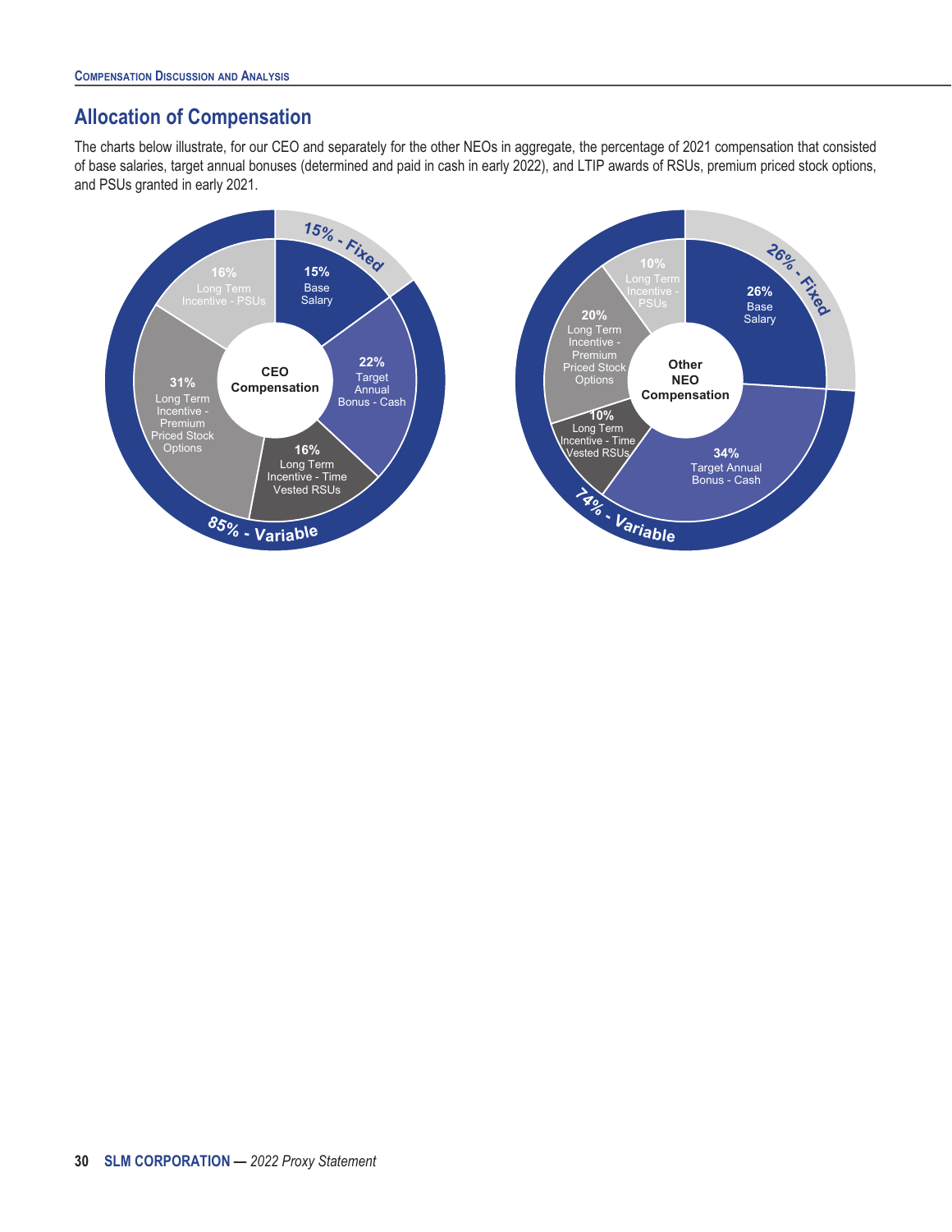## Allocation of Compensation

The charts below illustrate, for our CEO and separately for the other NEOs in aggregate, the percentage of 2021 compensation that consisted of base salaries, target annual bonuses (determined and paid in cash in early 2022), and LTIP awards of RSUs, premium priced stock options, and PSUs granted in early 2021.

**CEO Compensation**

- 15% - Fixed
  - 15% Base Salary
- 85% - Variable
  - 22% Target Annual Bonus - Cash
  - 16% Long Term Incentive - Time Vested RSUs
  - 31% Long Term Incentive - Premium Priced Stock Options
  - 16% Long Term Incentive - PSUs

**Other NEO Compensation**

- 26% - Fixed
  - 26% Base Salary
- 74% - Variable
  - 34% Target Annual Bonus - Cash
  - 10% Long Term Incentive - Time Vested RSUs
  - 20% Long Term Incentive - Premium Priced Stock Options
  - 10% Long Term Incentive - PSUs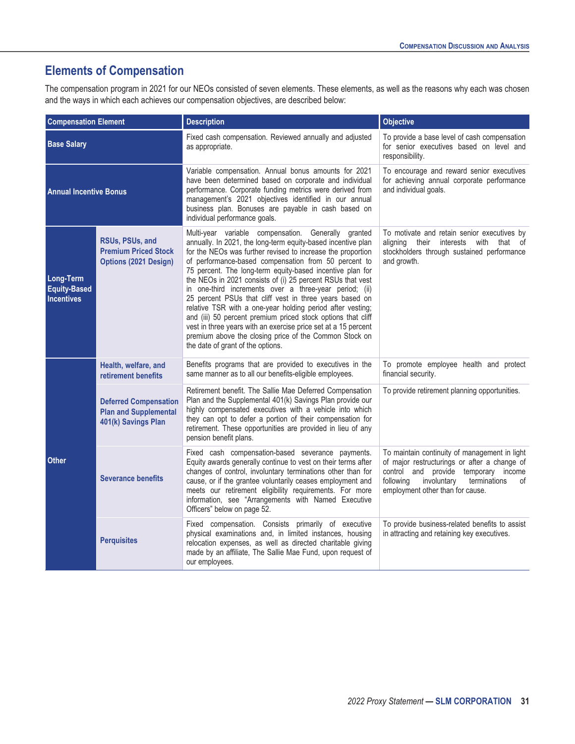## Elements of Compensation

The compensation program in 2021 for our NEOs consisted of seven elements. These elements, as well as the reasons why each was chosen and the ways in which each achieves our compensation objectives, are described below:

| Compensation Element | | Description | Objective |
|---|---|---|---|
| **Base Salary** | | Fixed cash compensation. Reviewed annually and adjusted as appropriate. | To provide a base level of cash compensation for senior executives based on level and responsibility. |
| **Annual Incentive Bonus** | | Variable compensation. Annual bonus amounts for 2021 have been determined based on corporate and individual performance. Corporate funding metrics were derived from management's 2021 objectives identified in our annual business plan. Bonuses are payable in cash based on individual performance goals. | To encourage and reward senior executives for achieving annual corporate performance and individual goals. |
| **Long-Term Equity-Based Incentives** | **RSUs, PSUs, and Premium Priced Stock Options (2021 Design)** | Multi-year variable compensation. Generally granted annually. In 2021, the long-term equity-based incentive plan for the NEOs was further revised to increase the proportion of performance-based compensation from 50 percent to 75 percent. The long-term equity-based incentive plan for the NEOs in 2021 consists of (i) 25 percent RSUs that vest in one-third increments over a three-year period; (ii) 25 percent PSUs that cliff vest in three years based on relative TSR with a one-year holding period after vesting; and (iii) 50 percent premium priced stock options that cliff vest in three years with an exercise price set at a 15 percent premium above the closing price of the Common Stock on the date of grant of the options. | To motivate and retain senior executives by aligning their interests with that of stockholders through sustained performance and growth. |
| **Other** | **Health, welfare, and retirement benefits** | Benefits programs that are provided to executives in the same manner as to all our benefits-eligible employees. | To promote employee health and protect financial security. |
| | **Deferred Compensation Plan and Supplemental 401(k) Savings Plan** | Retirement benefit. The Sallie Mae Deferred Compensation Plan and the Supplemental 401(k) Savings Plan provide our highly compensated executives with a vehicle into which they can opt to defer a portion of their compensation for retirement. These opportunities are provided in lieu of any pension benefit plans. | To provide retirement planning opportunities. |
| | **Severance benefits** | Fixed cash compensation-based severance payments. Equity awards generally continue to vest on their terms after changes of control, involuntary terminations other than for cause, or if the grantee voluntarily ceases employment and meets our retirement eligibility requirements. For more information, see "Arrangements with Named Executive Officers" below on page 52. | To maintain continuity of management in light of major restructurings or after a change of control and provide temporary income following involuntary terminations of employment other than for cause. |
| | **Perquisites** | Fixed compensation. Consists primarily of executive physical examinations and, in limited instances, housing relocation expenses, as well as directed charitable giving made by an affiliate, The Sallie Mae Fund, upon request of our employees. | To provide business-related benefits to assist in attracting and retaining key executives. |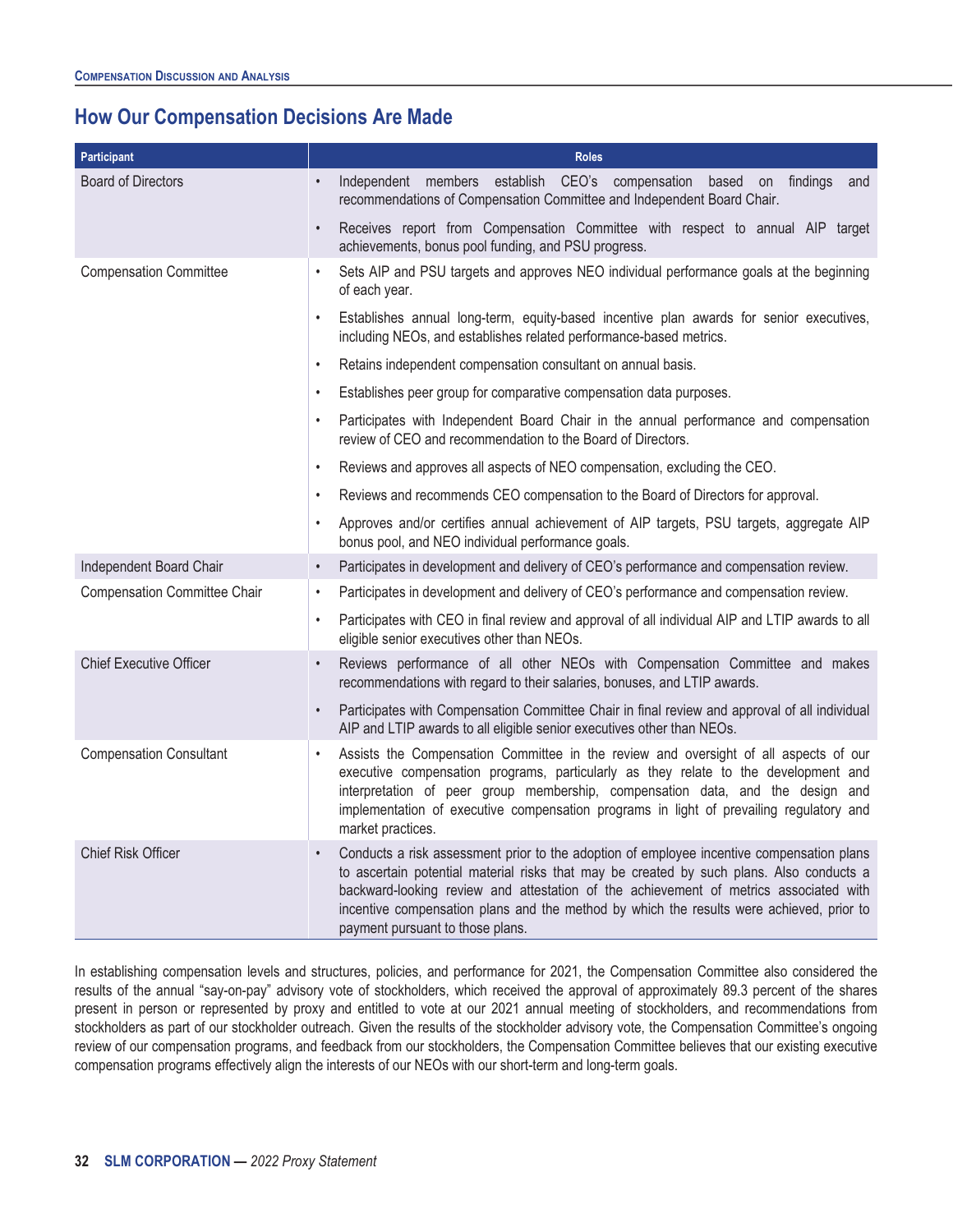## How Our Compensation Decisions Are Made

| Participant | Roles |
|---|---|
| Board of Directors | • Independent members establish CEO's compensation based on findings and recommendations of Compensation Committee and Independent Board Chair.<br>• Receives report from Compensation Committee with respect to annual AIP target achievements, bonus pool funding, and PSU progress. |
| Compensation Committee | • Sets AIP and PSU targets and approves NEO individual performance goals at the beginning of each year.<br>• Establishes annual long-term, equity-based incentive plan awards for senior executives, including NEOs, and establishes related performance-based metrics.<br>• Retains independent compensation consultant on annual basis.<br>• Establishes peer group for comparative compensation data purposes.<br>• Participates with Independent Board Chair in the annual performance and compensation review of CEO and recommendation to the Board of Directors.<br>• Reviews and approves all aspects of NEO compensation, excluding the CEO.<br>• Reviews and recommends CEO compensation to the Board of Directors for approval.<br>• Approves and/or certifies annual achievement of AIP targets, PSU targets, aggregate AIP bonus pool, and NEO individual performance goals. |
| Independent Board Chair | • Participates in development and delivery of CEO's performance and compensation review. |
| Compensation Committee Chair | • Participates in development and delivery of CEO's performance and compensation review.<br>• Participates with CEO in final review and approval of all individual AIP and LTIP awards to all eligible senior executives other than NEOs. |
| Chief Executive Officer | • Reviews performance of all other NEOs with Compensation Committee and makes recommendations with regard to their salaries, bonuses, and LTIP awards.<br>• Participates with Compensation Committee Chair in final review and approval of all individual AIP and LTIP awards to all eligible senior executives other than NEOs. |
| Compensation Consultant | • Assists the Compensation Committee in the review and oversight of all aspects of our executive compensation programs, particularly as they relate to the development and interpretation of peer group membership, compensation data, and the design and implementation of executive compensation programs in light of prevailing regulatory and market practices. |
| Chief Risk Officer | • Conducts a risk assessment prior to the adoption of employee incentive compensation plans to ascertain potential material risks that may be created by such plans. Also conducts a backward-looking review and attestation of the achievement of metrics associated with incentive compensation plans and the method by which the results were achieved, prior to payment pursuant to those plans. |

In establishing compensation levels and structures, policies, and performance for 2021, the Compensation Committee also considered the results of the annual "say-on-pay" advisory vote of stockholders, which received the approval of approximately 89.3 percent of the shares present in person or represented by proxy and entitled to vote at our 2021 annual meeting of stockholders, and recommendations from stockholders as part of our stockholder outreach. Given the results of the stockholder advisory vote, the Compensation Committee's ongoing review of our compensation programs, and feedback from our stockholders, the Compensation Committee believes that our existing executive compensation programs effectively align the interests of our NEOs with our short-term and long-term goals.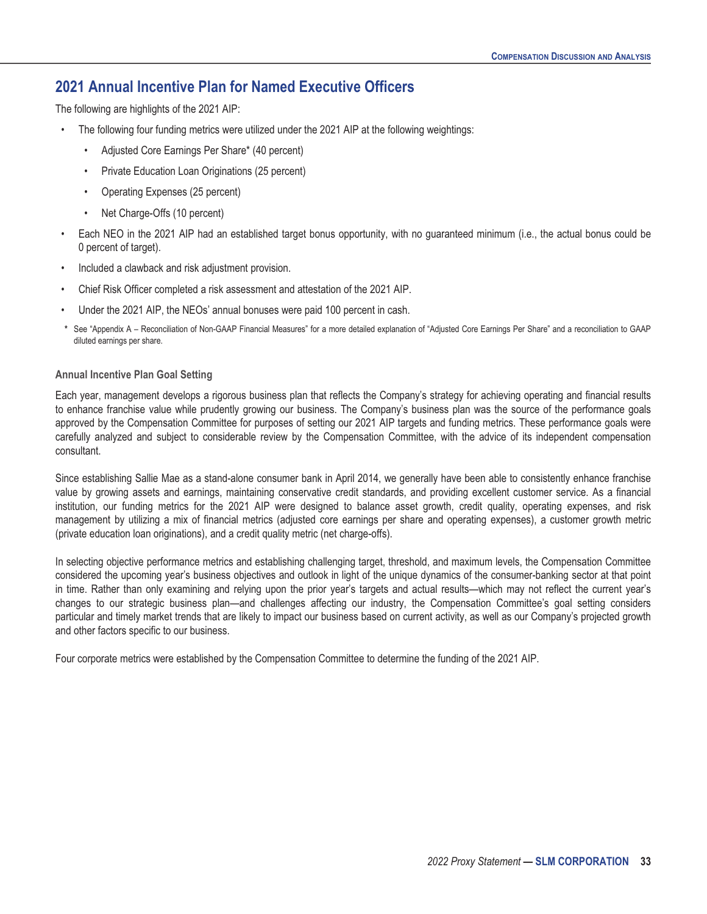## 2021 Annual Incentive Plan for Named Executive Officers

The following are highlights of the 2021 AIP:

- The following four funding metrics were utilized under the 2021 AIP at the following weightings:
  - Adjusted Core Earnings Per Share* (40 percent)
  - Private Education Loan Originations (25 percent)
  - Operating Expenses (25 percent)
  - Net Charge-Offs (10 percent)
- Each NEO in the 2021 AIP had an established target bonus opportunity, with no guaranteed minimum (i.e., the actual bonus could be 0 percent of target).
- Included a clawback and risk adjustment provision.
- Chief Risk Officer completed a risk assessment and attestation of the 2021 AIP.
- Under the 2021 AIP, the NEOs' annual bonuses were paid 100 percent in cash.

\* See "Appendix A – Reconciliation of Non-GAAP Financial Measures" for a more detailed explanation of "Adjusted Core Earnings Per Share" and a reconciliation to GAAP diluted earnings per share.

#### Annual Incentive Plan Goal Setting

Each year, management develops a rigorous business plan that reflects the Company's strategy for achieving operating and financial results to enhance franchise value while prudently growing our business. The Company's business plan was the source of the performance goals approved by the Compensation Committee for purposes of setting our 2021 AIP targets and funding metrics. These performance goals were carefully analyzed and subject to considerable review by the Compensation Committee, with the advice of its independent compensation consultant.

Since establishing Sallie Mae as a stand-alone consumer bank in April 2014, we generally have been able to consistently enhance franchise value by growing assets and earnings, maintaining conservative credit standards, and providing excellent customer service. As a financial institution, our funding metrics for the 2021 AIP were designed to balance asset growth, credit quality, operating expenses, and risk management by utilizing a mix of financial metrics (adjusted core earnings per share and operating expenses), a customer growth metric (private education loan originations), and a credit quality metric (net charge-offs).

In selecting objective performance metrics and establishing challenging target, threshold, and maximum levels, the Compensation Committee considered the upcoming year's business objectives and outlook in light of the unique dynamics of the consumer-banking sector at that point in time. Rather than only examining and relying upon the prior year's targets and actual results—which may not reflect the current year's changes to our strategic business plan—and challenges affecting our industry, the Compensation Committee's goal setting considers particular and timely market trends that are likely to impact our business based on current activity, as well as our Company's projected growth and other factors specific to our business.

Four corporate metrics were established by the Compensation Committee to determine the funding of the 2021 AIP.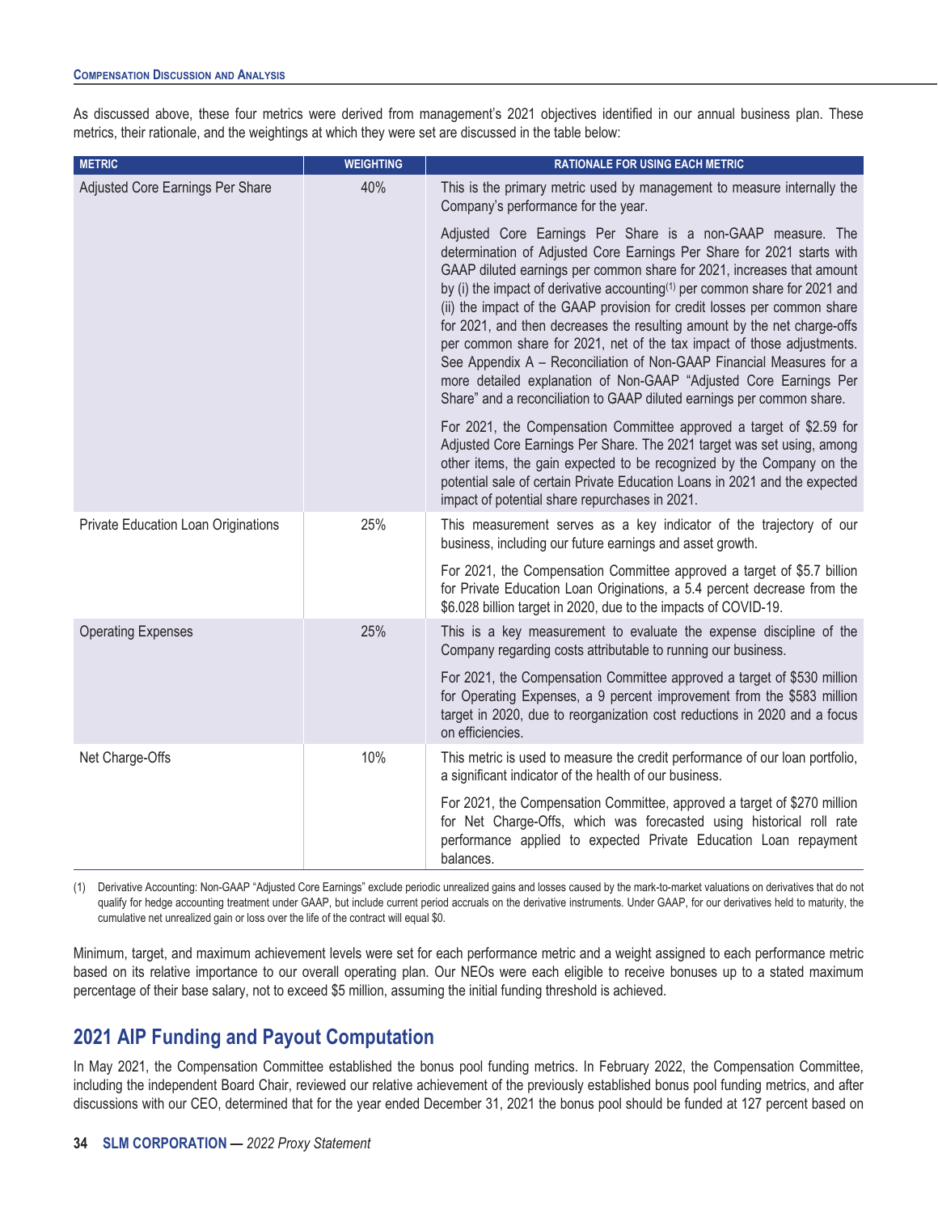As discussed above, these four metrics were derived from management's 2021 objectives identified in our annual business plan. These metrics, their rationale, and the weightings at which they were set are discussed in the table below:

| METRIC | WEIGHTING | RATIONALE FOR USING EACH METRIC |
|---|---|---|
| Adjusted Core Earnings Per Share | 40% | This is the primary metric used by management to measure internally the Company's performance for the year.<br><br>Adjusted Core Earnings Per Share is a non-GAAP measure. The determination of Adjusted Core Earnings Per Share for 2021 starts with GAAP diluted earnings per common share for 2021, increases that amount by (i) the impact of derivative accounting[1] per common share for 2021 and (ii) the impact of the GAAP provision for credit losses per common share for 2021, and then decreases the resulting amount by the net charge-offs per common share for 2021, net of the tax impact of those adjustments. See Appendix A – Reconciliation of Non-GAAP Financial Measures for a more detailed explanation of Non-GAAP "Adjusted Core Earnings Per Share" and a reconciliation to GAAP diluted earnings per common share.<br><br>For 2021, the Compensation Committee approved a target of $2.59 for Adjusted Core Earnings Per Share. The 2021 target was set using, among other items, the gain expected to be recognized by the Company on the potential sale of certain Private Education Loans in 2021 and the expected impact of potential share repurchases in 2021. |
| Private Education Loan Originations | 25% | This measurement serves as a key indicator of the trajectory of our business, including our future earnings and asset growth.<br><br>For 2021, the Compensation Committee approved a target of $5.7 billion for Private Education Loan Originations, a 5.4 percent decrease from the $6.028 billion target in 2020, due to the impacts of COVID-19. |
| Operating Expenses | 25% | This is a key measurement to evaluate the expense discipline of the Company regarding costs attributable to running our business.<br><br>For 2021, the Compensation Committee approved a target of $530 million for Operating Expenses, a 9 percent improvement from the $583 million target in 2020, due to reorganization cost reductions in 2020 and a focus on efficiencies. |
| Net Charge-Offs | 10% | This metric is used to measure the credit performance of our loan portfolio, a significant indicator of the health of our business.<br><br>For 2021, the Compensation Committee, approved a target of $270 million for Net Charge-Offs, which was forecasted using historical roll rate performance applied to expected Private Education Loan repayment balances. |

(1) Derivative Accounting: Non-GAAP "Adjusted Core Earnings" exclude periodic unrealized gains and losses caused by the mark-to-market valuations on derivatives that do not qualify for hedge accounting treatment under GAAP, but include current period accruals on the derivative instruments. Under GAAP, for our derivatives held to maturity, the cumulative net unrealized gain or loss over the life of the contract will equal $0.

Minimum, target, and maximum achievement levels were set for each performance metric and a weight assigned to each performance metric based on its relative importance to our overall operating plan. Our NEOs were each eligible to receive bonuses up to a stated maximum percentage of their base salary, not to exceed $5 million, assuming the initial funding threshold is achieved.

## 2021 AIP Funding and Payout Computation

In May 2021, the Compensation Committee established the bonus pool funding metrics. In February 2022, the Compensation Committee, including the independent Board Chair, reviewed our relative achievement of the previously established bonus pool funding metrics, and after discussions with our CEO, determined that for the year ended December 31, 2021 the bonus pool should be funded at 127 percent based on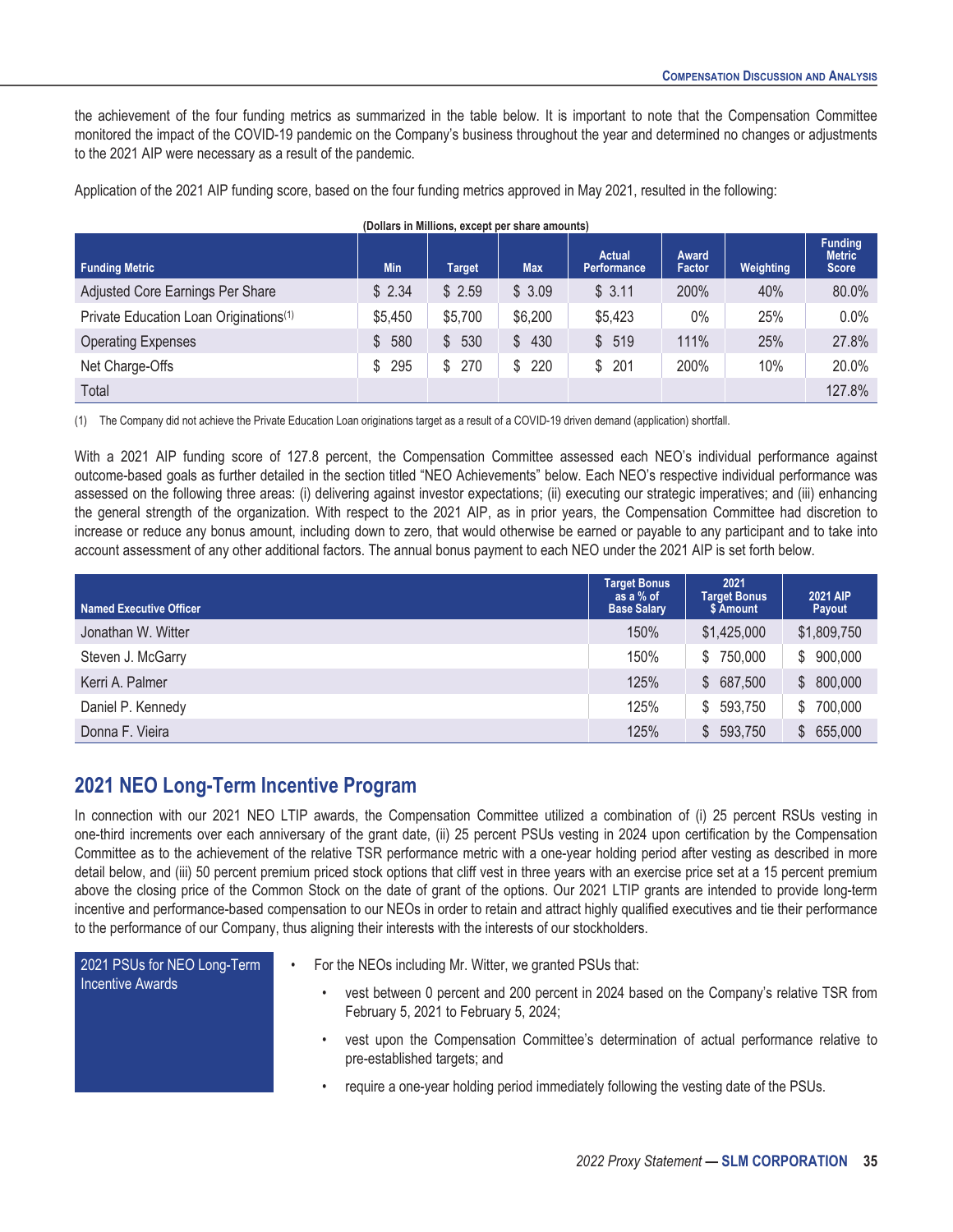the achievement of the four funding metrics as summarized in the table below. It is important to note that the Compensation Committee monitored the impact of the COVID-19 pandemic on the Company's business throughout the year and determined no changes or adjustments to the 2021 AIP were necessary as a result of the pandemic.

Application of the 2021 AIP funding score, based on the four funding metrics approved in May 2021, resulted in the following:

**(Dollars in Millions, except per share amounts)**

| Funding Metric | Min | Target | Max | Actual Performance | Award Factor | Weighting | Funding Metric Score |
|---|---|---|---|---|---|---|---|
| Adjusted Core Earnings Per Share | $ 2.34 | $ 2.59 | $ 3.09 | $ 3.11 | 200% | 40% | 80.0% |
| Private Education Loan Originations[(1)] | $5,450 | $5,700 | $6,200 | $5,423 | 0% | 25% | 0.0% |
| Operating Expenses | $ 580 | $ 530 | $ 430 | $ 519 | 111% | 25% | 27.8% |
| Net Charge-Offs | $ 295 | $ 270 | $ 220 | $ 201 | 200% | 10% | 20.0% |
| Total | | | | | | | 127.8% |

(1) The Company did not achieve the Private Education Loan originations target as a result of a COVID-19 driven demand (application) shortfall.

With a 2021 AIP funding score of 127.8 percent, the Compensation Committee assessed each NEO's individual performance against outcome-based goals as further detailed in the section titled "NEO Achievements" below. Each NEO's respective individual performance was assessed on the following three areas: (i) delivering against investor expectations; (ii) executing our strategic imperatives; and (iii) enhancing the general strength of the organization. With respect to the 2021 AIP, as in prior years, the Compensation Committee had discretion to increase or reduce any bonus amount, including down to zero, that would otherwise be earned or payable to any participant and to take into account assessment of any other additional factors. The annual bonus payment to each NEO under the 2021 AIP is set forth below.

| Named Executive Officer | Target Bonus as a % of Base Salary | 2021 Target Bonus $ Amount | 2021 AIP Payout |
|---|---|---|---|
| Jonathan W. Witter | 150% | $1,425,000 | $1,809,750 |
| Steven J. McGarry | 150% | $ 750,000 | $ 900,000 |
| Kerri A. Palmer | 125% | $ 687,500 | $ 800,000 |
| Daniel P. Kennedy | 125% | $ 593,750 | $ 700,000 |
| Donna F. Vieira | 125% | $ 593,750 | $ 655,000 |

## 2021 NEO Long-Term Incentive Program

In connection with our 2021 NEO LTIP awards, the Compensation Committee utilized a combination of (i) 25 percent RSUs vesting in one-third increments over each anniversary of the grant date, (ii) 25 percent PSUs vesting in 2024 upon certification by the Compensation Committee as to the achievement of the relative TSR performance metric with a one-year holding period after vesting as described in more detail below, and (iii) 50 percent premium priced stock options that cliff vest in three years with an exercise price set at a 15 percent premium above the closing price of the Common Stock on the date of grant of the options. Our 2021 LTIP grants are intended to provide long-term incentive and performance-based compensation to our NEOs in order to retain and attract highly qualified executives and tie their performance to the performance of our Company, thus aligning their interests with the interests of our stockholders.

**2021 PSUs for NEO Long-Term Incentive Awards**

- For the NEOs including Mr. Witter, we granted PSUs that:
  - vest between 0 percent and 200 percent in 2024 based on the Company's relative TSR from February 5, 2021 to February 5, 2024;
  - vest upon the Compensation Committee's determination of actual performance relative to pre-established targets; and
  - require a one-year holding period immediately following the vesting date of the PSUs.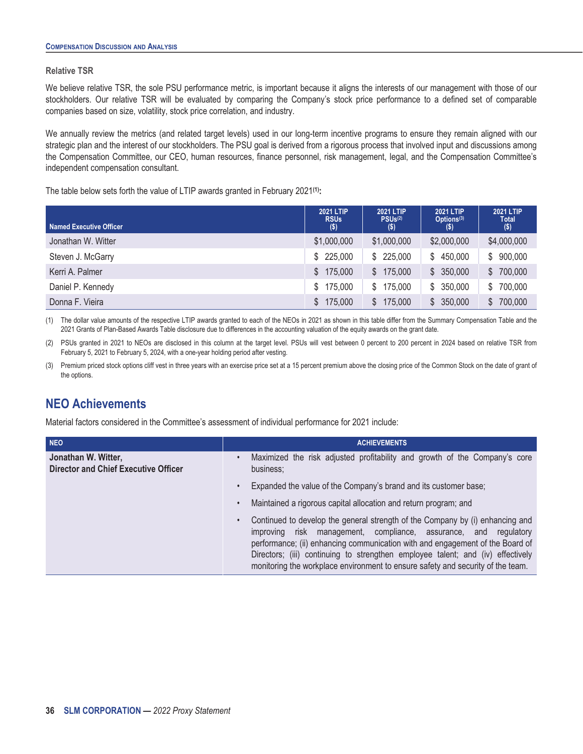### Relative TSR

We believe relative TSR, the sole PSU performance metric, is important because it aligns the interests of our management with those of our stockholders. Our relative TSR will be evaluated by comparing the Company's stock price performance to a defined set of comparable companies based on size, volatility, stock price correlation, and industry.

We annually review the metrics (and related target levels) used in our long-term incentive programs to ensure they remain aligned with our strategic plan and the interest of our stockholders. The PSU goal is derived from a rigorous process that involved input and discussions among the Compensation Committee, our CEO, human resources, finance personnel, risk management, legal, and the Compensation Committee's independent compensation consultant.

The table below sets forth the value of LTIP awards granted in February 2021[(1)]:

| Named Executive Officer | 2021 LTIP RSUs ($) | 2021 LTIP PSUs[(2)] ($) | 2021 LTIP Options[(3)] ($) | 2021 LTIP Total ($) |
|---|---|---|---|---|
| Jonathan W. Witter | $1,000,000 | $1,000,000 | $2,000,000 | $4,000,000 |
| Steven J. McGarry | $ 225,000 | $ 225,000 | $ 450,000 | $ 900,000 |
| Kerri A. Palmer | $ 175,000 | $ 175,000 | $ 350,000 | $ 700,000 |
| Daniel P. Kennedy | $ 175,000 | $ 175,000 | $ 350,000 | $ 700,000 |
| Donna F. Vieira | $ 175,000 | $ 175,000 | $ 350,000 | $ 700,000 |

(1) The dollar value amounts of the respective LTIP awards granted to each of the NEOs in 2021 as shown in this table differ from the Summary Compensation Table and the 2021 Grants of Plan-Based Awards Table disclosure due to differences in the accounting valuation of the equity awards on the grant date.

(2) PSUs granted in 2021 to NEOs are disclosed in this column at the target level. PSUs will vest between 0 percent to 200 percent in 2024 based on relative TSR from February 5, 2021 to February 5, 2024, with a one-year holding period after vesting.

(3) Premium priced stock options cliff vest in three years with an exercise price set at a 15 percent premium above the closing price of the Common Stock on the date of grant of the options.

## NEO Achievements

Material factors considered in the Committee's assessment of individual performance for 2021 include:

| NEO | ACHIEVEMENTS |
|---|---|
| **Jonathan W. Witter, Director and Chief Executive Officer** | • Maximized the risk adjusted profitability and growth of the Company's core business;<br>• Expanded the value of the Company's brand and its customer base;<br>• Maintained a rigorous capital allocation and return program; and<br>• Continued to develop the general strength of the Company by (i) enhancing and improving risk management, compliance, assurance, and regulatory performance; (ii) enhancing communication with and engagement of the Board of Directors; (iii) continuing to strengthen employee talent; and (iv) effectively monitoring the workplace environment to ensure safety and security of the team. |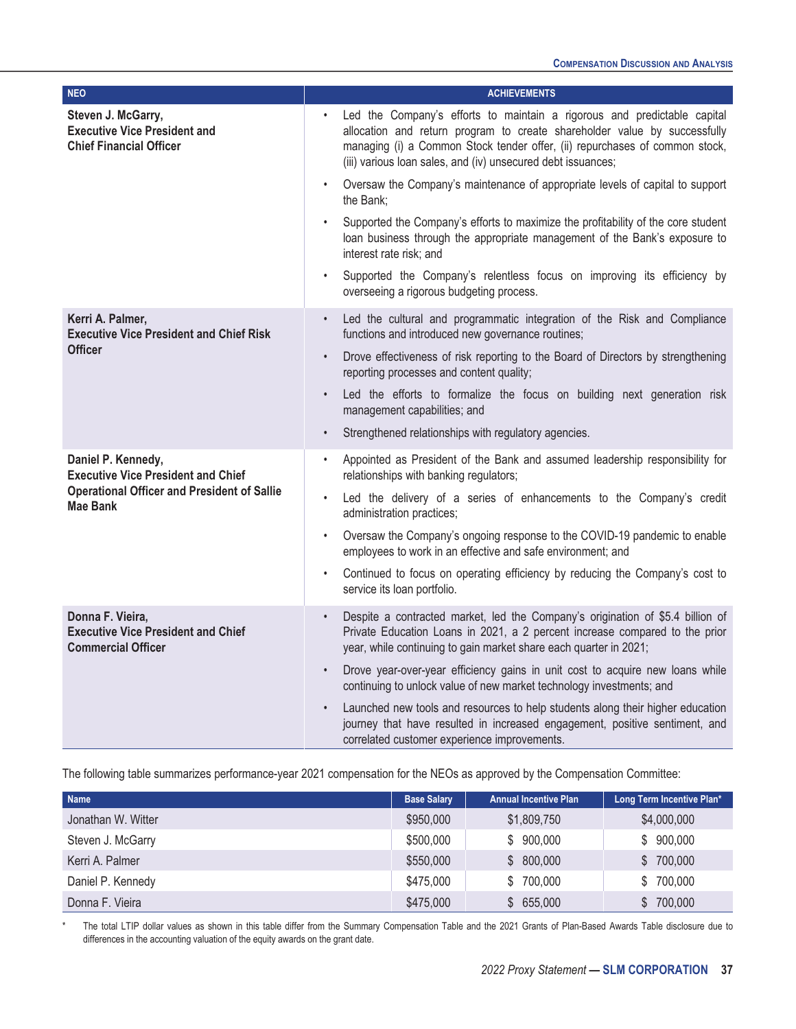| NEO | ACHIEVEMENTS |
|---|---|
| **Steven J. McGarry, Executive Vice President and Chief Financial Officer** | • Led the Company's efforts to maintain a rigorous and predictable capital allocation and return program to create shareholder value by successfully managing (i) a Common Stock tender offer, (ii) repurchases of common stock, (iii) various loan sales, and (iv) unsecured debt issuances;<br>• Oversaw the Company's maintenance of appropriate levels of capital to support the Bank;<br>• Supported the Company's efforts to maximize the profitability of the core student loan business through the appropriate management of the Bank's exposure to interest rate risk; and<br>• Supported the Company's relentless focus on improving its efficiency by overseeing a rigorous budgeting process. |
| **Kerri A. Palmer, Executive Vice President and Chief Risk Officer** | • Led the cultural and programmatic integration of the Risk and Compliance functions and introduced new governance routines;<br>• Drove effectiveness of risk reporting to the Board of Directors by strengthening reporting processes and content quality;<br>• Led the efforts to formalize the focus on building next generation risk management capabilities; and<br>• Strengthened relationships with regulatory agencies. |
| **Daniel P. Kennedy, Executive Vice President and Chief Operational Officer and President of Sallie Mae Bank** | • Appointed as President of the Bank and assumed leadership responsibility for relationships with banking regulators;<br>• Led the delivery of a series of enhancements to the Company's credit administration practices;<br>• Oversaw the Company's ongoing response to the COVID-19 pandemic to enable employees to work in an effective and safe environment; and<br>• Continued to focus on operating efficiency by reducing the Company's cost to service its loan portfolio. |
| **Donna F. Vieira, Executive Vice President and Chief Commercial Officer** | • Despite a contracted market, led the Company's origination of $5.4 billion of Private Education Loans in 2021, a 2 percent increase compared to the prior year, while continuing to gain market share each quarter in 2021;<br>• Drove year-over-year efficiency gains in unit cost to acquire new loans while continuing to unlock value of new market technology investments; and<br>• Launched new tools and resources to help students along their higher education journey that have resulted in increased engagement, positive sentiment, and correlated customer experience improvements. |

The following table summarizes performance-year 2021 compensation for the NEOs as approved by the Compensation Committee:

| Name | Base Salary | Annual Incentive Plan | Long Term Incentive Plan* |
|---|---|---|---|
| Jonathan W. Witter | $950,000 | $1,809,750 | $4,000,000 |
| Steven J. McGarry | $500,000 | $ 900,000 | $ 900,000 |
| Kerri A. Palmer | $550,000 | $ 800,000 | $ 700,000 |
| Daniel P. Kennedy | $475,000 | $ 700,000 | $ 700,000 |
| Donna F. Vieira | $475,000 | $ 655,000 | $ 700,000 |

\* The total LTIP dollar values as shown in this table differ from the Summary Compensation Table and the 2021 Grants of Plan-Based Awards Table disclosure due to differences in the accounting valuation of the equity awards on the grant date.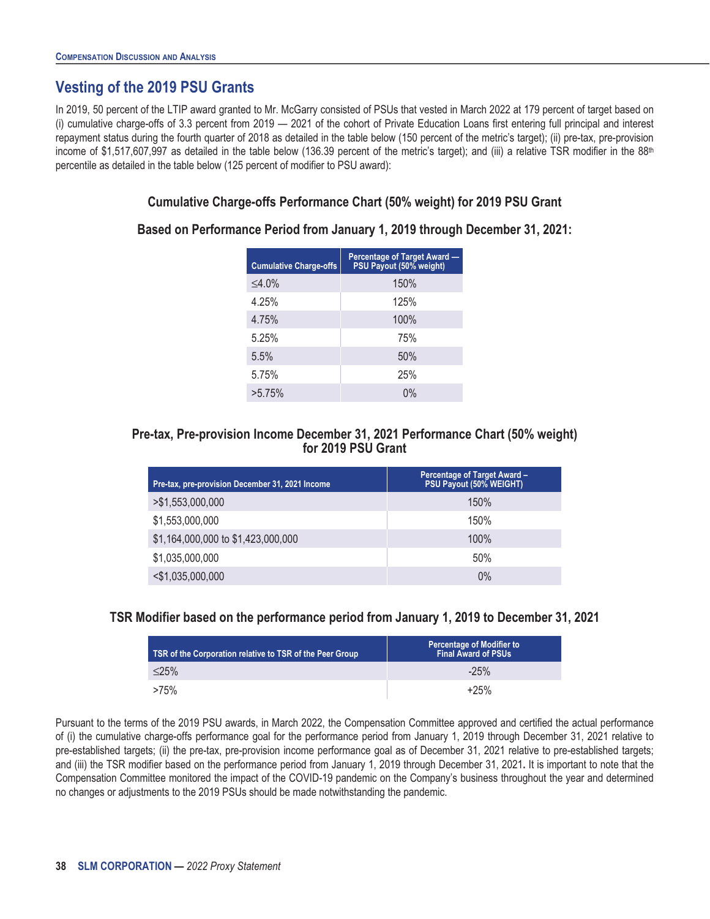## Vesting of the 2019 PSU Grants

In 2019, 50 percent of the LTIP award granted to Mr. McGarry consisted of PSUs that vested in March 2022 at 179 percent of target based on (i) cumulative charge-offs of 3.3 percent from 2019 — 2021 of the cohort of Private Education Loans first entering full principal and interest repayment status during the fourth quarter of 2018 as detailed in the table below (150 percent of the metric's target); (ii) pre-tax, pre-provision income of $1,517,607,997 as detailed in the table below (136.39 percent of the metric's target); and (iii) a relative TSR modifier in the 88th percentile as detailed in the table below (125 percent of modifier to PSU award):

### Cumulative Charge-offs Performance Chart (50% weight) for 2019 PSU Grant

### Based on Performance Period from January 1, 2019 through December 31, 2021:

| Cumulative Charge-offs | Percentage of Target Award — PSU Payout (50% weight) |
|---|---|
| ≤4.0% | 150% |
| 4.25% | 125% |
| 4.75% | 100% |
| 5.25% | 75% |
| 5.5% | 50% |
| 5.75% | 25% |
| >5.75% | 0% |

### Pre-tax, Pre-provision Income December 31, 2021 Performance Chart (50% weight) for 2019 PSU Grant

| Pre-tax, pre-provision December 31, 2021 Income | Percentage of Target Award – PSU Payout (50% WEIGHT) |
|---|---|
| >$1,553,000,000 | 150% |
| $1,553,000,000 | 150% |
| $1,164,000,000 to $1,423,000,000 | 100% |
| $1,035,000,000 | 50% |
| <$1,035,000,000 | 0% |

### TSR Modifier based on the performance period from January 1, 2019 to December 31, 2021

| TSR of the Corporation relative to TSR of the Peer Group | Percentage of Modifier to Final Award of PSUs |
|---|---|
| ≤25% | -25% |
| >75% | +25% |

Pursuant to the terms of the 2019 PSU awards, in March 2022, the Compensation Committee approved and certified the actual performance of (i) the cumulative charge-offs performance goal for the performance period from January 1, 2019 through December 31, 2021 relative to pre-established targets; (ii) the pre-tax, pre-provision income performance goal as of December 31, 2021 relative to pre-established targets; and (iii) the TSR modifier based on the performance period from January 1, 2019 through December 31, 2021**.** It is important to note that the Compensation Committee monitored the impact of the COVID-19 pandemic on the Company's business throughout the year and determined no changes or adjustments to the 2019 PSUs should be made notwithstanding the pandemic.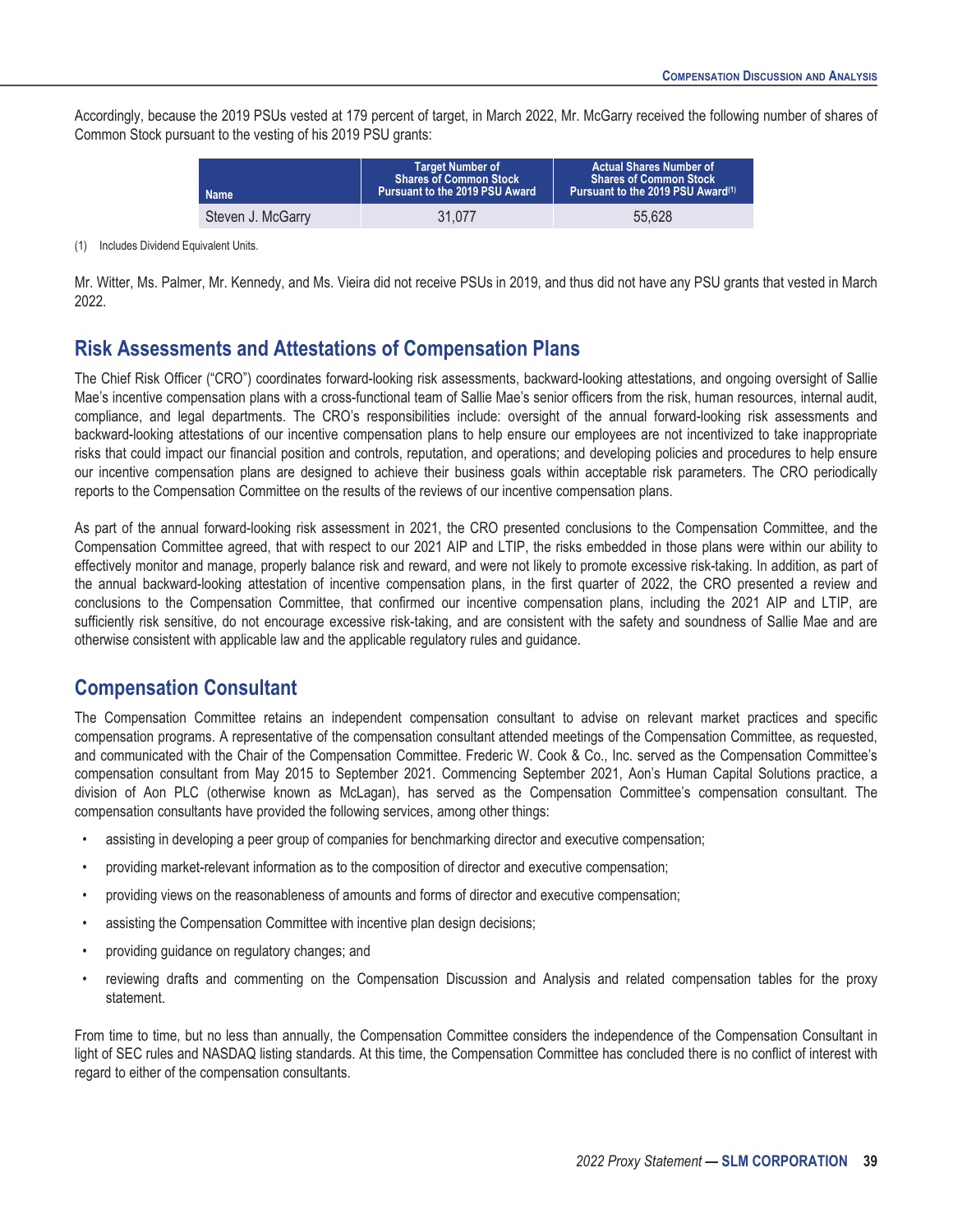Accordingly, because the 2019 PSUs vested at 179 percent of target, in March 2022, Mr. McGarry received the following number of shares of Common Stock pursuant to the vesting of his 2019 PSU grants:

| Name | Target Number of Shares of Common Stock Pursuant to the 2019 PSU Award | Actual Shares Number of Shares of Common Stock Pursuant to the 2019 PSU Award(1) |
|---|---|---|
| Steven J. McGarry | 31,077 | 55,628 |

(1) Includes Dividend Equivalent Units.

Mr. Witter, Ms. Palmer, Mr. Kennedy, and Ms. Vieira did not receive PSUs in 2019, and thus did not have any PSU grants that vested in March 2022.

## Risk Assessments and Attestations of Compensation Plans

The Chief Risk Officer ("CRO") coordinates forward-looking risk assessments, backward-looking attestations, and ongoing oversight of Sallie Mae's incentive compensation plans with a cross-functional team of Sallie Mae's senior officers from the risk, human resources, internal audit, compliance, and legal departments. The CRO's responsibilities include: oversight of the annual forward-looking risk assessments and backward-looking attestations of our incentive compensation plans to help ensure our employees are not incentivized to take inappropriate risks that could impact our financial position and controls, reputation, and operations; and developing policies and procedures to help ensure our incentive compensation plans are designed to achieve their business goals within acceptable risk parameters. The CRO periodically reports to the Compensation Committee on the results of the reviews of our incentive compensation plans.

As part of the annual forward-looking risk assessment in 2021, the CRO presented conclusions to the Compensation Committee, and the Compensation Committee agreed, that with respect to our 2021 AIP and LTIP, the risks embedded in those plans were within our ability to effectively monitor and manage, properly balance risk and reward, and were not likely to promote excessive risk-taking. In addition, as part of the annual backward-looking attestation of incentive compensation plans, in the first quarter of 2022, the CRO presented a review and conclusions to the Compensation Committee, that confirmed our incentive compensation plans, including the 2021 AIP and LTIP, are sufficiently risk sensitive, do not encourage excessive risk-taking, and are consistent with the safety and soundness of Sallie Mae and are otherwise consistent with applicable law and the applicable regulatory rules and guidance.

## Compensation Consultant

The Compensation Committee retains an independent compensation consultant to advise on relevant market practices and specific compensation programs. A representative of the compensation consultant attended meetings of the Compensation Committee, as requested, and communicated with the Chair of the Compensation Committee. Frederic W. Cook & Co., Inc. served as the Compensation Committee's compensation consultant from May 2015 to September 2021. Commencing September 2021, Aon's Human Capital Solutions practice, a division of Aon PLC (otherwise known as McLagan), has served as the Compensation Committee's compensation consultant. The compensation consultants have provided the following services, among other things:

- assisting in developing a peer group of companies for benchmarking director and executive compensation;
- providing market-relevant information as to the composition of director and executive compensation;
- providing views on the reasonableness of amounts and forms of director and executive compensation;
- assisting the Compensation Committee with incentive plan design decisions;
- providing guidance on regulatory changes; and
- reviewing drafts and commenting on the Compensation Discussion and Analysis and related compensation tables for the proxy statement.

From time to time, but no less than annually, the Compensation Committee considers the independence of the Compensation Consultant in light of SEC rules and NASDAQ listing standards. At this time, the Compensation Committee has concluded there is no conflict of interest with regard to either of the compensation consultants.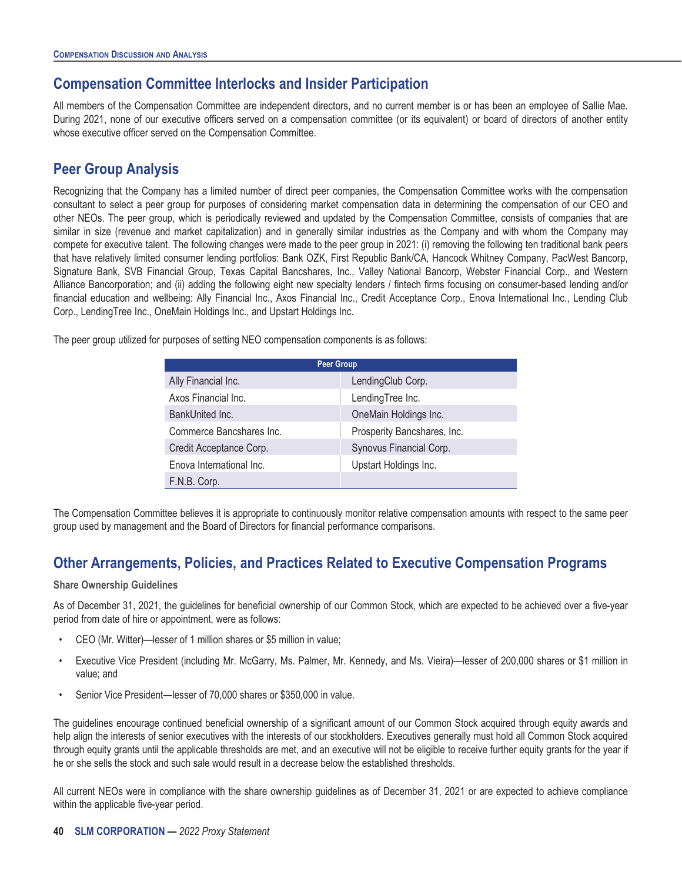## Compensation Committee Interlocks and Insider Participation

All members of the Compensation Committee are independent directors, and no current member is or has been an employee of Sallie Mae. During 2021, none of our executive officers served on a compensation committee (or its equivalent) or board of directors of another entity whose executive officer served on the Compensation Committee.

## Peer Group Analysis

Recognizing that the Company has a limited number of direct peer companies, the Compensation Committee works with the compensation consultant to select a peer group for purposes of considering market compensation data in determining the compensation of our CEO and other NEOs. The peer group, which is periodically reviewed and updated by the Compensation Committee, consists of companies that are similar in size (revenue and market capitalization) and in generally similar industries as the Company and with whom the Company may compete for executive talent. The following changes were made to the peer group in 2021: (i) removing the following ten traditional bank peers that have relatively limited consumer lending portfolios: Bank OZK, First Republic Bank/CA, Hancock Whitney Company, PacWest Bancorp, Signature Bank, SVB Financial Group, Texas Capital Bancshares, Inc., Valley National Bancorp, Webster Financial Corp., and Western Alliance Bancorporation; and (ii) adding the following eight new specialty lenders / fintech firms focusing on consumer-based lending and/or financial education and wellbeing: Ally Financial Inc., Axos Financial Inc., Credit Acceptance Corp., Enova International Inc., Lending Club Corp., LendingTree Inc., OneMain Holdings Inc., and Upstart Holdings Inc.

The peer group utilized for purposes of setting NEO compensation components is as follows:

| Peer Group | |
|---|---|
| Ally Financial Inc. | LendingClub Corp. |
| Axos Financial Inc. | LendingTree Inc. |
| BankUnited Inc. | OneMain Holdings Inc. |
| Commerce Bancshares Inc. | Prosperity Bancshares, Inc. |
| Credit Acceptance Corp. | Synovus Financial Corp. |
| Enova International Inc. | Upstart Holdings Inc. |
| F.N.B. Corp. | |

The Compensation Committee believes it is appropriate to continuously monitor relative compensation amounts with respect to the same peer group used by management and the Board of Directors for financial performance comparisons.

## Other Arrangements, Policies, and Practices Related to Executive Compensation Programs

**Share Ownership Guidelines**

As of December 31, 2021, the guidelines for beneficial ownership of our Common Stock, which are expected to be achieved over a five-year period from date of hire or appointment, were as follows:

- CEO (Mr. Witter)—lesser of 1 million shares or $5 million in value;
- Executive Vice President (including Mr. McGarry, Ms. Palmer, Mr. Kennedy, and Ms. Vieira)—lesser of 200,000 shares or $1 million in value; and
- Senior Vice President—lesser of 70,000 shares or $350,000 in value.

The guidelines encourage continued beneficial ownership of a significant amount of our Common Stock acquired through equity awards and help align the interests of senior executives with the interests of our stockholders. Executives generally must hold all Common Stock acquired through equity grants until the applicable thresholds are met, and an executive will not be eligible to receive further equity grants for the year if he or she sells the stock and such sale would result in a decrease below the established thresholds.

All current NEOs were in compliance with the share ownership guidelines as of December 31, 2021 or are expected to achieve compliance within the applicable five-year period.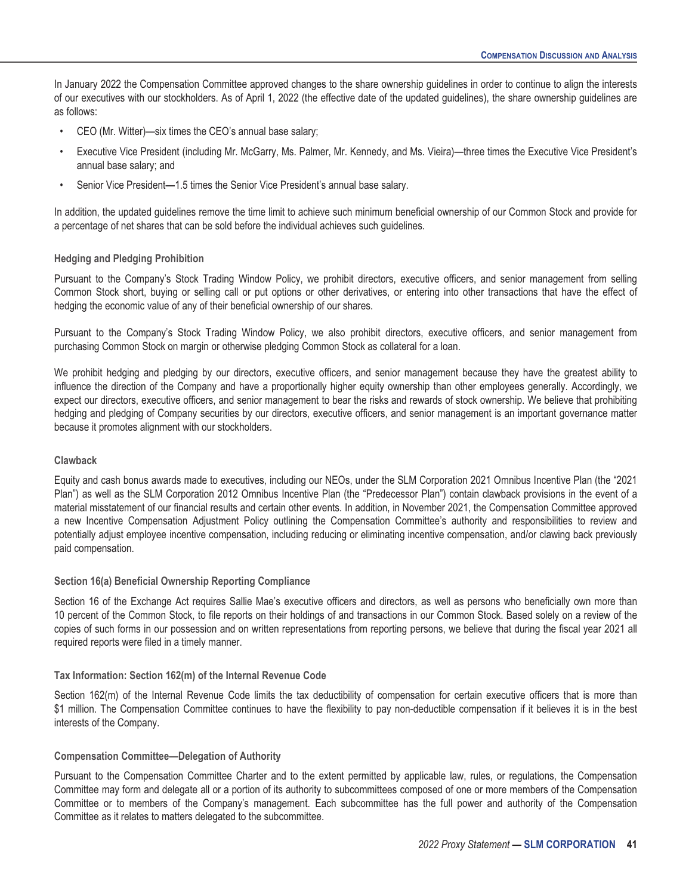In January 2022 the Compensation Committee approved changes to the share ownership guidelines in order to continue to align the interests of our executives with our stockholders. As of April 1, 2022 (the effective date of the updated guidelines), the share ownership guidelines are as follows:

- CEO (Mr. Witter)—six times the CEO's annual base salary;
- Executive Vice President (including Mr. McGarry, Ms. Palmer, Mr. Kennedy, and Ms. Vieira)—three times the Executive Vice President's annual base salary; and
- Senior Vice President—1.5 times the Senior Vice President's annual base salary.

In addition, the updated guidelines remove the time limit to achieve such minimum beneficial ownership of our Common Stock and provide for a percentage of net shares that can be sold before the individual achieves such guidelines.

#### Hedging and Pledging Prohibition

Pursuant to the Company's Stock Trading Window Policy, we prohibit directors, executive officers, and senior management from selling Common Stock short, buying or selling call or put options or other derivatives, or entering into other transactions that have the effect of hedging the economic value of any of their beneficial ownership of our shares.

Pursuant to the Company's Stock Trading Window Policy, we also prohibit directors, executive officers, and senior management from purchasing Common Stock on margin or otherwise pledging Common Stock as collateral for a loan.

We prohibit hedging and pledging by our directors, executive officers, and senior management because they have the greatest ability to influence the direction of the Company and have a proportionally higher equity ownership than other employees generally. Accordingly, we expect our directors, executive officers, and senior management to bear the risks and rewards of stock ownership. We believe that prohibiting hedging and pledging of Company securities by our directors, executive officers, and senior management is an important governance matter because it promotes alignment with our stockholders.

#### Clawback

Equity and cash bonus awards made to executives, including our NEOs, under the SLM Corporation 2021 Omnibus Incentive Plan (the "2021 Plan") as well as the SLM Corporation 2012 Omnibus Incentive Plan (the "Predecessor Plan") contain clawback provisions in the event of a material misstatement of our financial results and certain other events. In addition, in November 2021, the Compensation Committee approved a new Incentive Compensation Adjustment Policy outlining the Compensation Committee's authority and responsibilities to review and potentially adjust employee incentive compensation, including reducing or eliminating incentive compensation, and/or clawing back previously paid compensation.

#### Section 16(a) Beneficial Ownership Reporting Compliance

Section 16 of the Exchange Act requires Sallie Mae's executive officers and directors, as well as persons who beneficially own more than 10 percent of the Common Stock, to file reports on their holdings of and transactions in our Common Stock. Based solely on a review of the copies of such forms in our possession and on written representations from reporting persons, we believe that during the fiscal year 2021 all required reports were filed in a timely manner.

#### Tax Information: Section 162(m) of the Internal Revenue Code

Section 162(m) of the Internal Revenue Code limits the tax deductibility of compensation for certain executive officers that is more than $1 million. The Compensation Committee continues to have the flexibility to pay non-deductible compensation if it believes it is in the best interests of the Company.

#### Compensation Committee—Delegation of Authority

Pursuant to the Compensation Committee Charter and to the extent permitted by applicable law, rules, or regulations, the Compensation Committee may form and delegate all or a portion of its authority to subcommittees composed of one or more members of the Compensation Committee or to members of the Company's management. Each subcommittee has the full power and authority of the Compensation Committee as it relates to matters delegated to the subcommittee.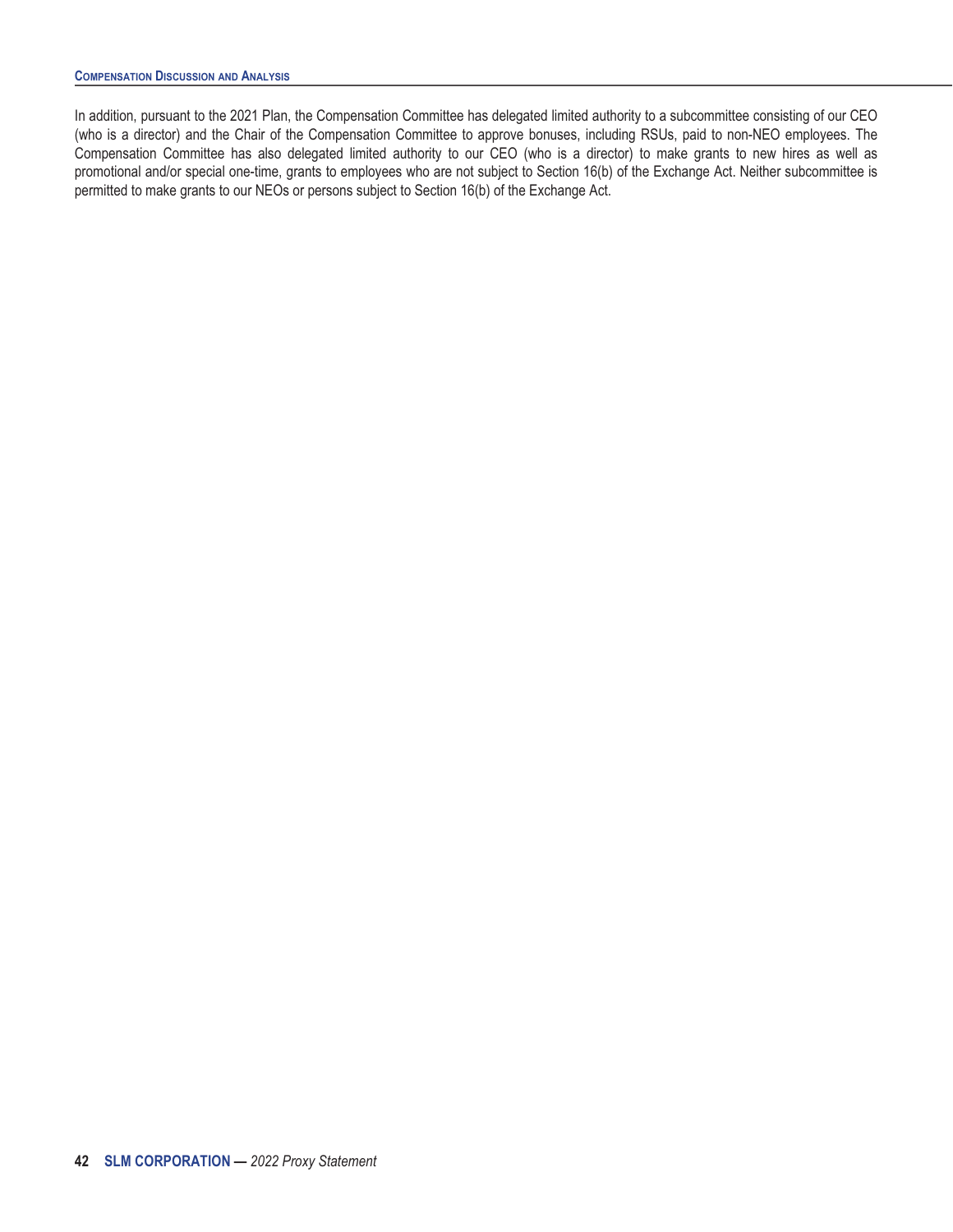In addition, pursuant to the 2021 Plan, the Compensation Committee has delegated limited authority to a subcommittee consisting of our CEO (who is a director) and the Chair of the Compensation Committee to approve bonuses, including RSUs, paid to non-NEO employees. The Compensation Committee has also delegated limited authority to our CEO (who is a director) to make grants to new hires as well as promotional and/or special one-time, grants to employees who are not subject to Section 16(b) of the Exchange Act. Neither subcommittee is permitted to make grants to our NEOs or persons subject to Section 16(b) of the Exchange Act.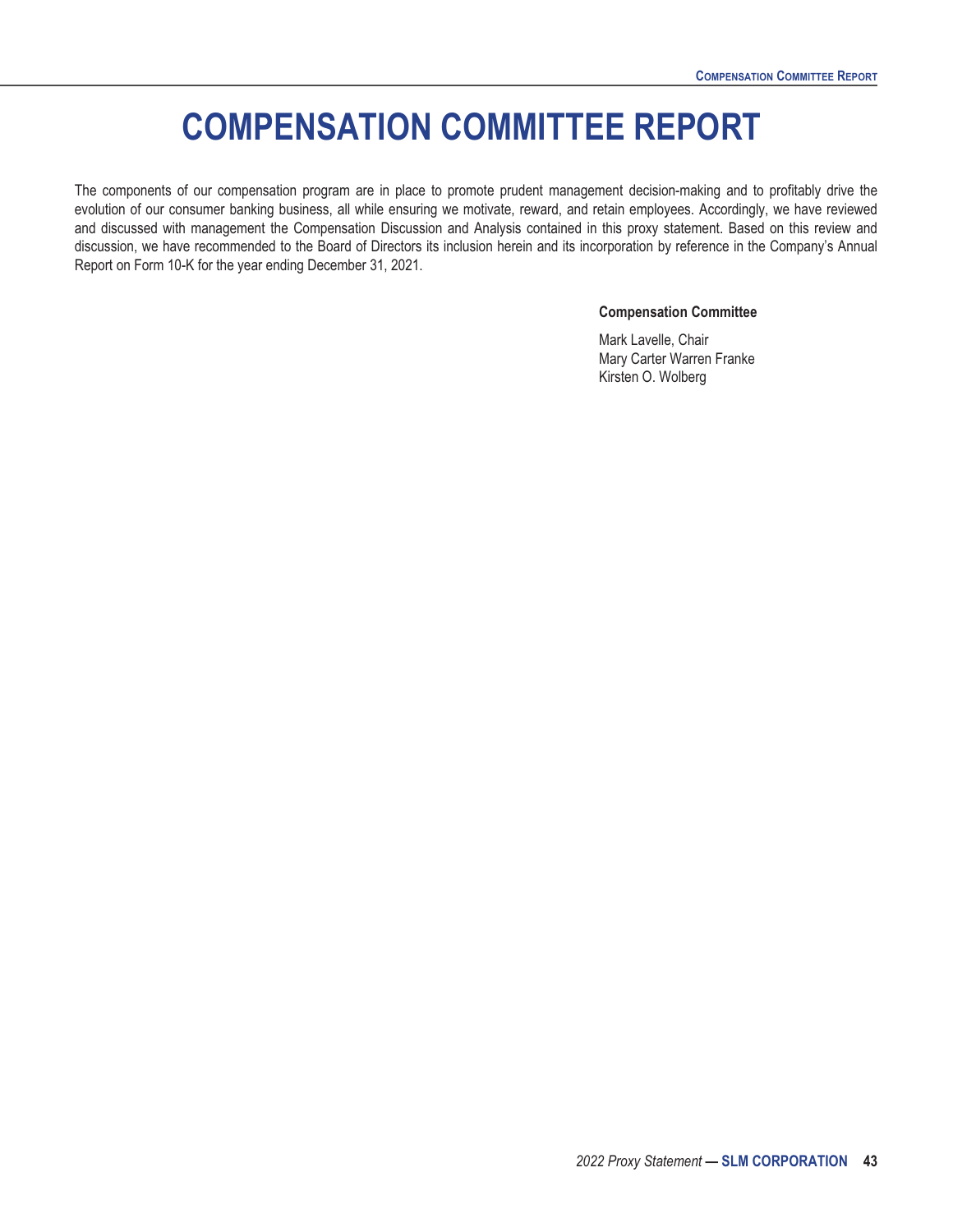# COMPENSATION COMMITTEE REPORT

The components of our compensation program are in place to promote prudent management decision-making and to profitably drive the evolution of our consumer banking business, all while ensuring we motivate, reward, and retain employees. Accordingly, we have reviewed and discussed with management the Compensation Discussion and Analysis contained in this proxy statement. Based on this review and discussion, we have recommended to the Board of Directors its inclusion herein and its incorporation by reference in the Company's Annual Report on Form 10-K for the year ending December 31, 2021.

**Compensation Committee**

Mark Lavelle, Chair
Mary Carter Warren Franke
Kirsten O. Wolberg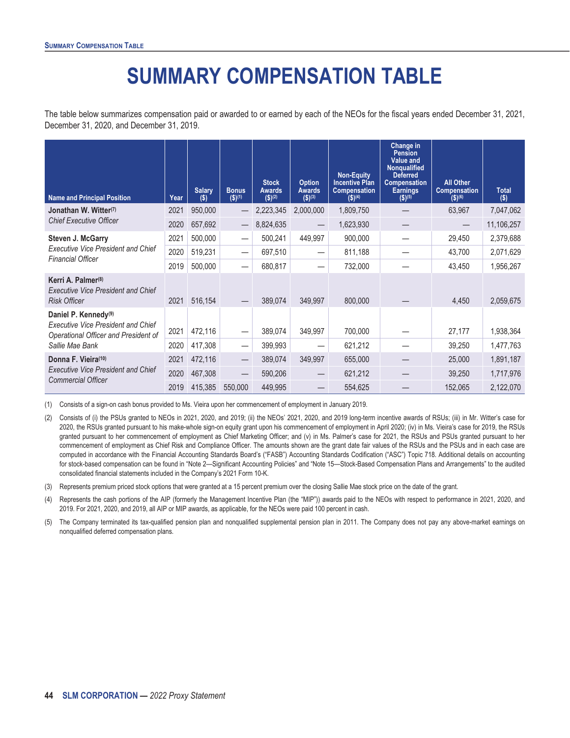# SUMMARY COMPENSATION TABLE

The table below summarizes compensation paid or awarded to or earned by each of the NEOs for the fiscal years ended December 31, 2021, December 31, 2020, and December 31, 2019.

| Name and Principal Position | Year | Salary ($) | Bonus ($)[1] | Stock Awards ($)[2] | Option Awards ($)[3] | Non-Equity Incentive Plan Compensation ($)[4] | Change in Pension Value and Nonqualified Deferred Compensation Earnings ($)[5] | All Other Compensation ($)[6] | Total ($) |
|---|---|---|---|---|---|---|---|---|---|
| **Jonathan W. Witter**[7] *Chief Executive Officer* | 2021 | 950,000 | — | 2,223,345 | 2,000,000 | 1,809,750 | — | 63,967 | 7,047,062 |
| | 2020 | 657,692 | — | 8,824,635 | — | 1,623,930 | — | — | 11,106,257 |
| **Steven J. McGarry** *Executive Vice President and Chief Financial Officer* | 2021 | 500,000 | — | 500,241 | 449,997 | 900,000 | — | 29,450 | 2,379,688 |
| | 2020 | 519,231 | — | 697,510 | — | 811,188 | — | 43,700 | 2,071,629 |
| | 2019 | 500,000 | — | 680,817 | — | 732,000 | — | 43,450 | 1,956,267 |
| **Kerri A. Palmer**[8] *Executive Vice President and Chief Risk Officer* | 2021 | 516,154 | — | 389,074 | 349,997 | 800,000 | — | 4,450 | 2,059,675 |
| **Daniel P. Kennedy**[9] *Executive Vice President and Chief Operational Officer and President of Sallie Mae Bank* | 2021 | 472,116 | — | 389,074 | 349,997 | 700,000 | — | 27,177 | 1,938,364 |
| | 2020 | 417,308 | — | 399,993 | — | 621,212 | — | 39,250 | 1,477,763 |
| **Donna F. Vieira**[10] *Executive Vice President and Chief Commercial Officer* | 2021 | 472,116 | — | 389,074 | 349,997 | 655,000 | — | 25,000 | 1,891,187 |
| | 2020 | 467,308 | — | 590,206 | — | 621,212 | — | 39,250 | 1,717,976 |
| | 2019 | 415,385 | 550,000 | 449,995 | — | 554,625 | — | 152,065 | 2,122,070 |

(1) Consists of a sign-on cash bonus provided to Ms. Vieira upon her commencement of employment in January 2019.

(2) Consists of (i) the PSUs granted to NEOs in 2021, 2020, and 2019; (ii) the NEOs' 2021, 2020, and 2019 long-term incentive awards of RSUs; (iii) in Mr. Witter's case for 2020, the RSUs granted pursuant to his make-whole sign-on equity grant upon his commencement of employment in April 2020; (iv) in Ms. Vieira's case for 2019, the RSUs granted pursuant to her commencement of employment as Chief Marketing Officer; and (v) in Ms. Palmer's case for 2021, the RSUs and PSUs granted pursuant to her commencement of employment as Chief Risk and Compliance Officer. The amounts shown are the grant date fair values of the RSUs and the PSUs and in each case are computed in accordance with the Financial Accounting Standards Board's ("FASB") Accounting Standards Codification ("ASC") Topic 718. Additional details on accounting for stock-based compensation can be found in "Note 2—Significant Accounting Policies" and "Note 15—Stock-Based Compensation Plans and Arrangements" to the audited consolidated financial statements included in the Company's 2021 Form 10-K.

(3) Represents premium priced stock options that were granted at a 15 percent premium over the closing Sallie Mae stock price on the date of the grant.

(4) Represents the cash portions of the AIP (formerly the Management Incentive Plan (the "MIP")) awards paid to the NEOs with respect to performance in 2021, 2020, and 2019. For 2021, 2020, and 2019, all AIP or MIP awards, as applicable, for the NEOs were paid 100 percent in cash.

(5) The Company terminated its tax-qualified pension plan and nonqualified supplemental pension plan in 2011. The Company does not pay any above-market earnings on nonqualified deferred compensation plans.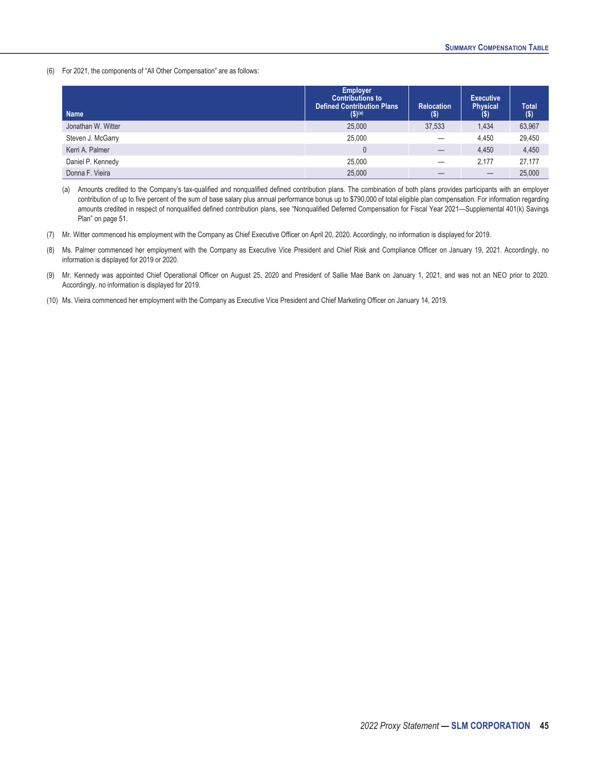(6) For 2021, the components of "All Other Compensation" are as follows:

| Name | Employer Contributions to Defined Contribution Plans ($)[(a)] | Relocation ($) | Executive Physical ($) | Total ($) |
|---|---|---|---|---|
| Jonathan W. Witter | 25,000 | 37,533 | 1,434 | 63,967 |
| Steven J. McGarry | 25,000 | — | 4,450 | 29,450 |
| Kerri A. Palmer | 0 | — | 4,450 | 4,450 |
| Daniel P. Kennedy | 25,000 | — | 2,177 | 27,177 |
| Donna F. Vieira | 25,000 | — | — | 25,000 |

(a) Amounts credited to the Company's tax-qualified and nonqualified defined contribution plans. The combination of both plans provides participants with an employer contribution of up to five percent of the sum of base salary plus annual performance bonus up to $790,000 of total eligible plan compensation. For information regarding amounts credited in respect of nonqualified defined contribution plans, see "Nonqualified Deferred Compensation for Fiscal Year 2021—Supplemental 401(k) Savings Plan" on page 51.

(7) Mr. Witter commenced his employment with the Company as Chief Executive Officer on April 20, 2020. Accordingly, no information is displayed for 2019.

(8) Ms. Palmer commenced her employment with the Company as Executive Vice President and Chief Risk and Compliance Officer on January 19, 2021. Accordingly, no information is displayed for 2019 or 2020.

(9) Mr. Kennedy was appointed Chief Operational Officer on August 25, 2020 and President of Sallie Mae Bank on January 1, 2021, and was not an NEO prior to 2020. Accordingly, no information is displayed for 2019.

(10) Ms. Vieira commenced her employment with the Company as Executive Vice President and Chief Marketing Officer on January 14, 2019.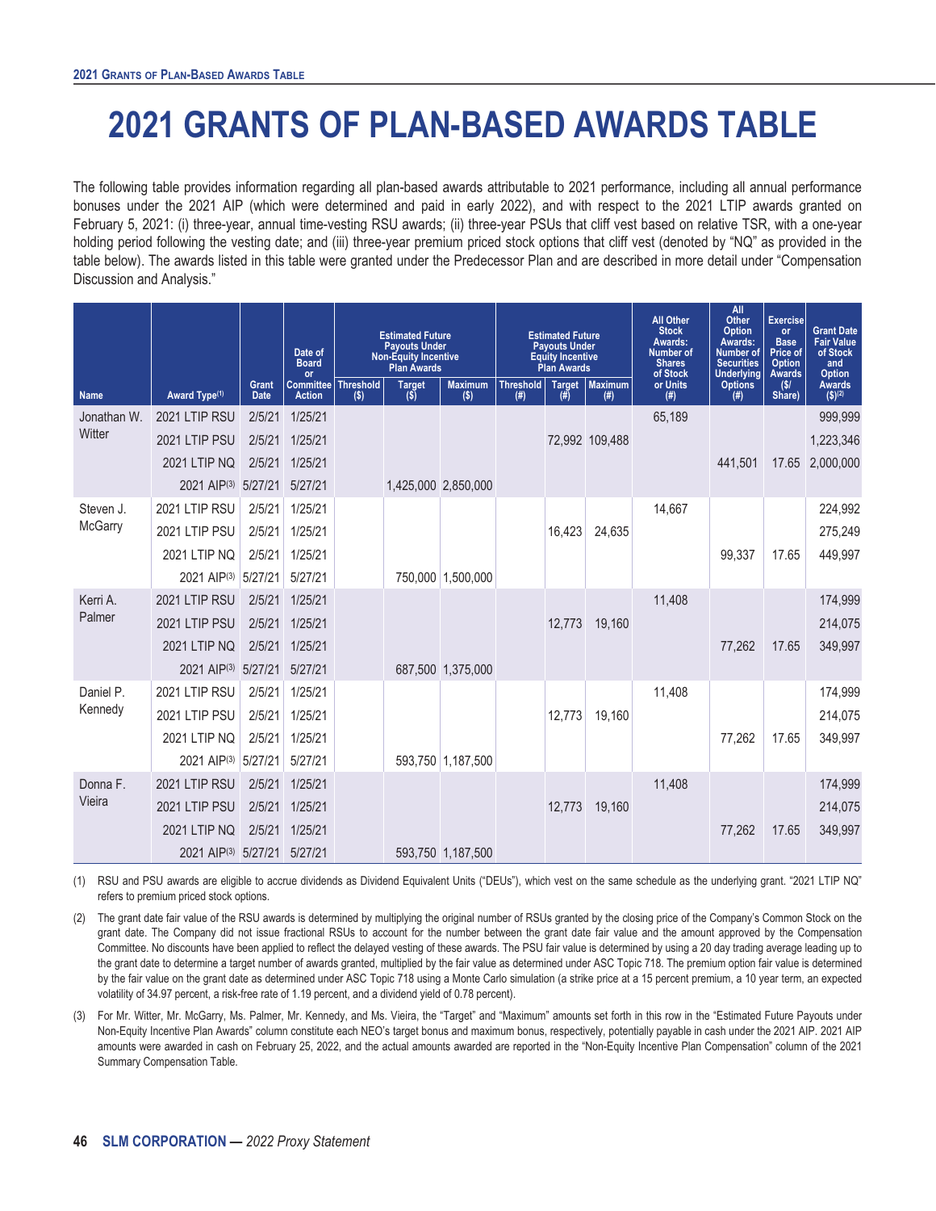# 2021 GRANTS OF PLAN-BASED AWARDS TABLE

The following table provides information regarding all plan-based awards attributable to 2021 performance, including all annual performance bonuses under the 2021 AIP (which were determined and paid in early 2022), and with respect to the 2021 LTIP awards granted on February 5, 2021: (i) three-year, annual time-vesting RSU awards; (ii) three-year PSUs that cliff vest based on relative TSR, with a one-year holding period following the vesting date; and (iii) three-year premium priced stock options that cliff vest (denoted by "NQ" as provided in the table below). The awards listed in this table were granted under the Predecessor Plan and are described in more detail under "Compensation Discussion and Analysis."

| Name | Award Type[1] | Grant Date | Date of Board or Committee Action | Estimated Future Payouts Under Non-Equity Incentive Plan Awards | | | Estimated Future Payouts Under Equity Incentive Plan Awards | | | All Other Stock Awards: Number of Shares of Stock or Units (#) | All Other Option Awards: Number of Securities Underlying Options (#) | Exercise or Base Price of Option Awards ($/ Share) | Grant Date Fair Value of Stock and Option Awards ($)[2] |
|---|---|---|---|---|---|---|---|---|---|---|---|---|---|
| | | | | Threshold ($) | Target ($) | Maximum ($) | Threshold (#) | Target (#) | Maximum (#) | | | | |
| Jonathan W. Witter | 2021 LTIP RSU | 2/5/21 | 1/25/21 | | | | | | | 65,189 | | | 999,999 |
| | 2021 LTIP PSU | 2/5/21 | 1/25/21 | | | | | 72,992 | 109,488 | | | | 1,223,346 |
| | 2021 LTIP NQ | 2/5/21 | 1/25/21 | | | | | | | | 441,501 | 17.65 | 2,000,000 |
| | 2021 AIP[3] | 5/27/21 | 5/27/21 | | 1,425,000 | 2,850,000 | | | | | | | |
| Steven J. McGarry | 2021 LTIP RSU | 2/5/21 | 1/25/21 | | | | | | | 14,667 | | | 224,992 |
| | 2021 LTIP PSU | 2/5/21 | 1/25/21 | | | | | 16,423 | 24,635 | | | | 275,249 |
| | 2021 LTIP NQ | 2/5/21 | 1/25/21 | | | | | | | | 99,337 | 17.65 | 449,997 |
| | 2021 AIP[3] | 5/27/21 | 5/27/21 | | 750,000 | 1,500,000 | | | | | | | |
| Kerri A. Palmer | 2021 LTIP RSU | 2/5/21 | 1/25/21 | | | | | | | 11,408 | | | 174,999 |
| | 2021 LTIP PSU | 2/5/21 | 1/25/21 | | | | | 12,773 | 19,160 | | | | 214,075 |
| | 2021 LTIP NQ | 2/5/21 | 1/25/21 | | | | | | | | 77,262 | 17.65 | 349,997 |
| | 2021 AIP[3] | 5/27/21 | 5/27/21 | | 687,500 | 1,375,000 | | | | | | | |
| Daniel P. Kennedy | 2021 LTIP RSU | 2/5/21 | 1/25/21 | | | | | | | 11,408 | | | 174,999 |
| | 2021 LTIP PSU | 2/5/21 | 1/25/21 | | | | | 12,773 | 19,160 | | | | 214,075 |
| | 2021 LTIP NQ | 2/5/21 | 1/25/21 | | | | | | | | 77,262 | 17.65 | 349,997 |
| | 2021 AIP[3] | 5/27/21 | 5/27/21 | | 593,750 | 1,187,500 | | | | | | | |
| Donna F. Vieira | 2021 LTIP RSU | 2/5/21 | 1/25/21 | | | | | | | 11,408 | | | 174,999 |
| | 2021 LTIP PSU | 2/5/21 | 1/25/21 | | | | | 12,773 | 19,160 | | | | 214,075 |
| | 2021 LTIP NQ | 2/5/21 | 1/25/21 | | | | | | | | 77,262 | 17.65 | 349,997 |
| | 2021 AIP[3] | 5/27/21 | 5/27/21 | | 593,750 | 1,187,500 | | | | | | | |

(1) RSU and PSU awards are eligible to accrue dividends as Dividend Equivalent Units ("DEUs"), which vest on the same schedule as the underlying grant. "2021 LTIP NQ" refers to premium priced stock options.

(2) The grant date fair value of the RSU awards is determined by multiplying the original number of RSUs granted by the closing price of the Company's Common Stock on the grant date. The Company did not issue fractional RSUs to account for the number between the grant date fair value and the amount approved by the Compensation Committee. No discounts have been applied to reflect the delayed vesting of these awards. The PSU fair value is determined by using a 20 day trading average leading up to the grant date to determine a target number of awards granted, multiplied by the fair value as determined under ASC Topic 718. The premium option fair value is determined by the fair value on the grant date as determined under ASC Topic 718 using a Monte Carlo simulation (a strike price at a 15 percent premium, a 10 year term, an expected volatility of 34.97 percent, a risk-free rate of 1.19 percent, and a dividend yield of 0.78 percent).

(3) For Mr. Witter, Mr. McGarry, Ms. Palmer, Mr. Kennedy, and Ms. Vieira, the "Target" and "Maximum" amounts set forth in this row in the "Estimated Future Payouts under Non-Equity Incentive Plan Awards" column constitute each NEO's target bonus and maximum bonus, respectively, potentially payable in cash under the 2021 AIP. 2021 AIP amounts were awarded in cash on February 25, 2022, and the actual amounts awarded are reported in the "Non-Equity Incentive Plan Compensation" column of the 2021 Summary Compensation Table.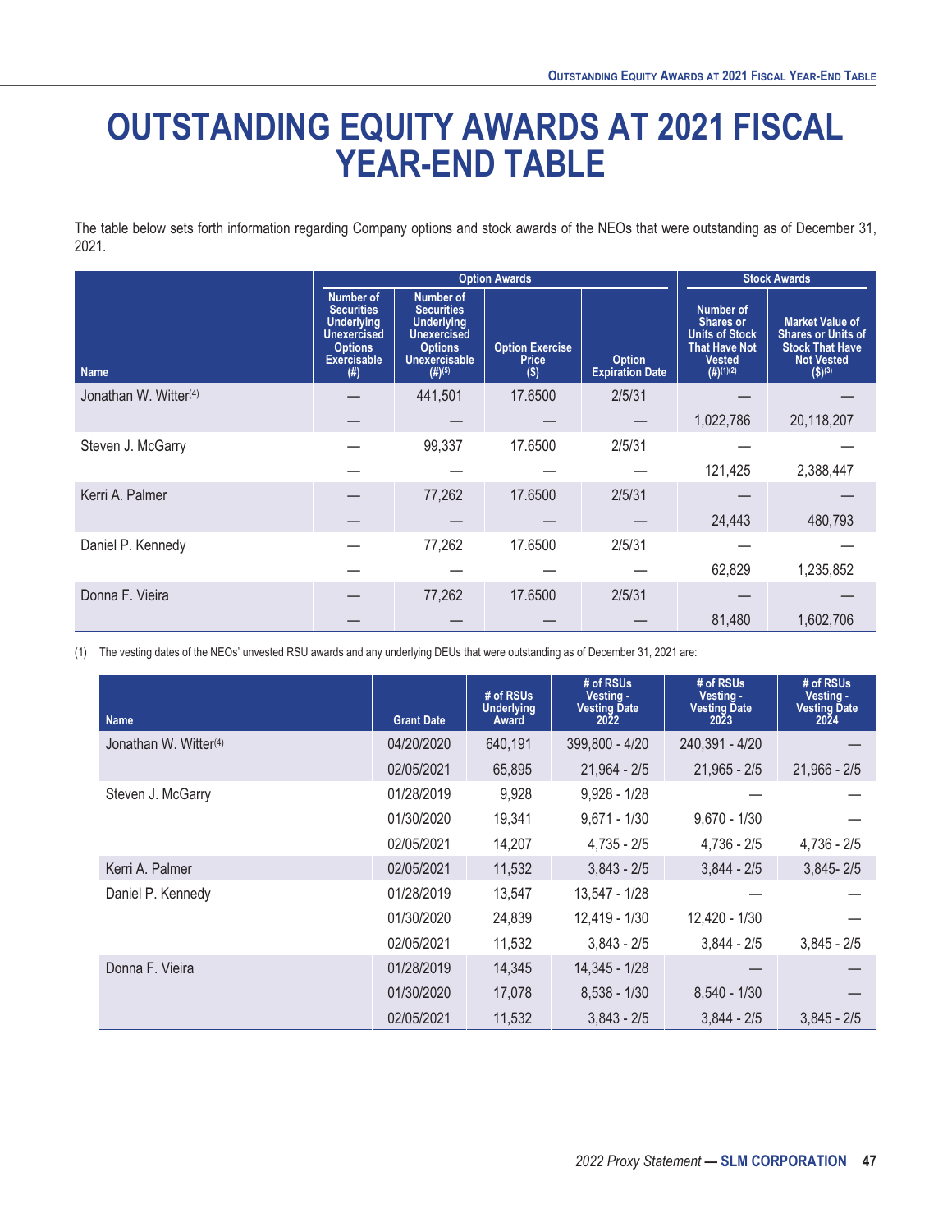# OUTSTANDING EQUITY AWARDS AT 2021 FISCAL YEAR-END TABLE

The table below sets forth information regarding Company options and stock awards of the NEOs that were outstanding as of December 31, 2021.

| | Option Awards | | | | Stock Awards | |
|---|---|---|---|---|---|---|
| Name | Number of Securities Underlying Unexercised Options Exercisable (#) | Number of Securities Underlying Unexercised Options Unexercisable (#)[5] | Option Exercise Price ($) | Option Expiration Date | Number of Shares or Units of Stock That Have Not Vested (#)[1][2] | Market Value of Shares or Units of Stock That Have Not Vested ($)[3] |
| Jonathan W. Witter[4] | — | 441,501 | 17.6500 | 2/5/31 | — | — |
| | — | — | — | — | 1,022,786 | 20,118,207 |
| Steven J. McGarry | — | 99,337 | 17.6500 | 2/5/31 | — | — |
| | — | — | — | — | 121,425 | 2,388,447 |
| Kerri A. Palmer | — | 77,262 | 17.6500 | 2/5/31 | — | — |
| | — | — | — | — | 24,443 | 480,793 |
| Daniel P. Kennedy | — | 77,262 | 17.6500 | 2/5/31 | — | — |
| | — | — | — | — | 62,829 | 1,235,852 |
| Donna F. Vieira | — | 77,262 | 17.6500 | 2/5/31 | — | — |
| | — | — | — | — | 81,480 | 1,602,706 |

(1) The vesting dates of the NEOs' unvested RSU awards and any underlying DEUs that were outstanding as of December 31, 2021 are:

| Name | Grant Date | # of RSUs Underlying Award | # of RSUs Vesting - Vesting Date 2022 | # of RSUs Vesting - Vesting Date 2023 | # of RSUs Vesting - Vesting Date 2024 |
|---|---|---|---|---|---|
| Jonathan W. Witter[4] | 04/20/2020 | 640,191 | 399,800 - 4/20 | 240,391 - 4/20 | — |
| | 02/05/2021 | 65,895 | 21,964 - 2/5 | 21,965 - 2/5 | 21,966 - 2/5 |
| Steven J. McGarry | 01/28/2019 | 9,928 | 9,928 - 1/28 | — | — |
| | 01/30/2020 | 19,341 | 9,671 - 1/30 | 9,670 - 1/30 | — |
| | 02/05/2021 | 14,207 | 4,735 - 2/5 | 4,736 - 2/5 | 4,736 - 2/5 |
| Kerri A. Palmer | 02/05/2021 | 11,532 | 3,843 - 2/5 | 3,844 - 2/5 | 3,845- 2/5 |
| Daniel P. Kennedy | 01/28/2019 | 13,547 | 13,547 - 1/28 | — | — |
| | 01/30/2020 | 24,839 | 12,419 - 1/30 | 12,420 - 1/30 | — |
| | 02/05/2021 | 11,532 | 3,843 - 2/5 | 3,844 - 2/5 | 3,845 - 2/5 |
| Donna F. Vieira | 01/28/2019 | 14,345 | 14,345 - 1/28 | — | — |
| | 01/30/2020 | 17,078 | 8,538 - 1/30 | 8,540 - 1/30 | — |
| | 02/05/2021 | 11,532 | 3,843 - 2/5 | 3,844 - 2/5 | 3,845 - 2/5 |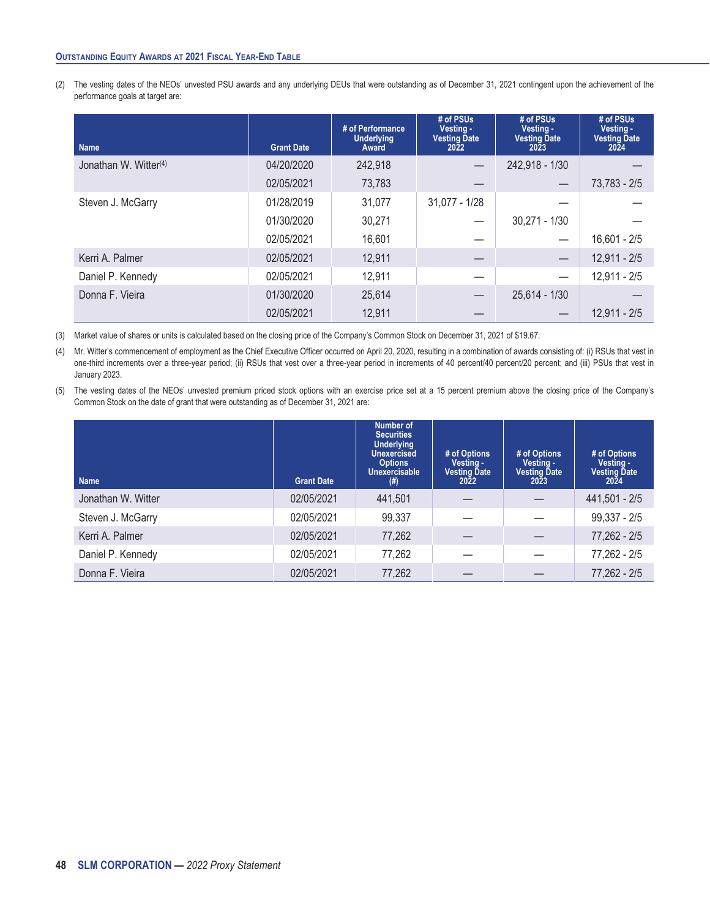**Outstanding Equity Awards at 2021 Fiscal Year-End Table**

(2) The vesting dates of the NEOs' unvested PSU awards and any underlying DEUs that were outstanding as of December 31, 2021 contingent upon the achievement of the performance goals at target are:

| Name | Grant Date | # of Performance Underlying Award | # of PSUs Vesting - Vesting Date 2022 | # of PSUs Vesting - Vesting Date 2023 | # of PSUs Vesting - Vesting Date 2024 |
|---|---|---|---|---|---|
| Jonathan W. Witter[4] | 04/20/2020 | 242,918 | — | 242,918 - 1/30 | — |
| | 02/05/2021 | 73,783 | — | — | 73,783 - 2/5 |
| Steven J. McGarry | 01/28/2019 | 31,077 | 31,077 - 1/28 | — | — |
| | 01/30/2020 | 30,271 | — | 30,271 - 1/30 | — |
| | 02/05/2021 | 16,601 | — | — | 16,601 - 2/5 |
| Kerri A. Palmer | 02/05/2021 | 12,911 | — | — | 12,911 - 2/5 |
| Daniel P. Kennedy | 02/05/2021 | 12,911 | — | — | 12,911 - 2/5 |
| Donna F. Vieira | 01/30/2020 | 25,614 | — | 25,614 - 1/30 | — |
| | 02/05/2021 | 12,911 | — | — | 12,911 - 2/5 |

(3) Market value of shares or units is calculated based on the closing price of the Company's Common Stock on December 31, 2021 of $19.67.

(4) Mr. Witter's commencement of employment as the Chief Executive Officer occurred on April 20, 2020, resulting in a combination of awards consisting of: (i) RSUs that vest in one-third increments over a three-year period; (ii) RSUs that vest over a three-year period in increments of 40 percent/40 percent/20 percent; and (iii) PSUs that vest in January 2023.

(5) The vesting dates of the NEOs' unvested premium priced stock options with an exercise price set at a 15 percent premium above the closing price of the Company's Common Stock on the date of grant that were outstanding as of December 31, 2021 are:

| Name | Grant Date | Number of Securities Underlying Unexercised Options Unexercisable (#) | # of Options Vesting - Vesting Date 2022 | # of Options Vesting - Vesting Date 2023 | # of Options Vesting - Vesting Date 2024 |
|---|---|---|---|---|---|
| Jonathan W. Witter | 02/05/2021 | 441,501 | — | — | 441,501 - 2/5 |
| Steven J. McGarry | 02/05/2021 | 99,337 | — | — | 99,337 - 2/5 |
| Kerri A. Palmer | 02/05/2021 | 77,262 | — | — | 77,262 - 2/5 |
| Daniel P. Kennedy | 02/05/2021 | 77,262 | — | — | 77,262 - 2/5 |
| Donna F. Vieira | 02/05/2021 | 77,262 | — | — | 77,262 - 2/5 |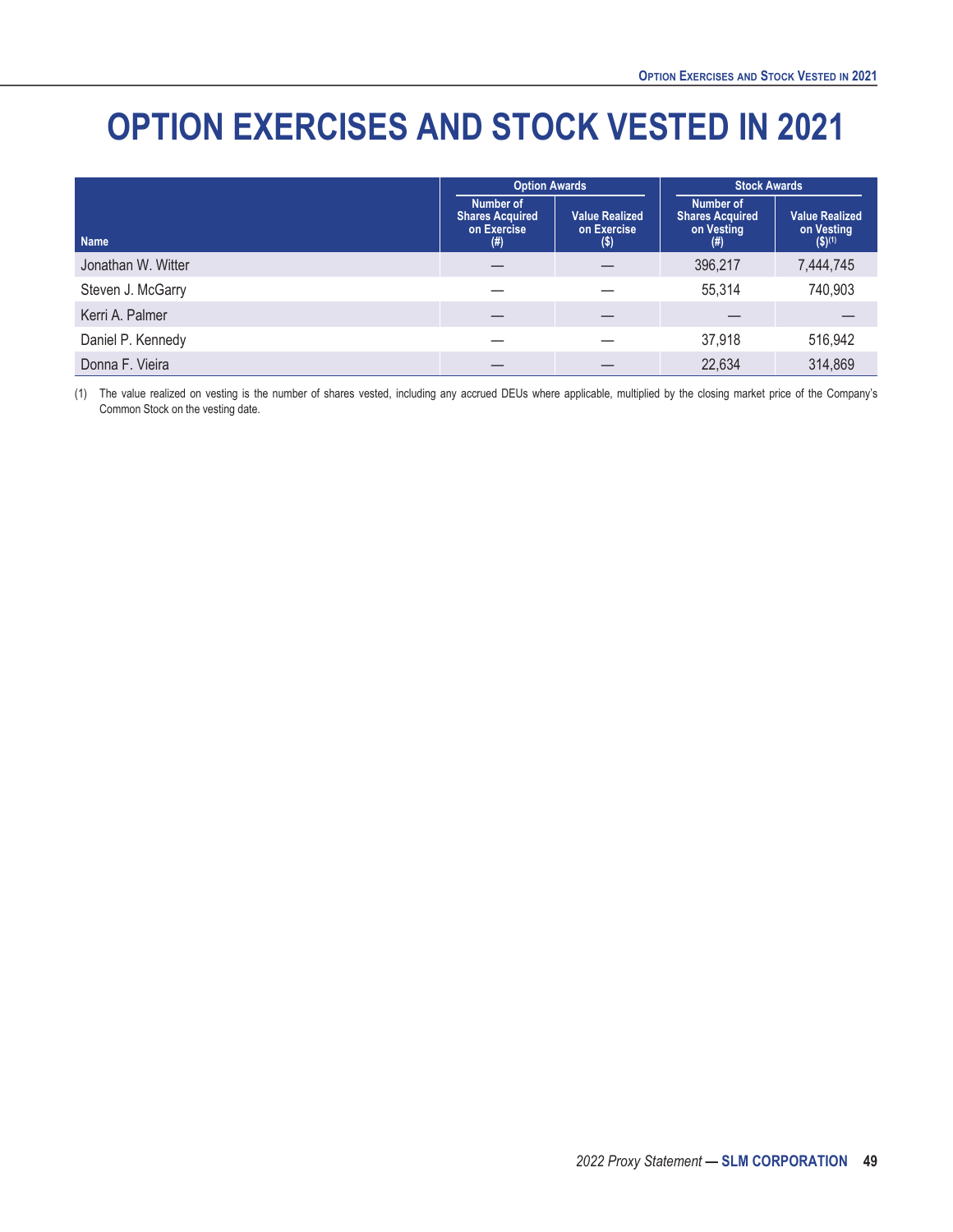# OPTION EXERCISES AND STOCK VESTED IN 2021

| Name | Option Awards | | Stock Awards | |
|---|---|---|---|---|
| | Number of Shares Acquired on Exercise (#) | Value Realized on Exercise ($) | Number of Shares Acquired on Vesting (#) | Value Realized on Vesting ($)(1) |
| Jonathan W. Witter | — | — | 396,217 | 7,444,745 |
| Steven J. McGarry | — | — | 55,314 | 740,903 |
| Kerri A. Palmer | — | — | — | — |
| Daniel P. Kennedy | — | — | 37,918 | 516,942 |
| Donna F. Vieira | — | — | 22,634 | 314,869 |

(1) The value realized on vesting is the number of shares vested, including any accrued DEUs where applicable, multiplied by the closing market price of the Company's Common Stock on the vesting date.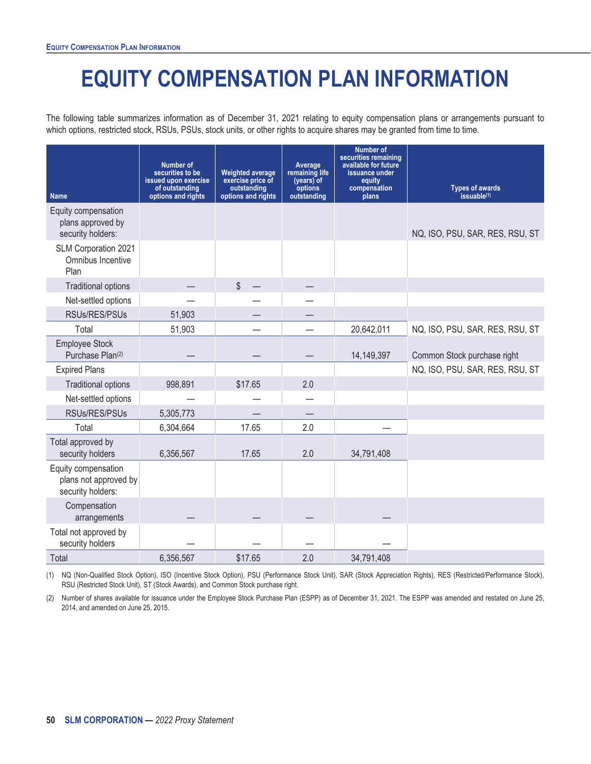# EQUITY COMPENSATION PLAN INFORMATION

The following table summarizes information as of December 31, 2021 relating to equity compensation plans or arrangements pursuant to which options, restricted stock, RSUs, PSUs, stock units, or other rights to acquire shares may be granted from time to time.

| Name | Number of securities to be issued upon exercise of outstanding options and rights | Weighted average exercise price of outstanding options and rights | Average remaining life (years) of options outstanding | Number of securities remaining available for future issuance under equity compensation plans | Types of awards issuable[(1)] |
|---|---|---|---|---|---|
| Equity compensation plans approved by security holders: | | | | | NQ, ISO, PSU, SAR, RES, RSU, ST |
| SLM Corporation 2021 Omnibus Incentive Plan | | | | | |
| Traditional options | — | $ — | — | | |
| Net-settled options | — | — | — | | |
| RSUs/RES/PSUs | 51,903 | — | — | | |
| Total | 51,903 | — | — | 20,642,011 | NQ, ISO, PSU, SAR, RES, RSU, ST |
| Employee Stock Purchase Plan[(2)] | — | — | — | 14,149,397 | Common Stock purchase right |
| Expired Plans | | | | | NQ, ISO, PSU, SAR, RES, RSU, ST |
| Traditional options | 998,891 | $17.65 | 2.0 | | |
| Net-settled options | — | — | — | | |
| RSUs/RES/PSUs | 5,305,773 | — | — | | |
| Total | 6,304,664 | 17.65 | 2.0 | — | |
| Total approved by security holders | 6,356,567 | 17.65 | 2.0 | 34,791,408 | |
| Equity compensation plans not approved by security holders: | | | | | |
| Compensation arrangements | — | — | — | — | |
| Total not approved by security holders | — | — | — | — | |
| Total | 6,356,567 | $17.65 | 2.0 | 34,791,408 | |

(1) NQ (Non-Qualified Stock Option), ISO (Incentive Stock Option), PSU (Performance Stock Unit), SAR (Stock Appreciation Rights), RES (Restricted/Performance Stock), RSU (Restricted Stock Unit), ST (Stock Awards), and Common Stock purchase right.

(2) Number of shares available for issuance under the Employee Stock Purchase Plan (ESPP) as of December 31, 2021. The ESPP was amended and restated on June 25, 2014, and amended on June 25, 2015.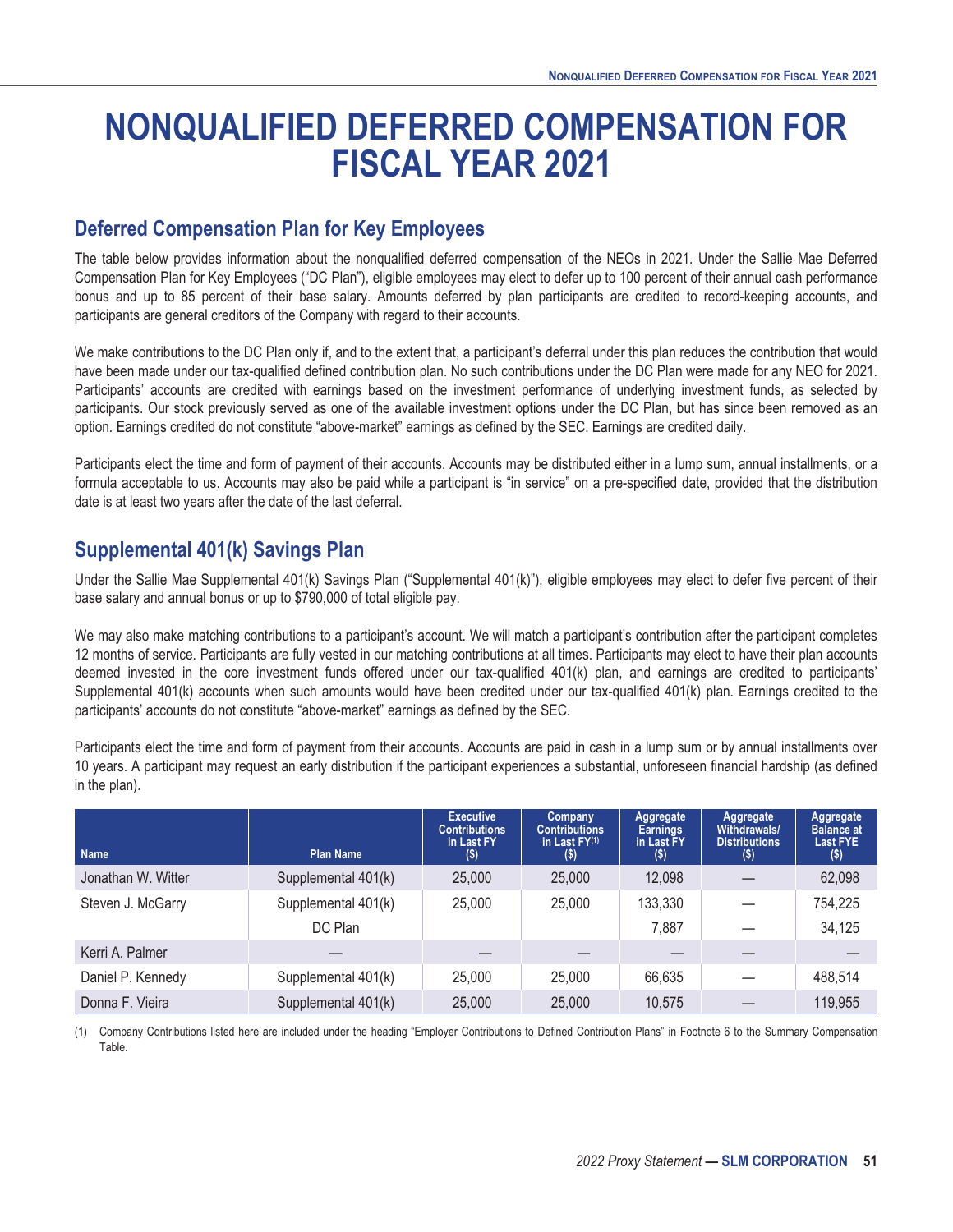# NONQUALIFIED DEFERRED COMPENSATION FOR FISCAL YEAR 2021

## Deferred Compensation Plan for Key Employees

The table below provides information about the nonqualified deferred compensation of the NEOs in 2021. Under the Sallie Mae Deferred Compensation Plan for Key Employees ("DC Plan"), eligible employees may elect to defer up to 100 percent of their annual cash performance bonus and up to 85 percent of their base salary. Amounts deferred by plan participants are credited to record-keeping accounts, and participants are general creditors of the Company with regard to their accounts.

We make contributions to the DC Plan only if, and to the extent that, a participant's deferral under this plan reduces the contribution that would have been made under our tax-qualified defined contribution plan. No such contributions under the DC Plan were made for any NEO for 2021. Participants' accounts are credited with earnings based on the investment performance of underlying investment funds, as selected by participants. Our stock previously served as one of the available investment options under the DC Plan, but has since been removed as an option. Earnings credited do not constitute "above-market" earnings as defined by the SEC. Earnings are credited daily.

Participants elect the time and form of payment of their accounts. Accounts may be distributed either in a lump sum, annual installments, or a formula acceptable to us. Accounts may also be paid while a participant is "in service" on a pre-specified date, provided that the distribution date is at least two years after the date of the last deferral.

## Supplemental 401(k) Savings Plan

Under the Sallie Mae Supplemental 401(k) Savings Plan ("Supplemental 401(k)"), eligible employees may elect to defer five percent of their base salary and annual bonus or up to $790,000 of total eligible pay.

We may also make matching contributions to a participant's account. We will match a participant's contribution after the participant completes 12 months of service. Participants are fully vested in our matching contributions at all times. Participants may elect to have their plan accounts deemed invested in the core investment funds offered under our tax-qualified 401(k) plan, and earnings are credited to participants' Supplemental 401(k) accounts when such amounts would have been credited under our tax-qualified 401(k) plan. Earnings credited to the participants' accounts do not constitute "above-market" earnings as defined by the SEC.

Participants elect the time and form of payment from their accounts. Accounts are paid in cash in a lump sum or by annual installments over 10 years. A participant may request an early distribution if the participant experiences a substantial, unforeseen financial hardship (as defined in the plan).

| Name | Plan Name | Executive Contributions in Last FY ($) | Company Contributions in Last FY[(1)] ($) | Aggregate Earnings in Last FY ($) | Aggregate Withdrawals/ Distributions ($) | Aggregate Balance at Last FYE ($) |
|---|---|---|---|---|---|---|
| Jonathan W. Witter | Supplemental 401(k) | 25,000 | 25,000 | 12,098 | — | 62,098 |
| Steven J. McGarry | Supplemental 401(k) | 25,000 | 25,000 | 133,330 | — | 754,225 |
| | DC Plan | | | 7,887 | — | 34,125 |
| Kerri A. Palmer | — | — | — | — | — | — |
| Daniel P. Kennedy | Supplemental 401(k) | 25,000 | 25,000 | 66,635 | — | 488,514 |
| Donna F. Vieira | Supplemental 401(k) | 25,000 | 25,000 | 10,575 | — | 119,955 |

(1) Company Contributions listed here are included under the heading "Employer Contributions to Defined Contribution Plans" in Footnote 6 to the Summary Compensation Table.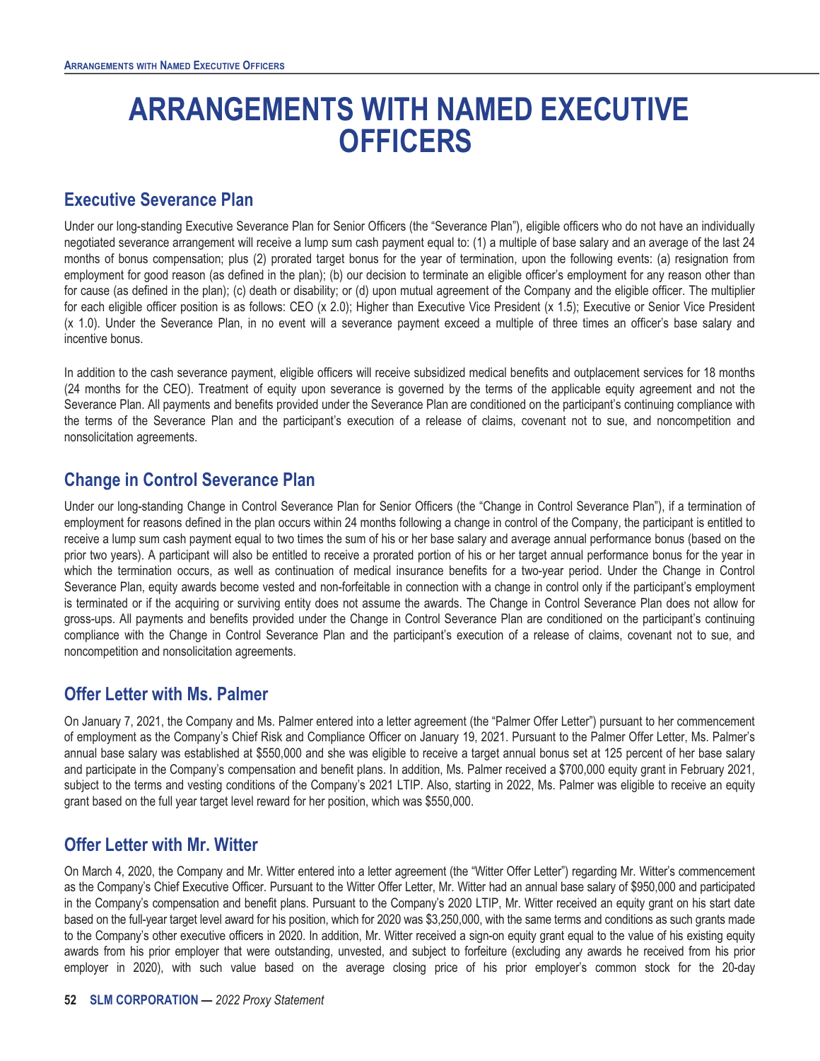# ARRANGEMENTS WITH NAMED EXECUTIVE OFFICERS

## Executive Severance Plan

Under our long-standing Executive Severance Plan for Senior Officers (the "Severance Plan"), eligible officers who do not have an individually negotiated severance arrangement will receive a lump sum cash payment equal to: (1) a multiple of base salary and an average of the last 24 months of bonus compensation; plus (2) prorated target bonus for the year of termination, upon the following events: (a) resignation from employment for good reason (as defined in the plan); (b) our decision to terminate an eligible officer's employment for any reason other than for cause (as defined in the plan); (c) death or disability; or (d) upon mutual agreement of the Company and the eligible officer. The multiplier for each eligible officer position is as follows: CEO (x 2.0); Higher than Executive Vice President (x 1.5); Executive or Senior Vice President (x 1.0). Under the Severance Plan, in no event will a severance payment exceed a multiple of three times an officer's base salary and incentive bonus.

In addition to the cash severance payment, eligible officers will receive subsidized medical benefits and outplacement services for 18 months (24 months for the CEO). Treatment of equity upon severance is governed by the terms of the applicable equity agreement and not the Severance Plan. All payments and benefits provided under the Severance Plan are conditioned on the participant's continuing compliance with the terms of the Severance Plan and the participant's execution of a release of claims, covenant not to sue, and noncompetition and nonsolicitation agreements.

## Change in Control Severance Plan

Under our long-standing Change in Control Severance Plan for Senior Officers (the "Change in Control Severance Plan"), if a termination of employment for reasons defined in the plan occurs within 24 months following a change in control of the Company, the participant is entitled to receive a lump sum cash payment equal to two times the sum of his or her base salary and average annual performance bonus (based on the prior two years). A participant will also be entitled to receive a prorated portion of his or her target annual performance bonus for the year in which the termination occurs, as well as continuation of medical insurance benefits for a two-year period. Under the Change in Control Severance Plan, equity awards become vested and non-forfeitable in connection with a change in control only if the participant's employment is terminated or if the acquiring or surviving entity does not assume the awards. The Change in Control Severance Plan does not allow for gross-ups. All payments and benefits provided under the Change in Control Severance Plan are conditioned on the participant's continuing compliance with the Change in Control Severance Plan and the participant's execution of a release of claims, covenant not to sue, and noncompetition and nonsolicitation agreements.

## Offer Letter with Ms. Palmer

On January 7, 2021, the Company and Ms. Palmer entered into a letter agreement (the "Palmer Offer Letter") pursuant to her commencement of employment as the Company's Chief Risk and Compliance Officer on January 19, 2021. Pursuant to the Palmer Offer Letter, Ms. Palmer's annual base salary was established at $550,000 and she was eligible to receive a target annual bonus set at 125 percent of her base salary and participate in the Company's compensation and benefit plans. In addition, Ms. Palmer received a $700,000 equity grant in February 2021, subject to the terms and vesting conditions of the Company's 2021 LTIP. Also, starting in 2022, Ms. Palmer was eligible to receive an equity grant based on the full year target level reward for her position, which was $550,000.

## Offer Letter with Mr. Witter

On March 4, 2020, the Company and Mr. Witter entered into a letter agreement (the "Witter Offer Letter") regarding Mr. Witter's commencement as the Company's Chief Executive Officer. Pursuant to the Witter Offer Letter, Mr. Witter had an annual base salary of $950,000 and participated in the Company's compensation and benefit plans. Pursuant to the Company's 2020 LTIP, Mr. Witter received an equity grant on his start date based on the full-year target level award for his position, which for 2020 was $3,250,000, with the same terms and conditions as such grants made to the Company's other executive officers in 2020. In addition, Mr. Witter received a sign-on equity grant equal to the value of his existing equity awards from his prior employer that were outstanding, unvested, and subject to forfeiture (excluding any awards he received from his prior employer in 2020), with such value based on the average closing price of his prior employer's common stock for the 20-day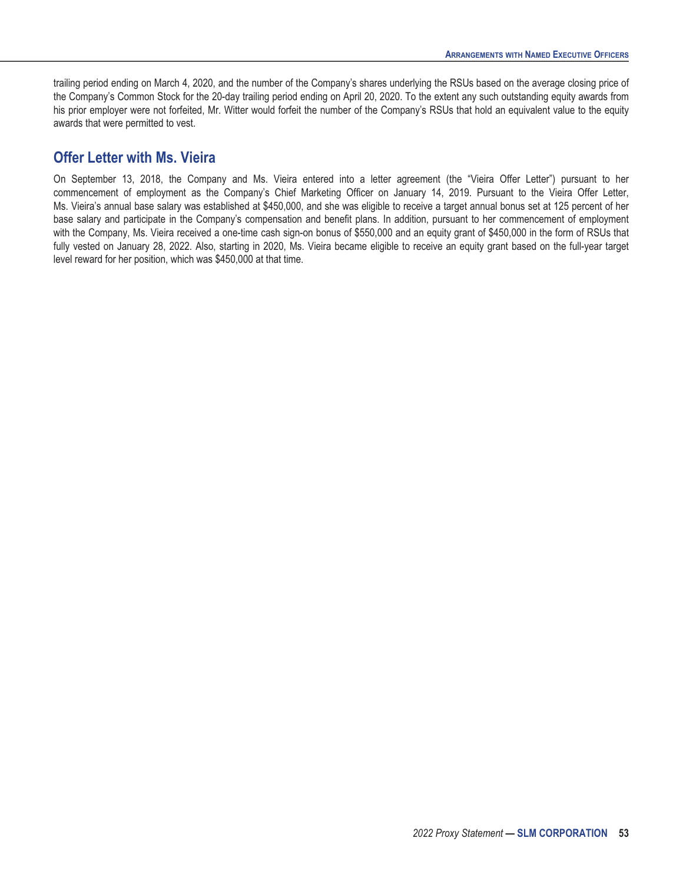trailing period ending on March 4, 2020, and the number of the Company's shares underlying the RSUs based on the average closing price of the Company's Common Stock for the 20-day trailing period ending on April 20, 2020. To the extent any such outstanding equity awards from his prior employer were not forfeited, Mr. Witter would forfeit the number of the Company's RSUs that hold an equivalent value to the equity awards that were permitted to vest.

## Offer Letter with Ms. Vieira

On September 13, 2018, the Company and Ms. Vieira entered into a letter agreement (the "Vieira Offer Letter") pursuant to her commencement of employment as the Company's Chief Marketing Officer on January 14, 2019. Pursuant to the Vieira Offer Letter, Ms. Vieira's annual base salary was established at $450,000, and she was eligible to receive a target annual bonus set at 125 percent of her base salary and participate in the Company's compensation and benefit plans. In addition, pursuant to her commencement of employment with the Company, Ms. Vieira received a one-time cash sign-on bonus of $550,000 and an equity grant of $450,000 in the form of RSUs that fully vested on January 28, 2022. Also, starting in 2020, Ms. Vieira became eligible to receive an equity grant based on the full-year target level reward for her position, which was $450,000 at that time.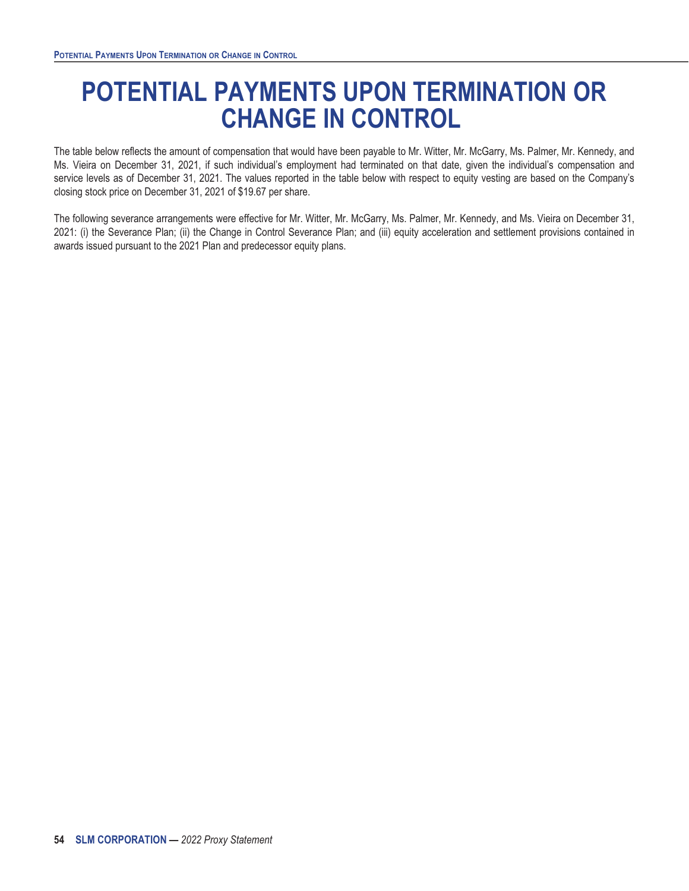# POTENTIAL PAYMENTS UPON TERMINATION OR CHANGE IN CONTROL

The table below reflects the amount of compensation that would have been payable to Mr. Witter, Mr. McGarry, Ms. Palmer, Mr. Kennedy, and Ms. Vieira on December 31, 2021, if such individual's employment had terminated on that date, given the individual's compensation and service levels as of December 31, 2021. The values reported in the table below with respect to equity vesting are based on the Company's closing stock price on December 31, 2021 of $19.67 per share.

The following severance arrangements were effective for Mr. Witter, Mr. McGarry, Ms. Palmer, Mr. Kennedy, and Ms. Vieira on December 31, 2021: (i) the Severance Plan; (ii) the Change in Control Severance Plan; and (iii) equity acceleration and settlement provisions contained in awards issued pursuant to the 2021 Plan and predecessor equity plans.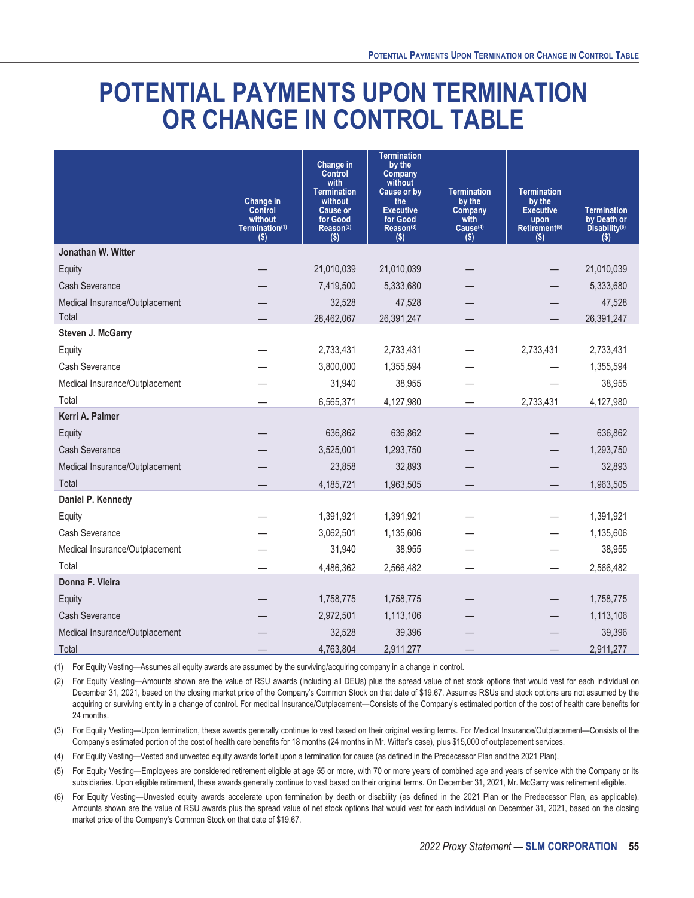# POTENTIAL PAYMENTS UPON TERMINATION OR CHANGE IN CONTROL TABLE

| | Change in Control without Termination[(1)] ($) | Change in Control with Termination without Cause or for Good Reason[(2)] ($) | Termination by the Company without Cause or by the Executive for Good Reason[(3)] ($) | Termination by the Company with Cause[(4)] ($) | Termination by the Executive upon Retirement[(5)] ($) | Termination by Death or Disability[(6)] ($) |
|---|---|---|---|---|---|---|
| **Jonathan W. Witter** | | | | | | |
| Equity | — | 21,010,039 | 21,010,039 | — | — | 21,010,039 |
| Cash Severance | — | 7,419,500 | 5,333,680 | — | — | 5,333,680 |
| Medical Insurance/Outplacement | — | 32,528 | 47,528 | — | — | 47,528 |
| Total | — | 28,462,067 | 26,391,247 | — | — | 26,391,247 |
| **Steven J. McGarry** | | | | | | |
| Equity | — | 2,733,431 | 2,733,431 | — | 2,733,431 | 2,733,431 |
| Cash Severance | — | 3,800,000 | 1,355,594 | — | — | 1,355,594 |
| Medical Insurance/Outplacement | — | 31,940 | 38,955 | — | — | 38,955 |
| Total | — | 6,565,371 | 4,127,980 | — | 2,733,431 | 4,127,980 |
| **Kerri A. Palmer** | | | | | | |
| Equity | — | 636,862 | 636,862 | — | — | 636,862 |
| Cash Severance | — | 3,525,001 | 1,293,750 | — | — | 1,293,750 |
| Medical Insurance/Outplacement | — | 23,858 | 32,893 | — | — | 32,893 |
| Total | — | 4,185,721 | 1,963,505 | — | — | 1,963,505 |
| **Daniel P. Kennedy** | | | | | | |
| Equity | — | 1,391,921 | 1,391,921 | — | — | 1,391,921 |
| Cash Severance | — | 3,062,501 | 1,135,606 | — | — | 1,135,606 |
| Medical Insurance/Outplacement | — | 31,940 | 38,955 | — | — | 38,955 |
| Total | — | 4,486,362 | 2,566,482 | — | — | 2,566,482 |
| **Donna F. Vieira** | | | | | | |
| Equity | — | 1,758,775 | 1,758,775 | — | — | 1,758,775 |
| Cash Severance | — | 2,972,501 | 1,113,106 | — | — | 1,113,106 |
| Medical Insurance/Outplacement | — | 32,528 | 39,396 | — | — | 39,396 |
| Total | — | 4,763,804 | 2,911,277 | — | — | 2,911,277 |

(1) For Equity Vesting—Assumes all equity awards are assumed by the surviving/acquiring company in a change in control.

(2) For Equity Vesting—Amounts shown are the value of RSU awards (including all DEUs) plus the spread value of net stock options that would vest for each individual on December 31, 2021, based on the closing market price of the Company's Common Stock on that date of $19.67. Assumes RSUs and stock options are not assumed by the acquiring or surviving entity in a change of control. For medical Insurance/Outplacement—Consists of the Company's estimated portion of the cost of health care benefits for 24 months.

(3) For Equity Vesting—Upon termination, these awards generally continue to vest based on their original vesting terms. For Medical Insurance/Outplacement—Consists of the Company's estimated portion of the cost of health care benefits for 18 months (24 months in Mr. Witter's case), plus $15,000 of outplacement services.

(4) For Equity Vesting—Vested and unvested equity awards forfeit upon a termination for cause (as defined in the Predecessor Plan and the 2021 Plan).

(5) For Equity Vesting—Employees are considered retirement eligible at age 55 or more, with 70 or more years of combined age and years of service with the Company or its subsidiaries. Upon eligible retirement, these awards generally continue to vest based on their original terms. On December 31, 2021, Mr. McGarry was retirement eligible.

(6) For Equity Vesting—Unvested equity awards accelerate upon termination by death or disability (as defined in the 2021 Plan or the Predecessor Plan, as applicable). Amounts shown are the value of RSU awards plus the spread value of net stock options that would vest for each individual on December 31, 2021, based on the closing market price of the Company's Common Stock on that date of $19.67.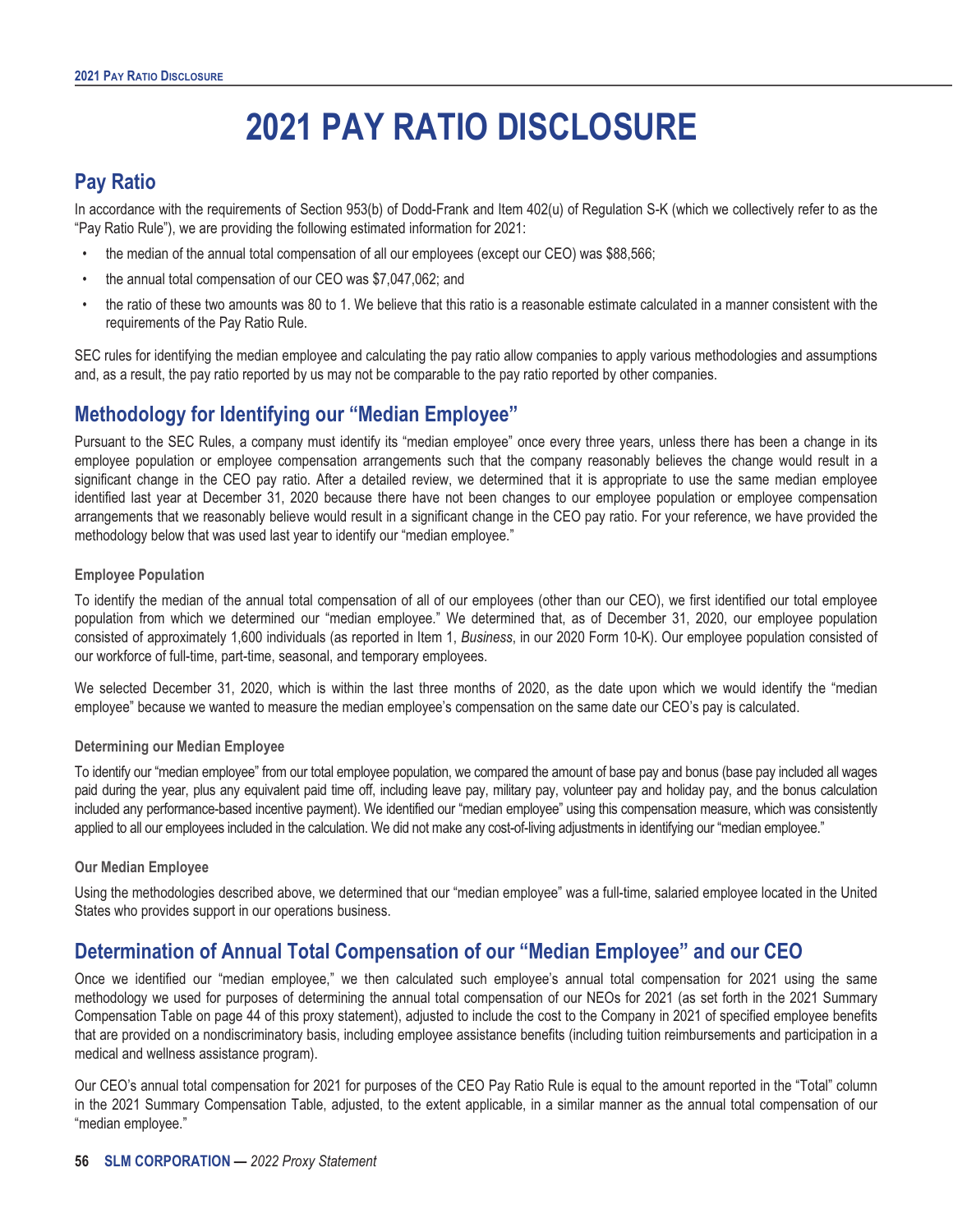# 2021 PAY RATIO DISCLOSURE

## Pay Ratio

In accordance with the requirements of Section 953(b) of Dodd-Frank and Item 402(u) of Regulation S-K (which we collectively refer to as the "Pay Ratio Rule"), we are providing the following estimated information for 2021:

- the median of the annual total compensation of all our employees (except our CEO) was $88,566;
- the annual total compensation of our CEO was $7,047,062; and
- the ratio of these two amounts was 80 to 1. We believe that this ratio is a reasonable estimate calculated in a manner consistent with the requirements of the Pay Ratio Rule.

SEC rules for identifying the median employee and calculating the pay ratio allow companies to apply various methodologies and assumptions and, as a result, the pay ratio reported by us may not be comparable to the pay ratio reported by other companies.

## Methodology for Identifying our "Median Employee"

Pursuant to the SEC Rules, a company must identify its "median employee" once every three years, unless there has been a change in its employee population or employee compensation arrangements such that the company reasonably believes the change would result in a significant change in the CEO pay ratio. After a detailed review, we determined that it is appropriate to use the same median employee identified last year at December 31, 2020 because there have not been changes to our employee population or employee compensation arrangements that we reasonably believe would result in a significant change in the CEO pay ratio. For your reference, we have provided the methodology below that was used last year to identify our "median employee."

#### Employee Population

To identify the median of the annual total compensation of all of our employees (other than our CEO), we first identified our total employee population from which we determined our "median employee." We determined that, as of December 31, 2020, our employee population consisted of approximately 1,600 individuals (as reported in Item 1, *Business*, in our 2020 Form 10-K). Our employee population consisted of our workforce of full-time, part-time, seasonal, and temporary employees.

We selected December 31, 2020, which is within the last three months of 2020, as the date upon which we would identify the "median employee" because we wanted to measure the median employee's compensation on the same date our CEO's pay is calculated.

#### Determining our Median Employee

To identify our "median employee" from our total employee population, we compared the amount of base pay and bonus (base pay included all wages paid during the year, plus any equivalent paid time off, including leave pay, military pay, volunteer pay and holiday pay, and the bonus calculation included any performance-based incentive payment). We identified our "median employee" using this compensation measure, which was consistently applied to all our employees included in the calculation. We did not make any cost-of-living adjustments in identifying our "median employee."

#### Our Median Employee

Using the methodologies described above, we determined that our "median employee" was a full-time, salaried employee located in the United States who provides support in our operations business.

## Determination of Annual Total Compensation of our "Median Employee" and our CEO

Once we identified our "median employee," we then calculated such employee's annual total compensation for 2021 using the same methodology we used for purposes of determining the annual total compensation of our NEOs for 2021 (as set forth in the 2021 Summary Compensation Table on page 44 of this proxy statement), adjusted to include the cost to the Company in 2021 of specified employee benefits that are provided on a nondiscriminatory basis, including employee assistance benefits (including tuition reimbursements and participation in a medical and wellness assistance program).

Our CEO's annual total compensation for 2021 for purposes of the CEO Pay Ratio Rule is equal to the amount reported in the "Total" column in the 2021 Summary Compensation Table, adjusted, to the extent applicable, in a similar manner as the annual total compensation of our "median employee."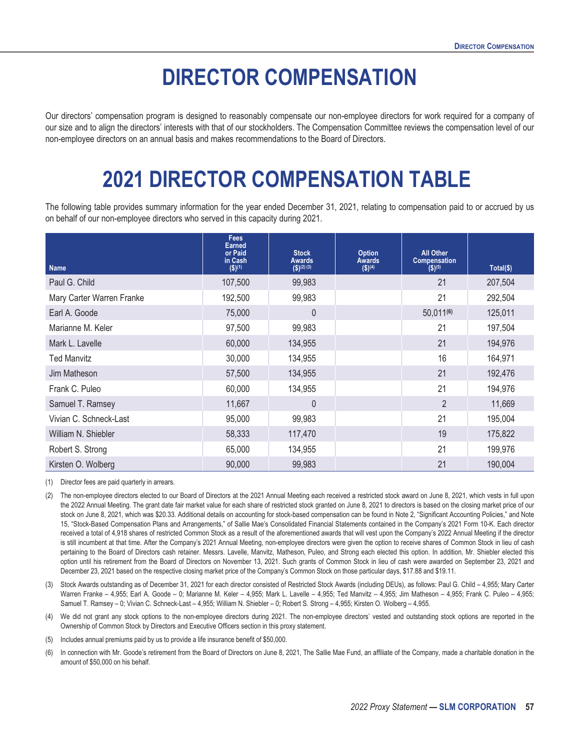# DIRECTOR COMPENSATION

Our directors' compensation program is designed to reasonably compensate our non-employee directors for work required for a company of our size and to align the directors' interests with that of our stockholders. The Compensation Committee reviews the compensation level of our non-employee directors on an annual basis and makes recommendations to the Board of Directors.

# 2021 DIRECTOR COMPENSATION TABLE

The following table provides summary information for the year ended December 31, 2021, relating to compensation paid to or accrued by us on behalf of our non-employee directors who served in this capacity during 2021.

| Name | Fees Earned or Paid in Cash ($)[(1)] | Stock Awards ($)[(2) (3)] | Option Awards ($)[(4)] | All Other Compensation ($)[(5)] | Total($) |
|---|---|---|---|---|---|
| Paul G. Child | 107,500 | 99,983 | | 21 | 207,504 |
| Mary Carter Warren Franke | 192,500 | 99,983 | | 21 | 292,504 |
| Earl A. Goode | 75,000 | 0 | | 50,011[(6)] | 125,011 |
| Marianne M. Keler | 97,500 | 99,983 | | 21 | 197,504 |
| Mark L. Lavelle | 60,000 | 134,955 | | 21 | 194,976 |
| Ted Manvitz | 30,000 | 134,955 | | 16 | 164,971 |
| Jim Matheson | 57,500 | 134,955 | | 21 | 192,476 |
| Frank C. Puleo | 60,000 | 134,955 | | 21 | 194,976 |
| Samuel T. Ramsey | 11,667 | 0 | | 2 | 11,669 |
| Vivian C. Schneck-Last | 95,000 | 99,983 | | 21 | 195,004 |
| William N. Shiebler | 58,333 | 117,470 | | 19 | 175,822 |
| Robert S. Strong | 65,000 | 134,955 | | 21 | 199,976 |
| Kirsten O. Wolberg | 90,000 | 99,983 | | 21 | 190,004 |

(1) Director fees are paid quarterly in arrears.

(2) The non-employee directors elected to our Board of Directors at the 2021 Annual Meeting each received a restricted stock award on June 8, 2021, which vests in full upon the 2022 Annual Meeting. The grant date fair market value for each share of restricted stock granted on June 8, 2021 to directors is based on the closing market price of our stock on June 8, 2021, which was $20.33. Additional details on accounting for stock-based compensation can be found in Note 2, "Significant Accounting Policies," and Note 15, "Stock-Based Compensation Plans and Arrangements," of Sallie Mae's Consolidated Financial Statements contained in the Company's 2021 Form 10-K. Each director received a total of 4,918 shares of restricted Common Stock as a result of the aforementioned awards that will vest upon the Company's 2022 Annual Meeting if the director is still incumbent at that time. After the Company's 2021 Annual Meeting, non-employee directors were given the option to receive shares of Common Stock in lieu of cash pertaining to the Board of Directors cash retainer. Messrs. Lavelle, Manvitz, Matheson, Puleo, and Strong each elected this option. In addition, Mr. Shiebler elected this option until his retirement from the Board of Directors on November 13, 2021. Such grants of Common Stock in lieu of cash were awarded on September 23, 2021 and December 23, 2021 based on the respective closing market price of the Company's Common Stock on those particular days, $17.88 and $19.11.

(3) Stock Awards outstanding as of December 31, 2021 for each director consisted of Restricted Stock Awards (including DEUs), as follows: Paul G. Child – 4,955; Mary Carter Warren Franke – 4,955; Earl A. Goode – 0; Marianne M. Keler – 4,955; Mark L. Lavelle – 4,955; Ted Manvitz – 4,955; Jim Matheson – 4,955; Frank C. Puleo – 4,955; Samuel T. Ramsey – 0; Vivian C. Schneck-Last – 4,955; William N. Shiebler – 0; Robert S. Strong – 4,955; Kirsten O. Wolberg – 4,955.

(4) We did not grant any stock options to the non-employee directors during 2021. The non-employee directors' vested and outstanding stock options are reported in the Ownership of Common Stock by Directors and Executive Officers section in this proxy statement.

(5) Includes annual premiums paid by us to provide a life insurance benefit of $50,000.

(6) In connection with Mr. Goode's retirement from the Board of Directors on June 8, 2021, The Sallie Mae Fund, an affiliate of the Company, made a charitable donation in the amount of $50,000 on his behalf.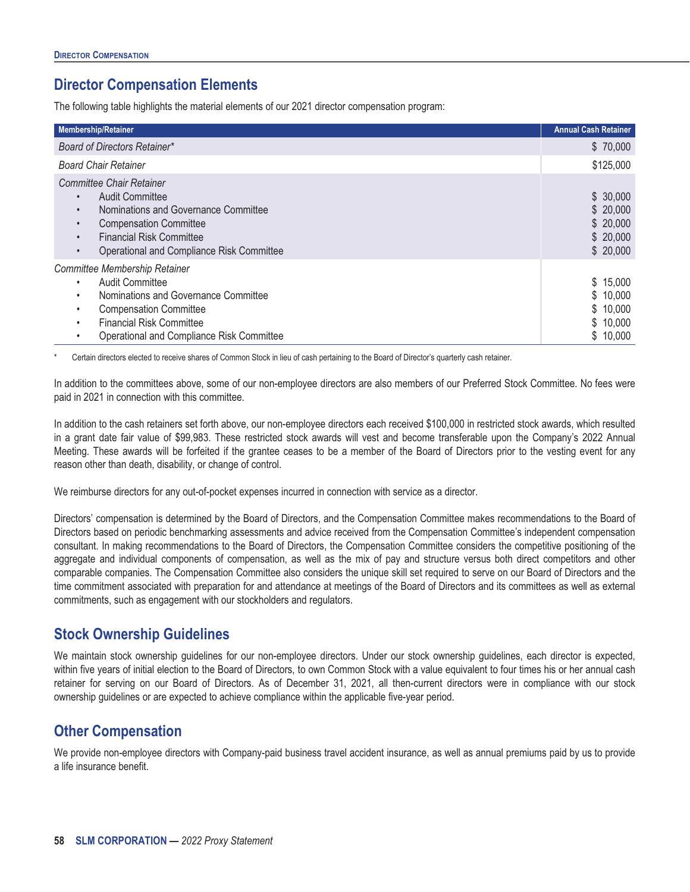## Director Compensation Elements

The following table highlights the material elements of our 2021 director compensation program:

| Membership/Retainer | Annual Cash Retainer |
| --- | --- |
| *Board of Directors Retainer** | $ 70,000 |
| *Board Chair Retainer* | $125,000 |
| *Committee Chair Retainer* | |
| • Audit Committee | $ 30,000 |
| • Nominations and Governance Committee | $ 20,000 |
| • Compensation Committee | $ 20,000 |
| • Financial Risk Committee | $ 20,000 |
| • Operational and Compliance Risk Committee | $ 20,000 |
| *Committee Membership Retainer* | |
| • Audit Committee | $ 15,000 |
| • Nominations and Governance Committee | $ 10,000 |
| • Compensation Committee | $ 10,000 |
| • Financial Risk Committee | $ 10,000 |
| • Operational and Compliance Risk Committee | $ 10,000 |

\* Certain directors elected to receive shares of Common Stock in lieu of cash pertaining to the Board of Director's quarterly cash retainer.

In addition to the committees above, some of our non-employee directors are also members of our Preferred Stock Committee. No fees were paid in 2021 in connection with this committee.

In addition to the cash retainers set forth above, our non-employee directors each received $100,000 in restricted stock awards, which resulted in a grant date fair value of $99,983. These restricted stock awards will vest and become transferable upon the Company's 2022 Annual Meeting. These awards will be forfeited if the grantee ceases to be a member of the Board of Directors prior to the vesting event for any reason other than death, disability, or change of control.

We reimburse directors for any out-of-pocket expenses incurred in connection with service as a director.

Directors' compensation is determined by the Board of Directors, and the Compensation Committee makes recommendations to the Board of Directors based on periodic benchmarking assessments and advice received from the Compensation Committee's independent compensation consultant. In making recommendations to the Board of Directors, the Compensation Committee considers the competitive positioning of the aggregate and individual components of compensation, as well as the mix of pay and structure versus both direct competitors and other comparable companies. The Compensation Committee also considers the unique skill set required to serve on our Board of Directors and the time commitment associated with preparation for and attendance at meetings of the Board of Directors and its committees as well as external commitments, such as engagement with our stockholders and regulators.

## Stock Ownership Guidelines

We maintain stock ownership guidelines for our non-employee directors. Under our stock ownership guidelines, each director is expected, within five years of initial election to the Board of Directors, to own Common Stock with a value equivalent to four times his or her annual cash retainer for serving on our Board of Directors. As of December 31, 2021, all then-current directors were in compliance with our stock ownership guidelines or are expected to achieve compliance within the applicable five-year period.

## Other Compensation

We provide non-employee directors with Company-paid business travel accident insurance, as well as annual premiums paid by us to provide a life insurance benefit.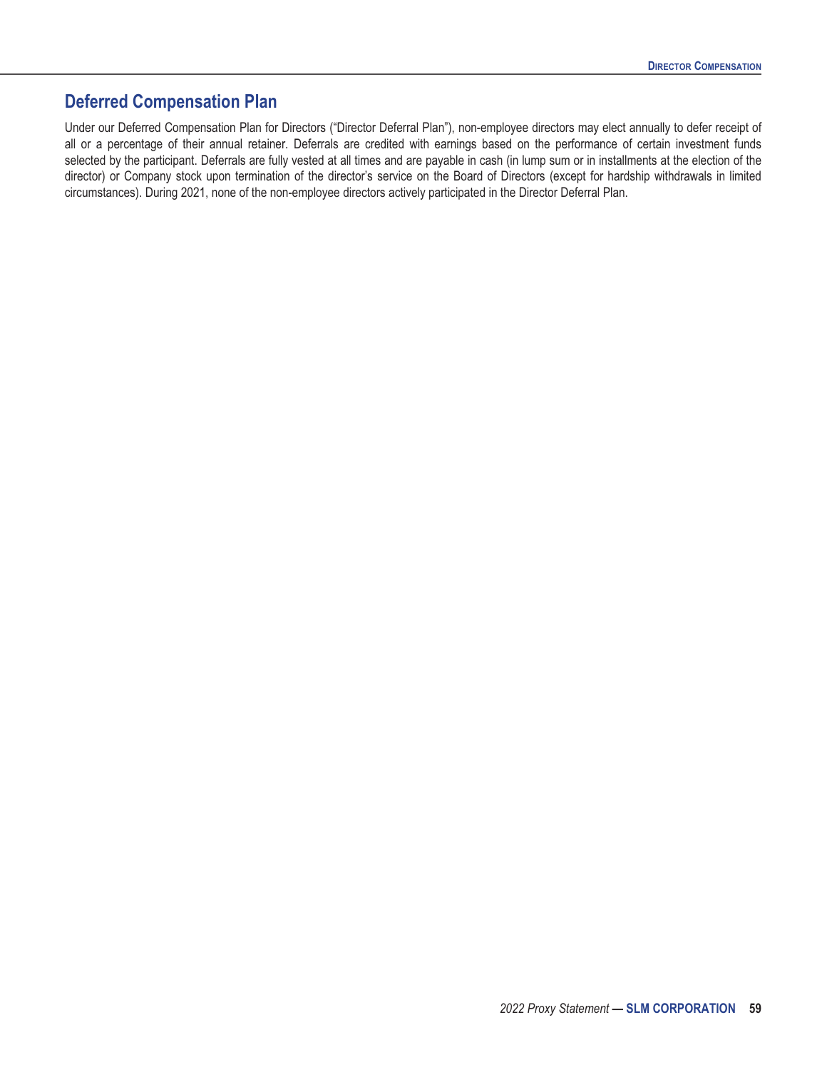## Deferred Compensation Plan

Under our Deferred Compensation Plan for Directors (“Director Deferral Plan”), non-employee directors may elect annually to defer receipt of all or a percentage of their annual retainer. Deferrals are credited with earnings based on the performance of certain investment funds selected by the participant. Deferrals are fully vested at all times and are payable in cash (in lump sum or in installments at the election of the director) or Company stock upon termination of the director’s service on the Board of Directors (except for hardship withdrawals in limited circumstances). During 2021, none of the non-employee directors actively participated in the Director Deferral Plan.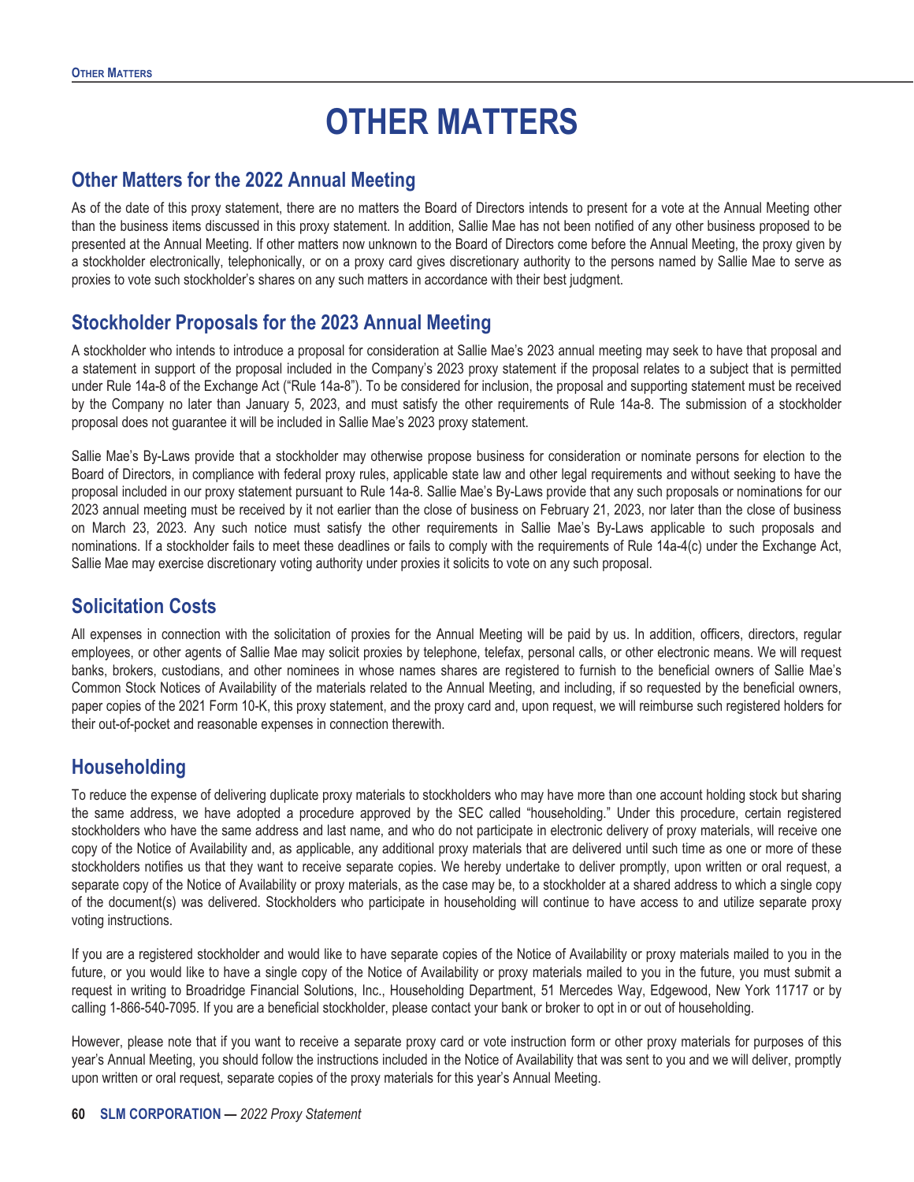# OTHER MATTERS

## Other Matters for the 2022 Annual Meeting

As of the date of this proxy statement, there are no matters the Board of Directors intends to present for a vote at the Annual Meeting other than the business items discussed in this proxy statement. In addition, Sallie Mae has not been notified of any other business proposed to be presented at the Annual Meeting. If other matters now unknown to the Board of Directors come before the Annual Meeting, the proxy given by a stockholder electronically, telephonically, or on a proxy card gives discretionary authority to the persons named by Sallie Mae to serve as proxies to vote such stockholder's shares on any such matters in accordance with their best judgment.

## Stockholder Proposals for the 2023 Annual Meeting

A stockholder who intends to introduce a proposal for consideration at Sallie Mae's 2023 annual meeting may seek to have that proposal and a statement in support of the proposal included in the Company's 2023 proxy statement if the proposal relates to a subject that is permitted under Rule 14a-8 of the Exchange Act ("Rule 14a-8"). To be considered for inclusion, the proposal and supporting statement must be received by the Company no later than January 5, 2023, and must satisfy the other requirements of Rule 14a-8. The submission of a stockholder proposal does not guarantee it will be included in Sallie Mae's 2023 proxy statement.

Sallie Mae's By-Laws provide that a stockholder may otherwise propose business for consideration or nominate persons for election to the Board of Directors, in compliance with federal proxy rules, applicable state law and other legal requirements and without seeking to have the proposal included in our proxy statement pursuant to Rule 14a-8. Sallie Mae's By-Laws provide that any such proposals or nominations for our 2023 annual meeting must be received by it not earlier than the close of business on February 21, 2023, nor later than the close of business on March 23, 2023. Any such notice must satisfy the other requirements in Sallie Mae's By-Laws applicable to such proposals and nominations. If a stockholder fails to meet these deadlines or fails to comply with the requirements of Rule 14a-4(c) under the Exchange Act, Sallie Mae may exercise discretionary voting authority under proxies it solicits to vote on any such proposal.

## Solicitation Costs

All expenses in connection with the solicitation of proxies for the Annual Meeting will be paid by us. In addition, officers, directors, regular employees, or other agents of Sallie Mae may solicit proxies by telephone, telefax, personal calls, or other electronic means. We will request banks, brokers, custodians, and other nominees in whose names shares are registered to furnish to the beneficial owners of Sallie Mae's Common Stock Notices of Availability of the materials related to the Annual Meeting, and including, if so requested by the beneficial owners, paper copies of the 2021 Form 10-K, this proxy statement, and the proxy card and, upon request, we will reimburse such registered holders for their out-of-pocket and reasonable expenses in connection therewith.

## Householding

To reduce the expense of delivering duplicate proxy materials to stockholders who may have more than one account holding stock but sharing the same address, we have adopted a procedure approved by the SEC called "householding." Under this procedure, certain registered stockholders who have the same address and last name, and who do not participate in electronic delivery of proxy materials, will receive one copy of the Notice of Availability and, as applicable, any additional proxy materials that are delivered until such time as one or more of these stockholders notifies us that they want to receive separate copies. We hereby undertake to deliver promptly, upon written or oral request, a separate copy of the Notice of Availability or proxy materials, as the case may be, to a stockholder at a shared address to which a single copy of the document(s) was delivered. Stockholders who participate in householding will continue to have access to and utilize separate proxy voting instructions.

If you are a registered stockholder and would like to have separate copies of the Notice of Availability or proxy materials mailed to you in the future, or you would like to have a single copy of the Notice of Availability or proxy materials mailed to you in the future, you must submit a request in writing to Broadridge Financial Solutions, Inc., Householding Department, 51 Mercedes Way, Edgewood, New York 11717 or by calling 1-866-540-7095. If you are a beneficial stockholder, please contact your bank or broker to opt in or out of householding.

However, please note that if you want to receive a separate proxy card or vote instruction form or other proxy materials for purposes of this year's Annual Meeting, you should follow the instructions included in the Notice of Availability that was sent to you and we will deliver, promptly upon written or oral request, separate copies of the proxy materials for this year's Annual Meeting.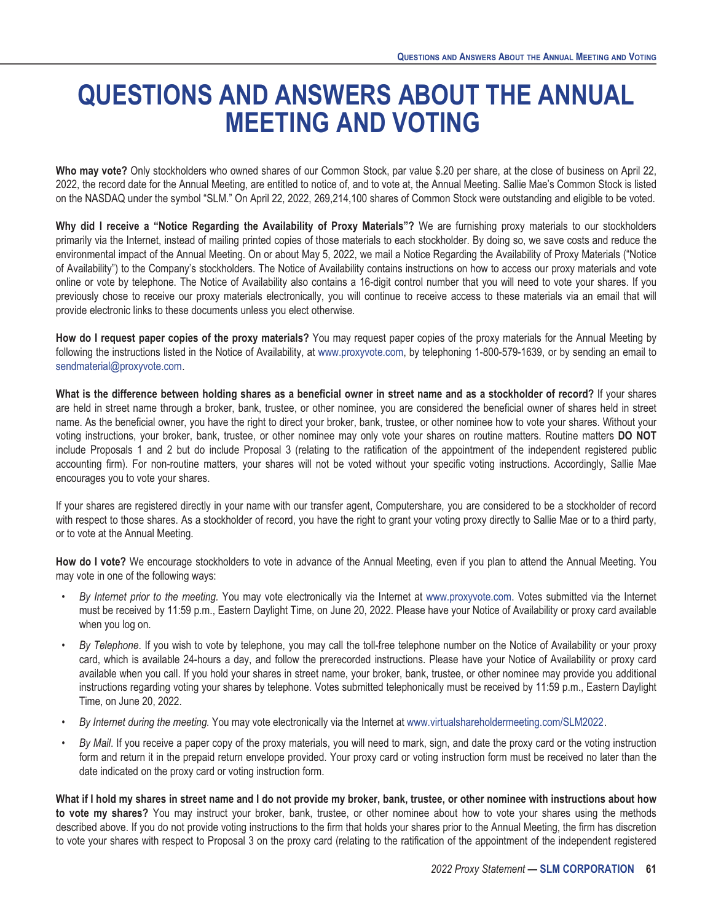# QUESTIONS AND ANSWERS ABOUT THE ANNUAL MEETING AND VOTING

**Who may vote?** Only stockholders who owned shares of our Common Stock, par value $.20 per share, at the close of business on April 22, 2022, the record date for the Annual Meeting, are entitled to notice of, and to vote at, the Annual Meeting. Sallie Mae's Common Stock is listed on the NASDAQ under the symbol "SLM." On April 22, 2022, 269,214,100 shares of Common Stock were outstanding and eligible to be voted.

**Why did I receive a "Notice Regarding the Availability of Proxy Materials"?** We are furnishing proxy materials to our stockholders primarily via the Internet, instead of mailing printed copies of those materials to each stockholder. By doing so, we save costs and reduce the environmental impact of the Annual Meeting. On or about May 5, 2022, we mail a Notice Regarding the Availability of Proxy Materials ("Notice of Availability") to the Company's stockholders. The Notice of Availability contains instructions on how to access our proxy materials and vote online or vote by telephone. The Notice of Availability also contains a 16-digit control number that you will need to vote your shares. If you previously chose to receive our proxy materials electronically, you will continue to receive access to these materials via an email that will provide electronic links to these documents unless you elect otherwise.

**How do I request paper copies of the proxy materials?** You may request paper copies of the proxy materials for the Annual Meeting by following the instructions listed in the Notice of Availability, at www.proxyvote.com, by telephoning 1-800-579-1639, or by sending an email to sendmaterial@proxyvote.com.

**What is the difference between holding shares as a beneficial owner in street name and as a stockholder of record?** If your shares are held in street name through a broker, bank, trustee, or other nominee, you are considered the beneficial owner of shares held in street name. As the beneficial owner, you have the right to direct your broker, bank, trustee, or other nominee how to vote your shares. Without your voting instructions, your broker, bank, trustee, or other nominee may only vote your shares on routine matters. Routine matters **DO NOT** include Proposals 1 and 2 but do include Proposal 3 (relating to the ratification of the appointment of the independent registered public accounting firm). For non-routine matters, your shares will not be voted without your specific voting instructions. Accordingly, Sallie Mae encourages you to vote your shares.

If your shares are registered directly in your name with our transfer agent, Computershare, you are considered to be a stockholder of record with respect to those shares. As a stockholder of record, you have the right to grant your voting proxy directly to Sallie Mae or to a third party, or to vote at the Annual Meeting.

**How do I vote?** We encourage stockholders to vote in advance of the Annual Meeting, even if you plan to attend the Annual Meeting. You may vote in one of the following ways:

- *By Internet prior to the meeting.* You may vote electronically via the Internet at www.proxyvote.com. Votes submitted via the Internet must be received by 11:59 p.m., Eastern Daylight Time, on June 20, 2022. Please have your Notice of Availability or proxy card available when you log on.
- *By Telephone*. If you wish to vote by telephone, you may call the toll-free telephone number on the Notice of Availability or your proxy card, which is available 24-hours a day, and follow the prerecorded instructions. Please have your Notice of Availability or proxy card available when you call. If you hold your shares in street name, your broker, bank, trustee, or other nominee may provide you additional instructions regarding voting your shares by telephone. Votes submitted telephonically must be received by 11:59 p.m., Eastern Daylight Time, on June 20, 2022.
- *By Internet during the meeting.* You may vote electronically via the Internet at www.virtualshareholdermeeting.com/SLM2022.
- *By Mail*. If you receive a paper copy of the proxy materials, you will need to mark, sign, and date the proxy card or the voting instruction form and return it in the prepaid return envelope provided. Your proxy card or voting instruction form must be received no later than the date indicated on the proxy card or voting instruction form.

**What if I hold my shares in street name and I do not provide my broker, bank, trustee, or other nominee with instructions about how to vote my shares?** You may instruct your broker, bank, trustee, or other nominee about how to vote your shares using the methods described above. If you do not provide voting instructions to the firm that holds your shares prior to the Annual Meeting, the firm has discretion to vote your shares with respect to Proposal 3 on the proxy card (relating to the ratification of the appointment of the independent registered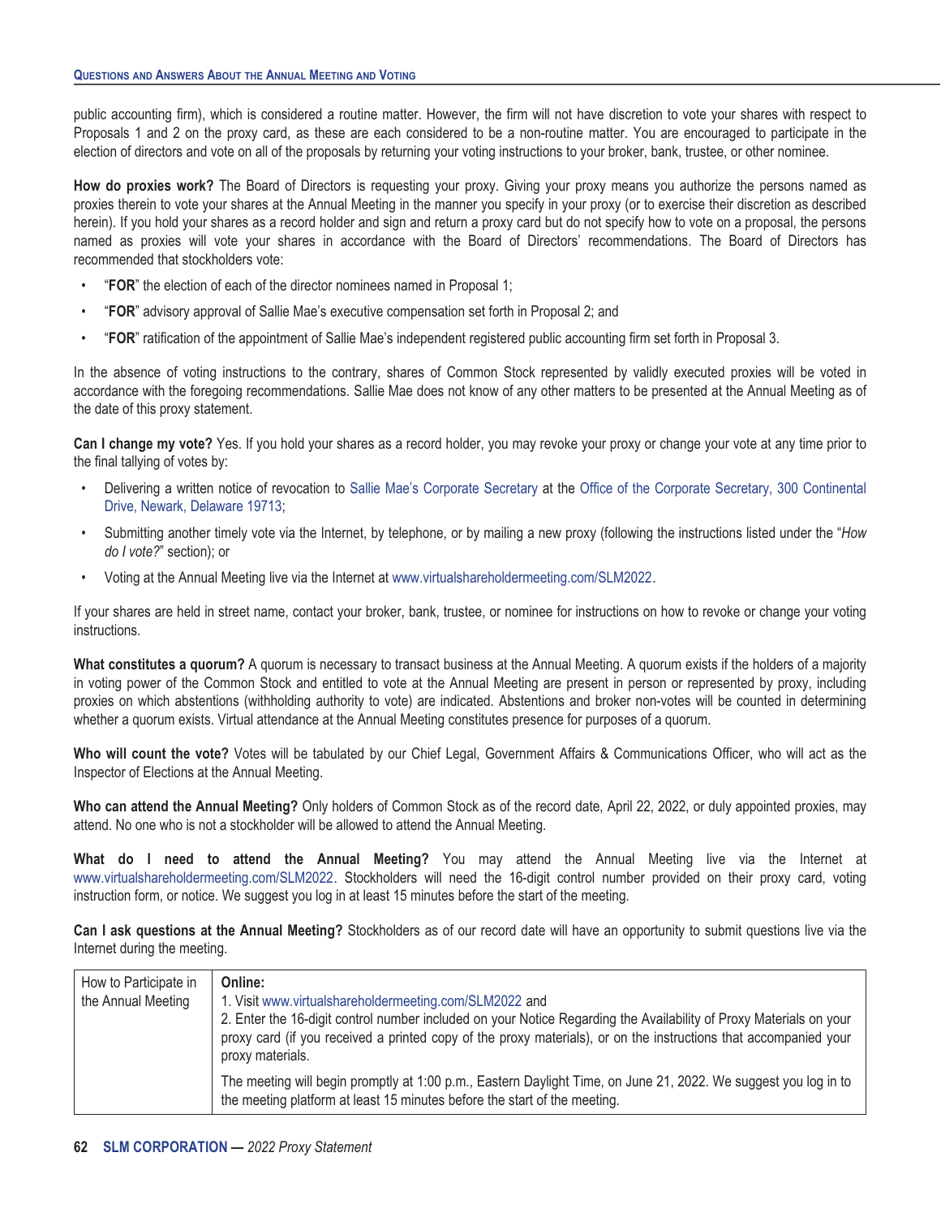public accounting firm), which is considered a routine matter. However, the firm will not have discretion to vote your shares with respect to Proposals 1 and 2 on the proxy card, as these are each considered to be a non-routine matter. You are encouraged to participate in the election of directors and vote on all of the proposals by returning your voting instructions to your broker, bank, trustee, or other nominee.

**How do proxies work?** The Board of Directors is requesting your proxy. Giving your proxy means you authorize the persons named as proxies therein to vote your shares at the Annual Meeting in the manner you specify in your proxy (or to exercise their discretion as described herein). If you hold your shares as a record holder and sign and return a proxy card but do not specify how to vote on a proposal, the persons named as proxies will vote your shares in accordance with the Board of Directors' recommendations. The Board of Directors has recommended that stockholders vote:

- "**FOR**" the election of each of the director nominees named in Proposal 1;
- "**FOR**" advisory approval of Sallie Mae's executive compensation set forth in Proposal 2; and
- "**FOR**" ratification of the appointment of Sallie Mae's independent registered public accounting firm set forth in Proposal 3.

In the absence of voting instructions to the contrary, shares of Common Stock represented by validly executed proxies will be voted in accordance with the foregoing recommendations. Sallie Mae does not know of any other matters to be presented at the Annual Meeting as of the date of this proxy statement.

**Can I change my vote?** Yes. If you hold your shares as a record holder, you may revoke your proxy or change your vote at any time prior to the final tallying of votes by:

- Delivering a written notice of revocation to Sallie Mae's Corporate Secretary at the Office of the Corporate Secretary, 300 Continental Drive, Newark, Delaware 19713;
- Submitting another timely vote via the Internet, by telephone, or by mailing a new proxy (following the instructions listed under the "*How do I vote?*" section); or
- Voting at the Annual Meeting live via the Internet at www.virtualshareholdermeeting.com/SLM2022.

If your shares are held in street name, contact your broker, bank, trustee, or nominee for instructions on how to revoke or change your voting instructions.

**What constitutes a quorum?** A quorum is necessary to transact business at the Annual Meeting. A quorum exists if the holders of a majority in voting power of the Common Stock and entitled to vote at the Annual Meeting are present in person or represented by proxy, including proxies on which abstentions (withholding authority to vote) are indicated. Abstentions and broker non-votes will be counted in determining whether a quorum exists. Virtual attendance at the Annual Meeting constitutes presence for purposes of a quorum.

**Who will count the vote?** Votes will be tabulated by our Chief Legal, Government Affairs & Communications Officer, who will act as the Inspector of Elections at the Annual Meeting.

**Who can attend the Annual Meeting?** Only holders of Common Stock as of the record date, April 22, 2022, or duly appointed proxies, may attend. No one who is not a stockholder will be allowed to attend the Annual Meeting.

**What do I need to attend the Annual Meeting?** You may attend the Annual Meeting live via the Internet at www.virtualshareholdermeeting.com/SLM2022. Stockholders will need the 16-digit control number provided on their proxy card, voting instruction form, or notice. We suggest you log in at least 15 minutes before the start of the meeting.

**Can I ask questions at the Annual Meeting?** Stockholders as of our record date will have an opportunity to submit questions live via the Internet during the meeting.

| How to Participate in the Annual Meeting | **Online:**<br>1. Visit www.virtualshareholdermeeting.com/SLM2022 and<br>2. Enter the 16-digit control number included on your Notice Regarding the Availability of Proxy Materials on your proxy card (if you received a printed copy of the proxy materials), or on the instructions that accompanied your proxy materials. |
|---|---|
| | The meeting will begin promptly at 1:00 p.m., Eastern Daylight Time, on June 21, 2022. We suggest you log in to the meeting platform at least 15 minutes before the start of the meeting. |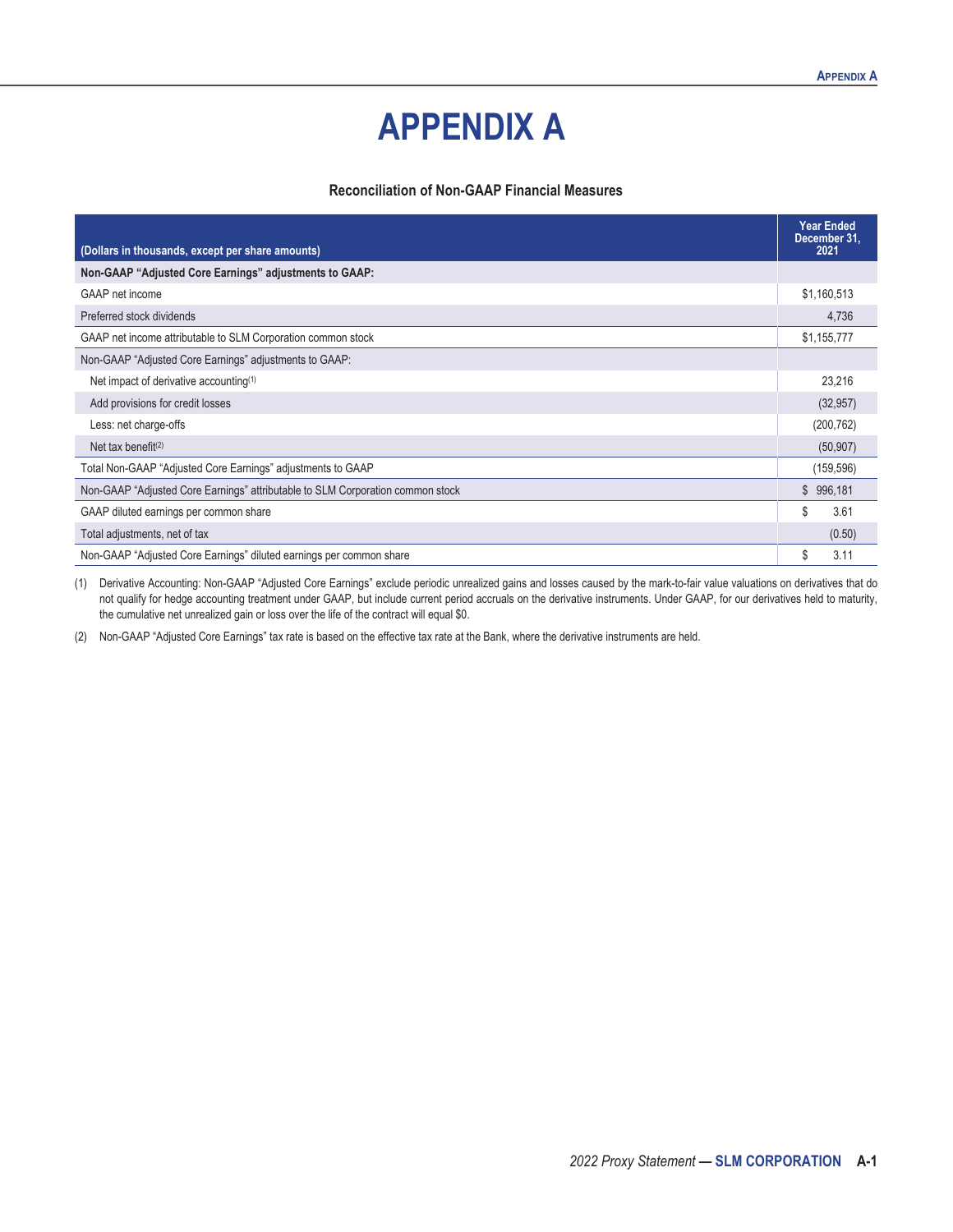# APPENDIX A

### Reconciliation of Non-GAAP Financial Measures

| (Dollars in thousands, except per share amounts) | Year Ended December 31, 2021 |
|---|---|
| **Non-GAAP "Adjusted Core Earnings" adjustments to GAAP:** | |
| GAAP net income | $1,160,513 |
| Preferred stock dividends | 4,736 |
| GAAP net income attributable to SLM Corporation common stock | $1,155,777 |
| Non-GAAP "Adjusted Core Earnings" adjustments to GAAP: | |
| Net impact of derivative accounting[1] | 23,216 |
| Add provisions for credit losses | (32,957) |
| Less: net charge-offs | (200,762) |
| Net tax benefit[2] | (50,907) |
| Total Non-GAAP "Adjusted Core Earnings" adjustments to GAAP | (159,596) |
| Non-GAAP "Adjusted Core Earnings" attributable to SLM Corporation common stock | $ 996,181 |
| GAAP diluted earnings per common share | $ 3.61 |
| Total adjustments, net of tax | (0.50) |
| Non-GAAP "Adjusted Core Earnings" diluted earnings per common share | $ 3.11 |

(1) Derivative Accounting: Non-GAAP "Adjusted Core Earnings" exclude periodic unrealized gains and losses caused by the mark-to-fair value valuations on derivatives that do not qualify for hedge accounting treatment under GAAP, but include current period accruals on the derivative instruments. Under GAAP, for our derivatives held to maturity, the cumulative net unrealized gain or loss over the life of the contract will equal $0.

(2) Non-GAAP "Adjusted Core Earnings" tax rate is based on the effective tax rate at the Bank, where the derivative instruments are held.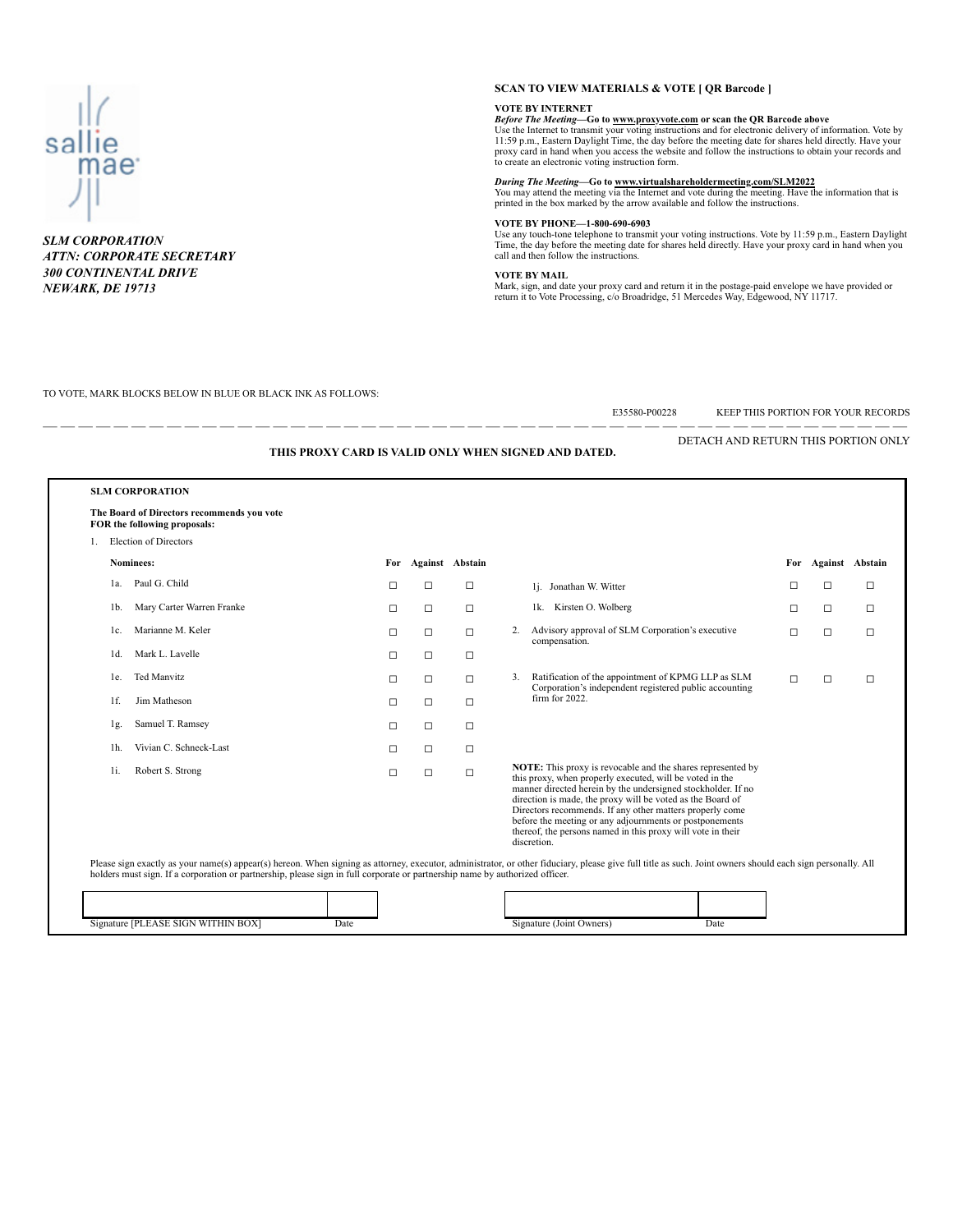sallie mae

*SLM CORPORATION*
*ATTN: CORPORATE SECRETARY*
*300 CONTINENTAL DRIVE*
*NEWARK, DE 19713*

**SCAN TO VIEW MATERIALS & VOTE [ QR Barcode ]**

**VOTE BY INTERNET**
***Before The Meeting*—Go to www.proxyvote.com or scan the QR Barcode above**
Use the Internet to transmit your voting instructions and for electronic delivery of information. Vote by 11:59 p.m., Eastern Daylight Time, the day before the meeting date for shares held directly. Have your proxy card in hand when you access the website and follow the instructions to obtain your records and to create an electronic voting instruction form.

***During The Meeting*—Go to www.virtualshareholdermeeting.com/SLM2022**
You may attend the meeting via the Internet and vote during the meeting. Have the information that is printed in the box marked by the arrow available and follow the instructions.

**VOTE BY PHONE—1-800-690-6903**
Use any touch-tone telephone to transmit your voting instructions. Vote by 11:59 p.m., Eastern Daylight Time, the day before the meeting date for shares held directly. Have your proxy card in hand when you call and then follow the instructions.

**VOTE BY MAIL**
Mark, sign, and date your proxy card and return it in the postage-paid envelope we have provided or return it to Vote Processing, c/o Broadridge, 51 Mercedes Way, Edgewood, NY 11717.

TO VOTE, MARK BLOCKS BELOW IN BLUE OR BLACK INK AS FOLLOWS:

E35580-P00228 KEEP THIS PORTION FOR YOUR RECORDS

DETACH AND RETURN THIS PORTION ONLY

**THIS PROXY CARD IS VALID ONLY WHEN SIGNED AND DATED.**

**SLM CORPORATION**

**The Board of Directors recommends you vote FOR the following proposals:**

1. Election of Directors

| **Nominees:** | **For** | **Against** | **Abstain** |
|---|---|---|---|
| 1a. Paul G. Child | ☐ | ☐ | ☐ |
| 1b. Mary Carter Warren Franke | ☐ | ☐ | ☐ |
| 1c. Marianne M. Keler | ☐ | ☐ | ☐ |
| 1d. Mark L. Lavelle | ☐ | ☐ | ☐ |
| 1e. Ted Manvitz | ☐ | ☐ | ☐ |
| 1f. Jim Matheson | ☐ | ☐ | ☐ |
| 1g. Samuel T. Ramsey | ☐ | ☐ | ☐ |
| 1h. Vivian C. Schneck-Last | ☐ | ☐ | ☐ |
| 1i. Robert S. Strong | ☐ | ☐ | ☐ |
| 1j. Jonathan W. Witter | ☐ | ☐ | ☐ |
| 1k. Kirsten O. Wolberg | ☐ | ☐ | ☐ |

| | **For** | **Against** | **Abstain** |
|---|---|---|---|
| 2. Advisory approval of SLM Corporation's executive compensation. | ☐ | ☐ | ☐ |
| 3. Ratification of the appointment of KPMG LLP as SLM Corporation's independent registered public accounting firm for 2022. | ☐ | ☐ | ☐ |

**NOTE:** This proxy is revocable and the shares represented by this proxy, when properly executed, will be voted in the manner directed herein by the undersigned stockholder. If no direction is made, the proxy will be voted as the Board of Directors recommends. If any other matters properly come before the meeting or any adjournments or postponements thereof, the persons named in this proxy will vote in their discretion.

Please sign exactly as your name(s) appear(s) hereon. When signing as attorney, executor, administrator, or other fiduciary, please give full title as such. Joint owners should each sign personally. All holders must sign. If a corporation or partnership, please sign in full corporate or partnership name by authorized officer.

| Signature [PLEASE SIGN WITHIN BOX] | Date | Signature (Joint Owners) | Date |
|---|---|---|---|
| | | | |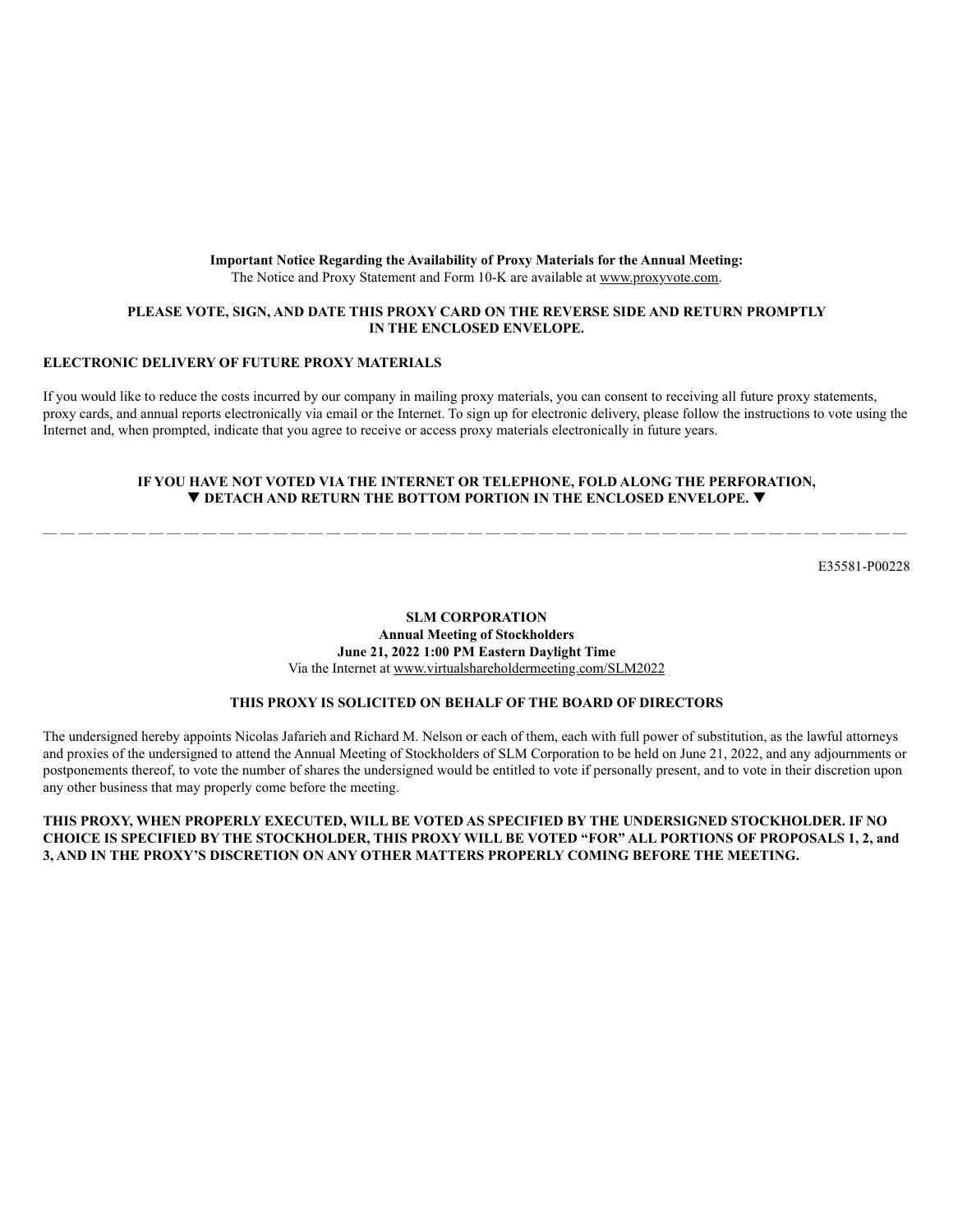**Important Notice Regarding the Availability of Proxy Materials for the Annual Meeting:**
The Notice and Proxy Statement and Form 10-K are available at www.proxyvote.com.

**PLEASE VOTE, SIGN, AND DATE THIS PROXY CARD ON THE REVERSE SIDE AND RETURN PROMPTLY IN THE ENCLOSED ENVELOPE.**

**ELECTRONIC DELIVERY OF FUTURE PROXY MATERIALS**

If you would like to reduce the costs incurred by our company in mailing proxy materials, you can consent to receiving all future proxy statements, proxy cards, and annual reports electronically via email or the Internet. To sign up for electronic delivery, please follow the instructions to vote using the Internet and, when prompted, indicate that you agree to receive or access proxy materials electronically in future years.

**IF YOU HAVE NOT VOTED VIA THE INTERNET OR TELEPHONE, FOLD ALONG THE PERFORATION, ▼ DETACH AND RETURN THE BOTTOM PORTION IN THE ENCLOSED ENVELOPE. ▼**

E35581-P00228

**SLM CORPORATION**
**Annual Meeting of Stockholders**
**June 21, 2022 1:00 PM Eastern Daylight Time**
Via the Internet at www.virtualshareholdermeeting.com/SLM2022

**THIS PROXY IS SOLICITED ON BEHALF OF THE BOARD OF DIRECTORS**

The undersigned hereby appoints Nicolas Jafarieh and Richard M. Nelson or each of them, each with full power of substitution, as the lawful attorneys and proxies of the undersigned to attend the Annual Meeting of Stockholders of SLM Corporation to be held on June 21, 2022, and any adjournments or postponements thereof, to vote the number of shares the undersigned would be entitled to vote if personally present, and to vote in their discretion upon any other business that may properly come before the meeting.

**THIS PROXY, WHEN PROPERLY EXECUTED, WILL BE VOTED AS SPECIFIED BY THE UNDERSIGNED STOCKHOLDER. IF NO CHOICE IS SPECIFIED BY THE STOCKHOLDER, THIS PROXY WILL BE VOTED "FOR" ALL PORTIONS OF PROPOSALS 1, 2, and 3, AND IN THE PROXY'S DISCRETION ON ANY OTHER MATTERS PROPERLY COMING BEFORE THE MEETING.**